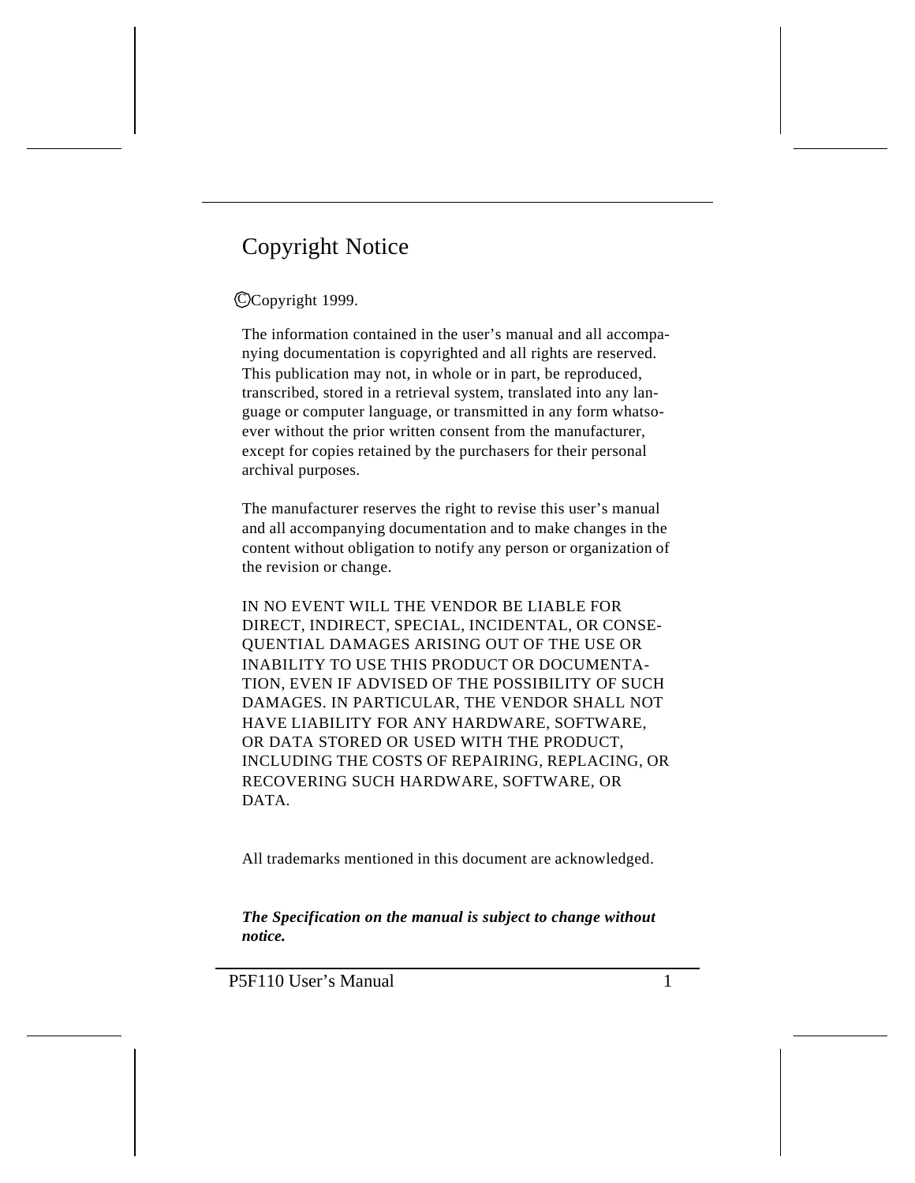# Copyright Notice

©Copyright 1999.

The information contained in the user's manual and all accompanying documentation is copyrighted and all rights are reserved. This publication may not, in whole or in part, be reproduced, transcribed, stored in a retrieval system, translated into any language or computer language, or transmitted in any form whatsoever without the prior written consent from the manufacturer, except for copies retained by the purchasers for their personal archival purposes.

The manufacturer reserves the right to revise this user's manual and all accompanying documentation and to make changes in the content without obligation to notify any person or organization of the revision or change.

IN NO EVENT WILL THE VENDOR BE LIABLE FOR DIRECT, INDIRECT, SPECIAL, INCIDENTAL, OR CONSEQUENTIAL DAMAGES ARISING OUT OF THE USE OR INABILITY TO USE THIS PRODUCT OR DOCUMENTATION, EVEN IF ADVISED OF THE POSSIBILITY OF SUCH DAMAGES. IN PARTICULAR, THE VENDOR SHALL NOT HAVE LIABILITY FOR ANY HARDWARE, SOFTWARE, OR DATA STORED OR USED WITH THE PRODUCT, INCLUDING THE COSTS OF REPAIRING, REPLACING, OR RECOVERING SUCH HARDWARE, SOFTWARE, OR DATA.

All trademarks mentioned in this document are acknowledged.

***The Specification on the manual is subject to change without notice.***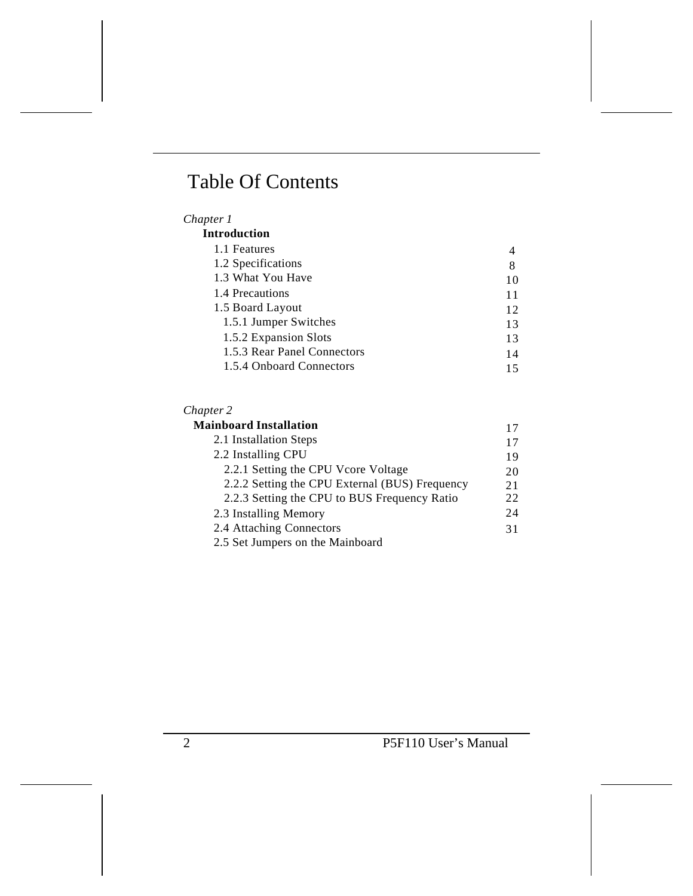# Table Of Contents

*Chapter 1*

**Introduction**

| | |
|---|---|
| 1.1 Features | 4 |
| 1.2 Specifications | 8 |
| 1.3 What You Have | 10 |
| 1.4 Precautions | 11 |
| 1.5 Board Layout | 12 |
| 1.5.1 Jumper Switches | 13 |
| 1.5.2 Expansion Slots | 13 |
| 1.5.3 Rear Panel Connectors | 14 |
| 1.5.4 Onboard Connectors | 15 |

*Chapter 2*

| | |
|---|---|
| **Mainboard Installation** | 17 |
| 2.1 Installation Steps | 17 |
| 2.2 Installing CPU | 19 |
| 2.2.1 Setting the CPU Vcore Voltage | 20 |
| 2.2.2 Setting the CPU External (BUS) Frequency | 21 |
| 2.2.3 Setting the CPU to BUS Frequency Ratio | 22 |
| 2.3 Installing Memory | 24 |
| 2.4 Attaching Connectors | 31 |
| 2.5 Set Jumpers on the Mainboard | |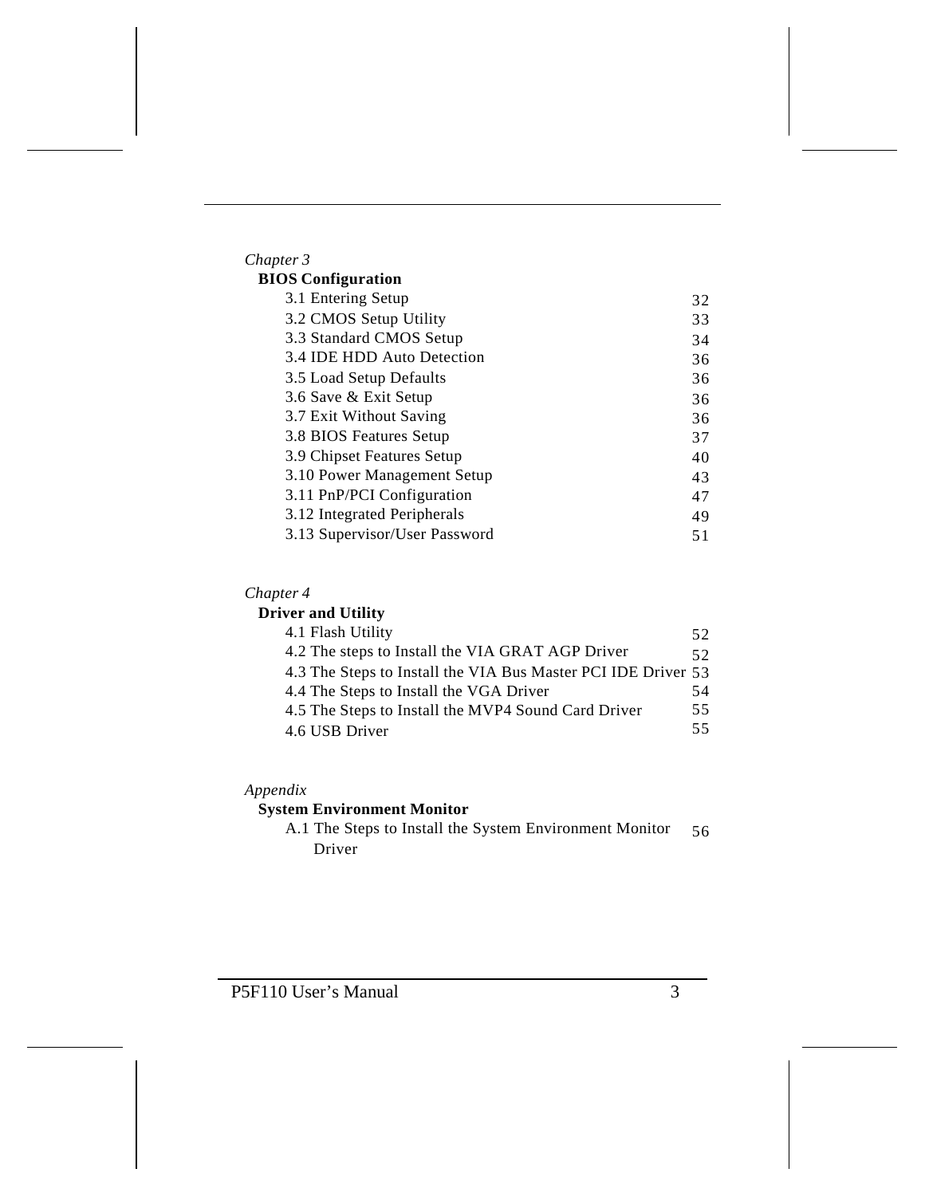*Chapter 3*

**BIOS Configuration**

| | |
|---|---|
| 3.1 Entering Setup | 32 |
| 3.2 CMOS Setup Utility | 33 |
| 3.3 Standard CMOS Setup | 34 |
| 3.4 IDE HDD Auto Detection | 36 |
| 3.5 Load Setup Defaults | 36 |
| 3.6 Save & Exit Setup | 36 |
| 3.7 Exit Without Saving | 36 |
| 3.8 BIOS Features Setup | 37 |
| 3.9 Chipset Features Setup | 40 |
| 3.10 Power Management Setup | 43 |
| 3.11 PnP/PCI Configuration | 47 |
| 3.12 Integrated Peripherals | 49 |
| 3.13 Supervisor/User Password | 51 |

*Chapter 4*

**Driver and Utility**

| | |
|---|---|
| 4.1 Flash Utility | 52 |
| 4.2 The steps to Install the VIA GRAT AGP Driver | 52 |
| 4.3 The Steps to Install the VIA Bus Master PCI IDE Driver | 53 |
| 4.4 The Steps to Install the VGA Driver | 54 |
| 4.5 The Steps to Install the MVP4 Sound Card Driver | 55 |
| 4.6 USB Driver | 55 |

*Appendix*

**System Environment Monitor**

| | |
|---|---|
| A.1 The Steps to Install the System Environment Monitor Driver | 56 |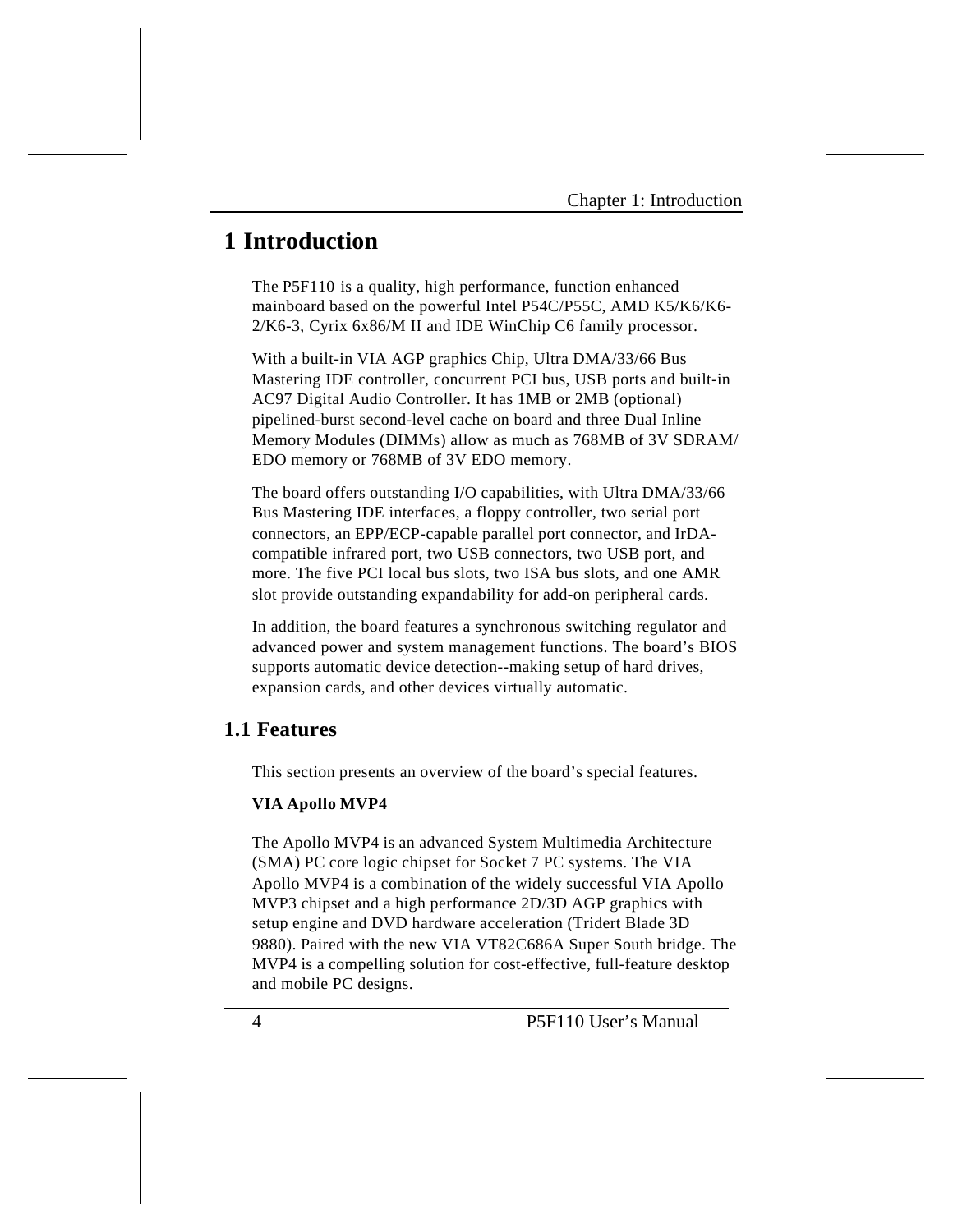# 1 Introduction

The P5F110 is a quality, high performance, function enhanced mainboard based on the powerful Intel P54C/P55C, AMD K5/K6/K6-2/K6-3, Cyrix 6x86/M II and IDE WinChip C6 family processor.

With a built-in VIA AGP graphics Chip, Ultra DMA/33/66 Bus Mastering IDE controller, concurrent PCI bus, USB ports and built-in AC97 Digital Audio Controller. It has 1MB or 2MB (optional) pipelined-burst second-level cache on board and three Dual Inline Memory Modules (DIMMs) allow as much as 768MB of 3V SDRAM/ EDO memory or 768MB of 3V EDO memory.

The board offers outstanding I/O capabilities, with Ultra DMA/33/66 Bus Mastering IDE interfaces, a floppy controller, two serial port connectors, an EPP/ECP-capable parallel port connector, and IrDA-compatible infrared port, two USB connectors, two USB port, and more. The five PCI local bus slots, two ISA bus slots, and one AMR slot provide outstanding expandability for add-on peripheral cards.

In addition, the board features a synchronous switching regulator and advanced power and system management functions. The board's BIOS supports automatic device detection--making setup of hard drives, expansion cards, and other devices virtually automatic.

## 1.1 Features

This section presents an overview of the board's special features.

**VIA Apollo MVP4**

The Apollo MVP4 is an advanced System Multimedia Architecture (SMA) PC core logic chipset for Socket 7 PC systems. The VIA Apollo MVP4 is a combination of the widely successful VIA Apollo MVP3 chipset and a high performance 2D/3D AGP graphics with setup engine and DVD hardware acceleration (Tridert Blade 3D 9880). Paired with the new VIA VT82C686A Super South bridge. The MVP4 is a compelling solution for cost-effective, full-feature desktop and mobile PC designs.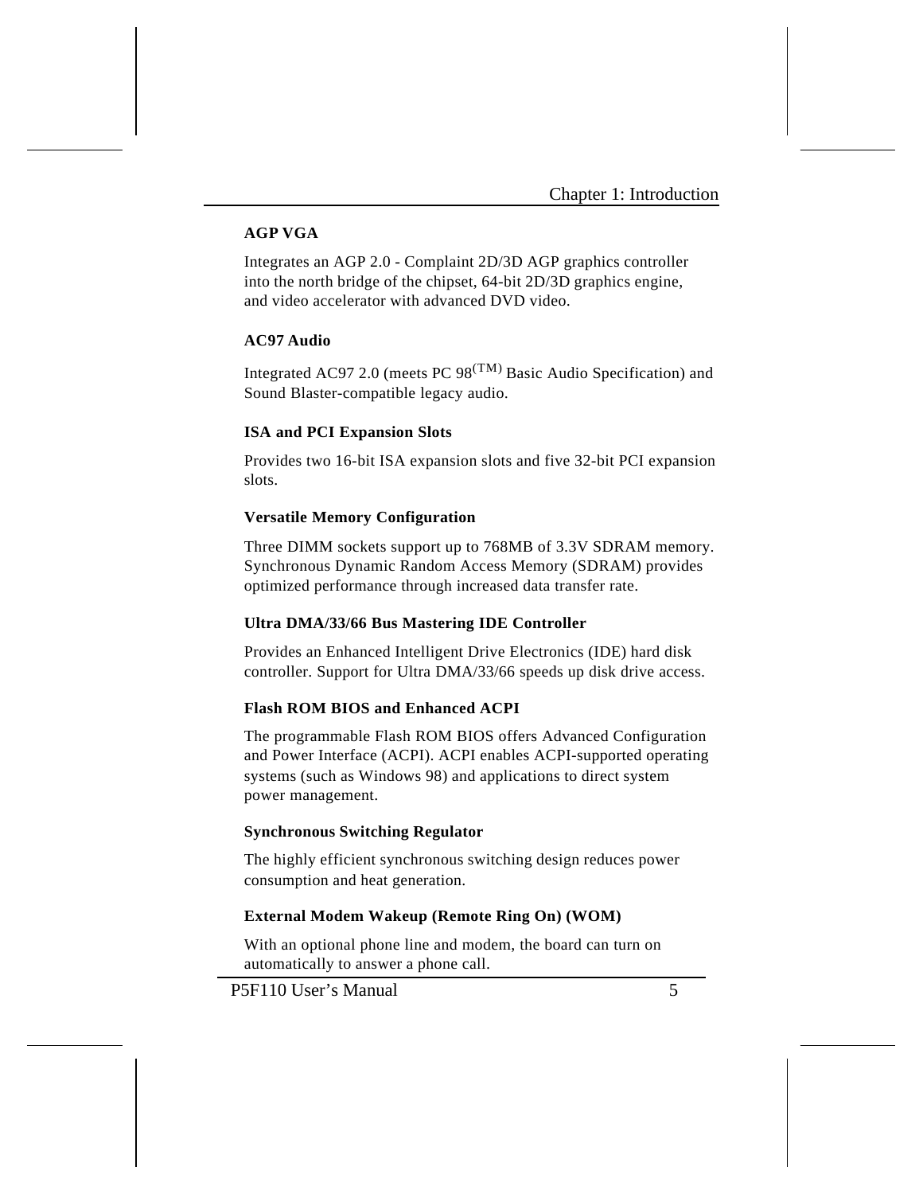### AGP VGA

Integrates an AGP 2.0 - Complaint 2D/3D AGP graphics controller into the north bridge of the chipset, 64-bit 2D/3D graphics engine, and video accelerator with advanced DVD video.

### AC97 Audio

Integrated AC97 2.0 (meets PC 98$^{(TM)}$ Basic Audio Specification) and Sound Blaster-compatible legacy audio.

### ISA and PCI Expansion Slots

Provides two 16-bit ISA expansion slots and five 32-bit PCI expansion slots.

### Versatile Memory Configuration

Three DIMM sockets support up to 768MB of 3.3V SDRAM memory. Synchronous Dynamic Random Access Memory (SDRAM) provides optimized performance through increased data transfer rate.

### Ultra DMA/33/66 Bus Mastering IDE Controller

Provides an Enhanced Intelligent Drive Electronics (IDE) hard disk controller. Support for Ultra DMA/33/66 speeds up disk drive access.

### Flash ROM BIOS and Enhanced ACPI

The programmable Flash ROM BIOS offers Advanced Configuration and Power Interface (ACPI). ACPI enables ACPI-supported operating systems (such as Windows 98) and applications to direct system power management.

### Synchronous Switching Regulator

The highly efficient synchronous switching design reduces power consumption and heat generation.

### External Modem Wakeup (Remote Ring On) (WOM)

With an optional phone line and modem, the board can turn on automatically to answer a phone call.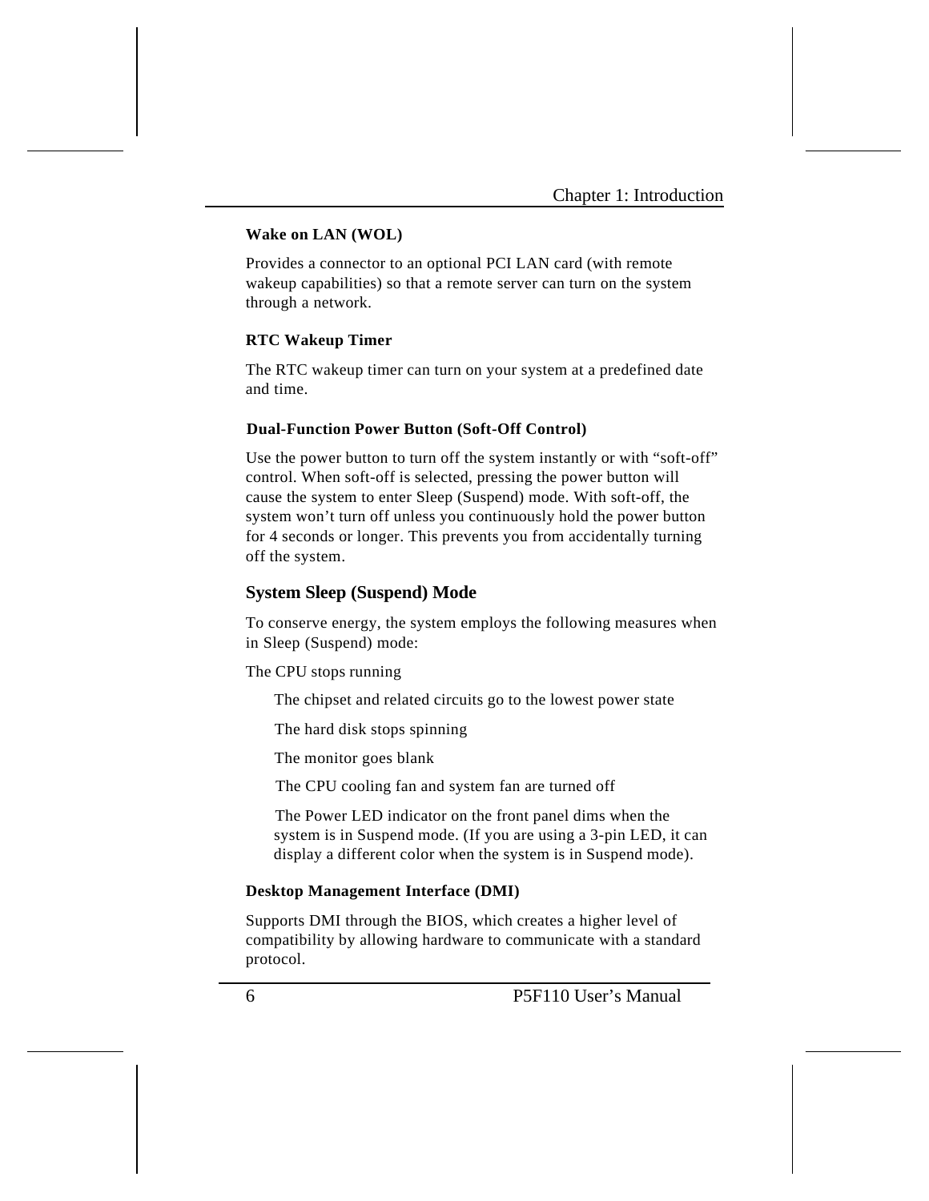#### Wake on LAN (WOL)

Provides a connector to an optional PCI LAN card (with remote wakeup capabilities) so that a remote server can turn on the system through a network.

#### RTC Wakeup Timer

The RTC wakeup timer can turn on your system at a predefined date and time.

#### Dual-Function Power Button (Soft-Off Control)

Use the power button to turn off the system instantly or with “soft-off” control. When soft-off is selected, pressing the power button will cause the system to enter Sleep (Suspend) mode. With soft-off, the system won’t turn off unless you continuously hold the power button for 4 seconds or longer. This prevents you from accidentally turning off the system.

### System Sleep (Suspend) Mode

To conserve energy, the system employs the following measures when in Sleep (Suspend) mode:

- The CPU stops running
- The chipset and related circuits go to the lowest power state
- The hard disk stops spinning
- The monitor goes blank
- The CPU cooling fan and system fan are turned off
- The Power LED indicator on the front panel dims when the system is in Suspend mode. (If you are using a 3-pin LED, it can display a different color when the system is in Suspend mode).

#### Desktop Management Interface (DMI)

Supports DMI through the BIOS, which creates a higher level of compatibility by allowing hardware to communicate with a standard protocol.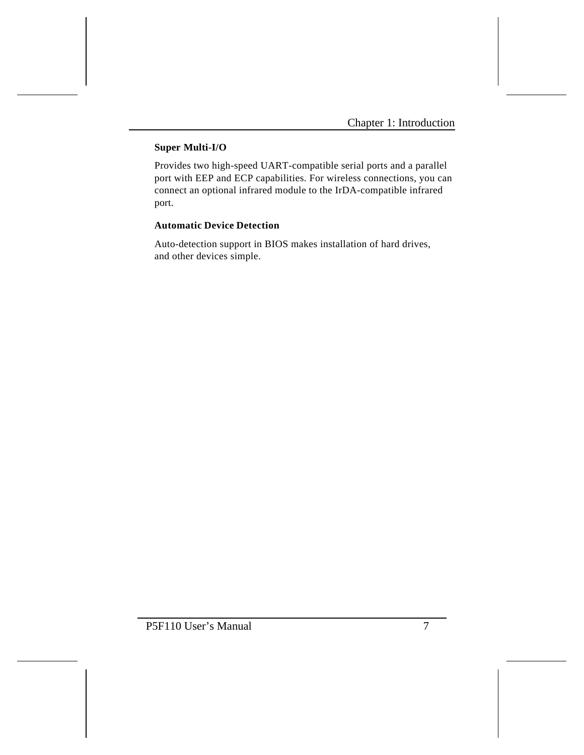**Super Multi-I/O**

Provides two high-speed UART-compatible serial ports and a parallel port with EEP and ECP capabilities. For wireless connections, you can connect an optional infrared module to the IrDA-compatible infrared port.

**Automatic Device Detection**

Auto-detection support in BIOS makes installation of hard drives, and other devices simple.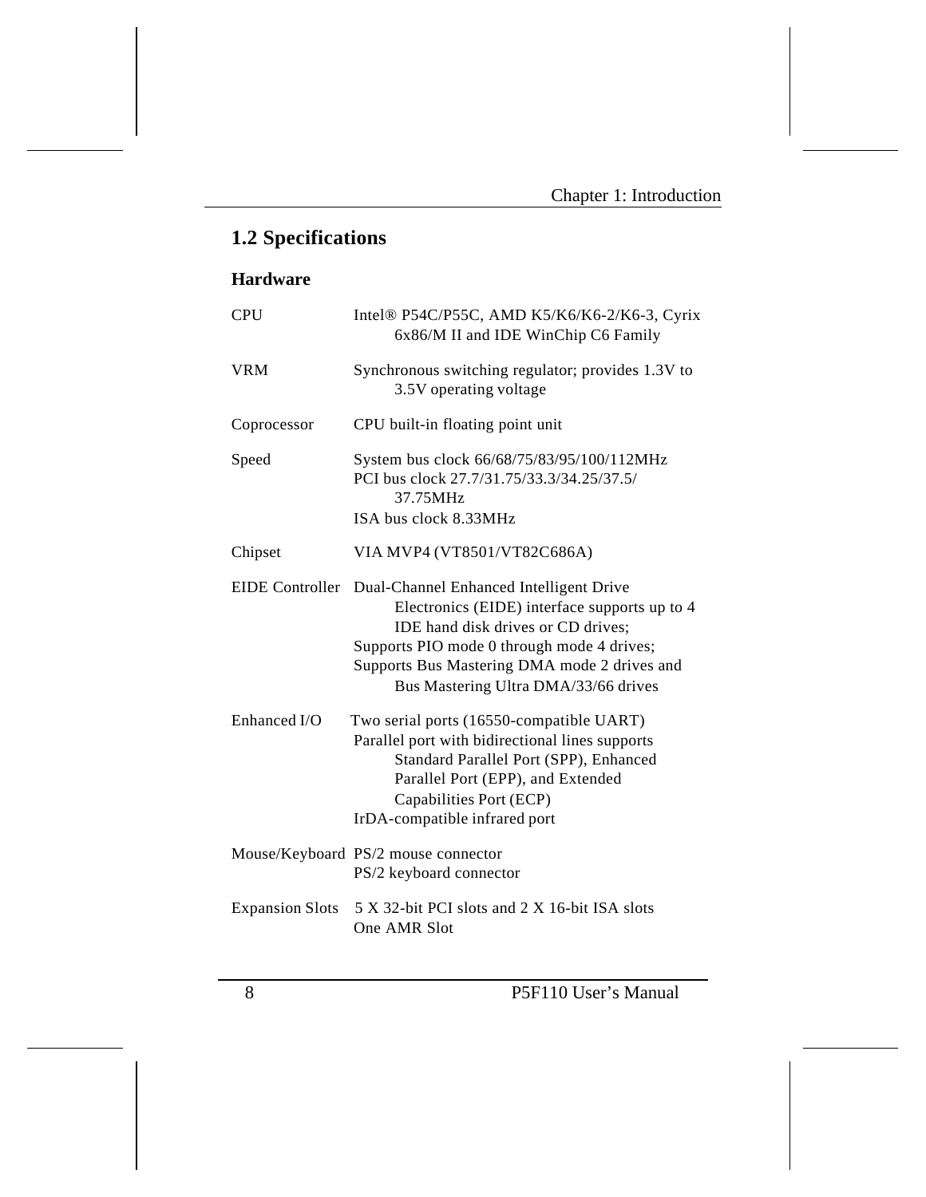## 1.2 Specifications

### Hardware

| | |
|---|---|
| CPU | Intel® P54C/P55C, AMD K5/K6/K6-2/K6-3, Cyrix 6x86/M II and IDE WinChip C6 Family |
| VRM | Synchronous switching regulator; provides 1.3V to 3.5V operating voltage |
| Coprocessor | CPU built-in floating point unit |
| Speed | System bus clock 66/68/75/83/95/100/112MHz<br>PCI bus clock 27.7/31.75/33.3/34.25/37.5/ 37.75MHz<br>ISA bus clock 8.33MHz |
| Chipset | VIA MVP4 (VT8501/VT82C686A) |
| EIDE Controller | Dual-Channel Enhanced Intelligent Drive Electronics (EIDE) interface supports up to 4 IDE hand disk drives or CD drives;<br>Supports PIO mode 0 through mode 4 drives;<br>Supports Bus Mastering DMA mode 2 drives and Bus Mastering Ultra DMA/33/66 drives |
| Enhanced I/O | Two serial ports (16550-compatible UART)<br>Parallel port with bidirectional lines supports Standard Parallel Port (SPP), Enhanced Parallel Port (EPP), and Extended Capabilities Port (ECP)<br>IrDA-compatible infrared port |
| Mouse/Keyboard | PS/2 mouse connector<br>PS/2 keyboard connector |
| Expansion Slots | 5 X 32-bit PCI slots and 2 X 16-bit ISA slots<br>One AMR Slot |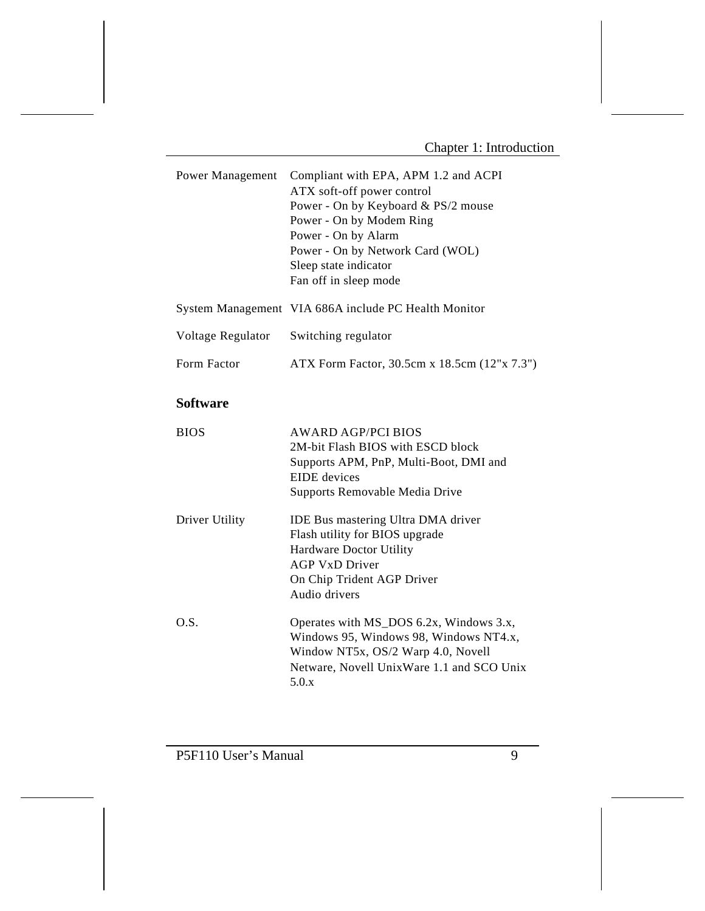| | |
|---|---|
| Power Management | Compliant with EPA, APM 1.2 and ACPI<br>ATX soft-off power control<br>Power - On by Keyboard & PS/2 mouse<br>Power - On by Modem Ring<br>Power - On by Alarm<br>Power - On by Network Card (WOL)<br>Sleep state indicator<br>Fan off in sleep mode |
| System Management | VIA 686A include PC Health Monitor |
| Voltage Regulator | Switching regulator |
| Form Factor | ATX Form Factor, 30.5cm x 18.5cm (12"x 7.3") |

## Software

| | |
|---|---|
| BIOS | AWARD AGP/PCI BIOS<br>2M-bit Flash BIOS with ESCD block<br>Supports APM, PnP, Multi-Boot, DMI and EIDE devices<br>Supports Removable Media Drive |
| Driver Utility | IDE Bus mastering Ultra DMA driver<br>Flash utility for BIOS upgrade<br>Hardware Doctor Utility<br>AGP VxD Driver<br>On Chip Trident AGP Driver<br>Audio drivers |
| O.S. | Operates with MS_DOS 6.2x, Windows 3.x, Windows 95, Windows 98, Windows NT4.x, Window NT5x, OS/2 Warp 4.0, Novell Netware, Novell UnixWare 1.1 and SCO Unix 5.0.x |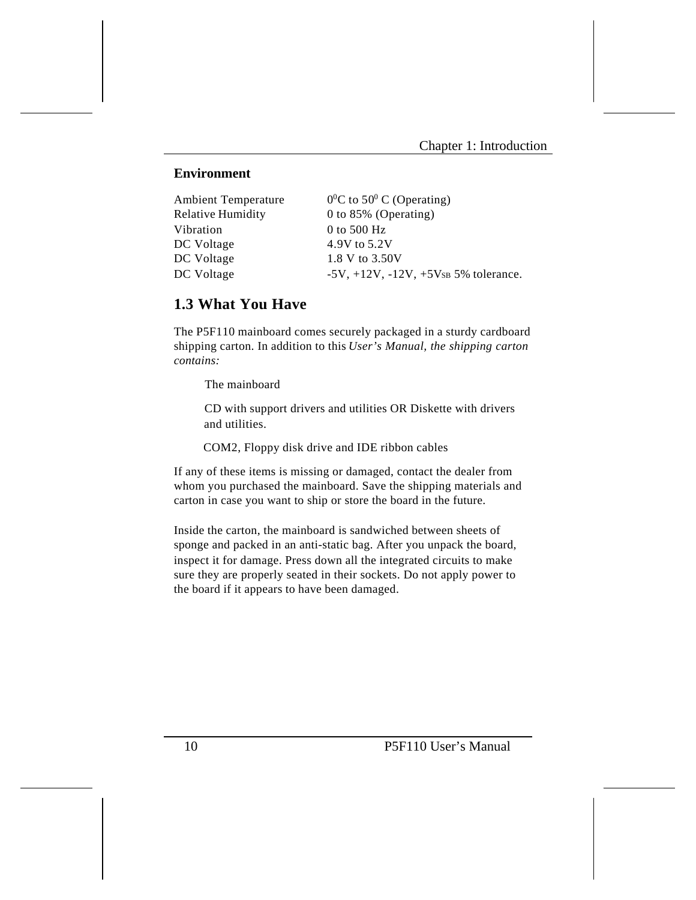### Environment

| | |
|---|---|
| Ambient Temperature | $0^0$C to $50^0$ C (Operating) |
| Relative Humidity | 0 to 85% (Operating) |
| Vibration | 0 to 500 Hz |
| DC Voltage | 4.9V to 5.2V |
| DC Voltage | 1.8 V to 3.50V |
| DC Voltage | -5V, +12V, -12V, +5$V_{SB}$ 5% tolerance. |

## 1.3 What You Have

The P5F110 mainboard comes securely packaged in a sturdy cardboard shipping carton. In addition to this *User's Manual, the shipping carton contains:*

- The mainboard
- CD with support drivers and utilities OR Diskette with drivers and utilities.
- COM2, Floppy disk drive and IDE ribbon cables

If any of these items is missing or damaged, contact the dealer from whom you purchased the mainboard. Save the shipping materials and carton in case you want to ship or store the board in the future.

Inside the carton, the mainboard is sandwiched between sheets of sponge and packed in an anti-static bag. After you unpack the board, inspect it for damage. Press down all the integrated circuits to make sure they are properly seated in their sockets. Do not apply power to the board if it appears to have been damaged.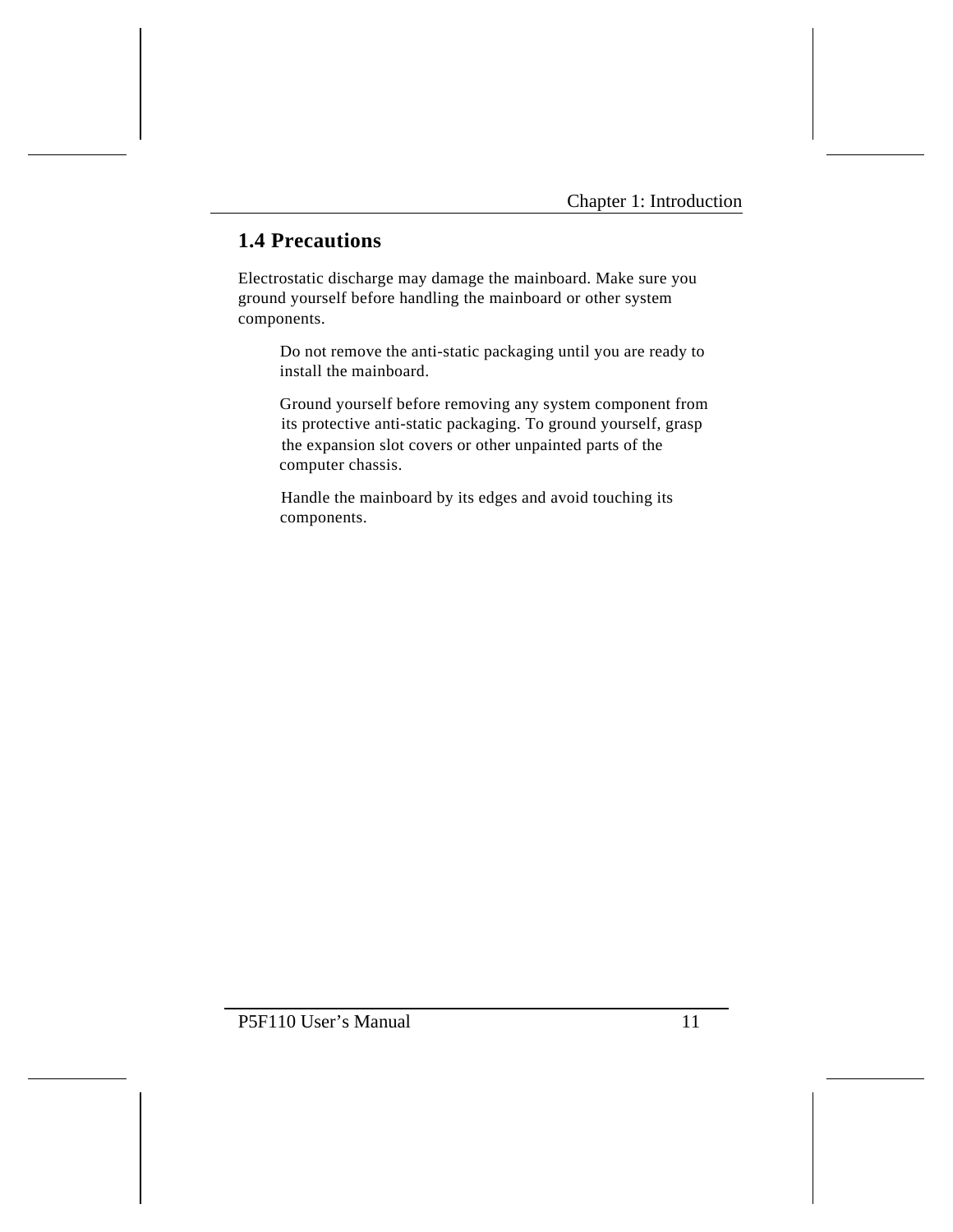## 1.4 Precautions

Electrostatic discharge may damage the mainboard. Make sure you ground yourself before handling the mainboard or other system components.

- Do not remove the anti-static packaging until you are ready to install the mainboard.
- Ground yourself before removing any system component from its protective anti-static packaging. To ground yourself, grasp the expansion slot covers or other unpainted parts of the computer chassis.
- Handle the mainboard by its edges and avoid touching its components.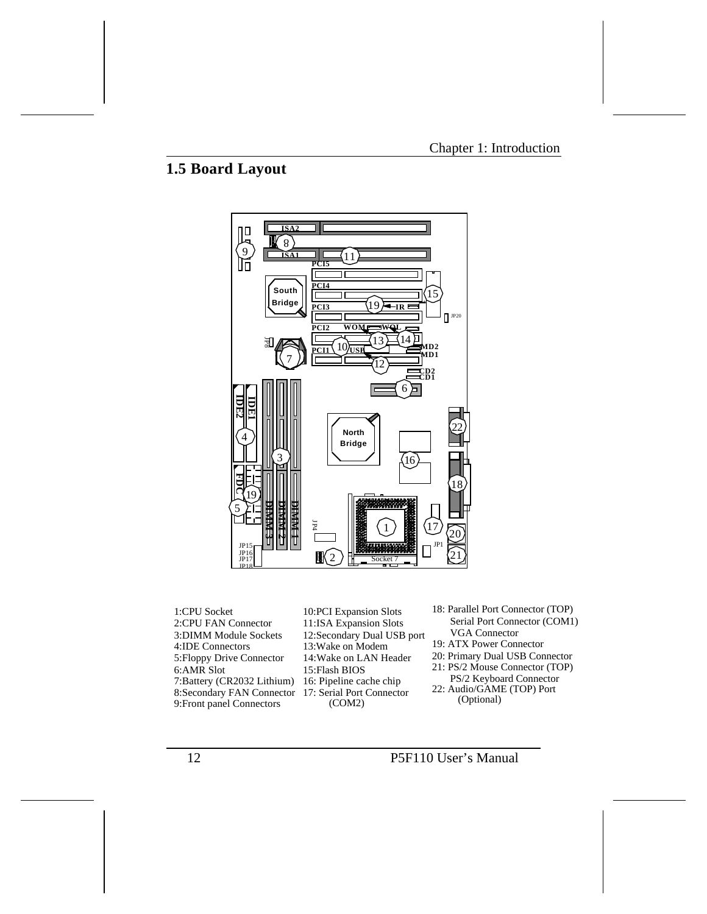## 1.5 Board Layout

1:CPU Socket
2:CPU FAN Connector
3:DIMM Module Sockets
4:IDE Connectors
5:Floppy Drive Connector
6:AMR Slot
7:Battery (CR2032 Lithium)
8:Secondary FAN Connector
9:Front panel Connectors
10:PCI Expansion Slots
11:ISA Expansion Slots
12:Secondary Dual USB port
13:Wake on Modem
14:Wake on LAN Header
15:Flash BIOS
16: Pipeline cache chip
17: Serial Port Connector (COM2)
18: Parallel Port Connector (TOP) Serial Port Connector (COM1) VGA Connector
19: ATX Power Connector
20: Primary Dual USB Connector
21: PS/2 Mouse Connector (TOP) PS/2 Keyboard Connector
22: Audio/GAME (TOP) Port (Optional)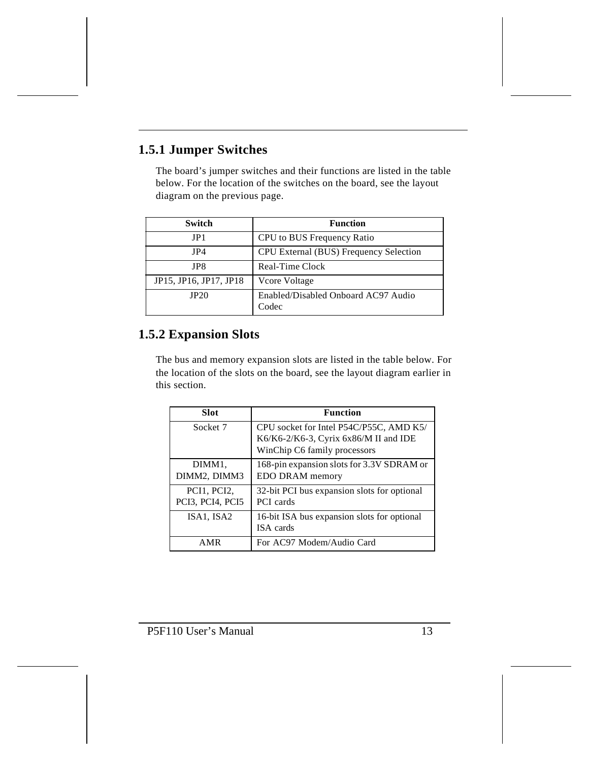### 1.5.1 Jumper Switches

The board's jumper switches and their functions are listed in the table below. For the location of the switches on the board, see the layout diagram on the previous page.

| Switch | Function |
|---|---|
| JP1 | CPU to BUS Frequency Ratio |
| JP4 | CPU External (BUS) Frequency Selection |
| JP8 | Real-Time Clock |
| JP15, JP16, JP17, JP18 | Vcore Voltage |
| JP20 | Enabled/Disabled Onboard AC97 Audio Codec |

### 1.5.2 Expansion Slots

The bus and memory expansion slots are listed in the table below. For the location of the slots on the board, see the layout diagram earlier in this section.

| Slot | Function |
|---|---|
| Socket 7 | CPU socket for Intel P54C/P55C, AMD K5/ K6/K6-2/K6-3, Cyrix 6x86/M II and IDE WinChip C6 family processors |
| DIMM1, DIMM2, DIMM3 | 168-pin expansion slots for 3.3V SDRAM or EDO DRAM memory |
| PCI1, PCI2, PCI3, PCI4, PCI5 | 32-bit PCI bus expansion slots for optional PCI cards |
| ISA1, ISA2 | 16-bit ISA bus expansion slots for optional ISA cards |
| AMR | For AC97 Modem/Audio Card |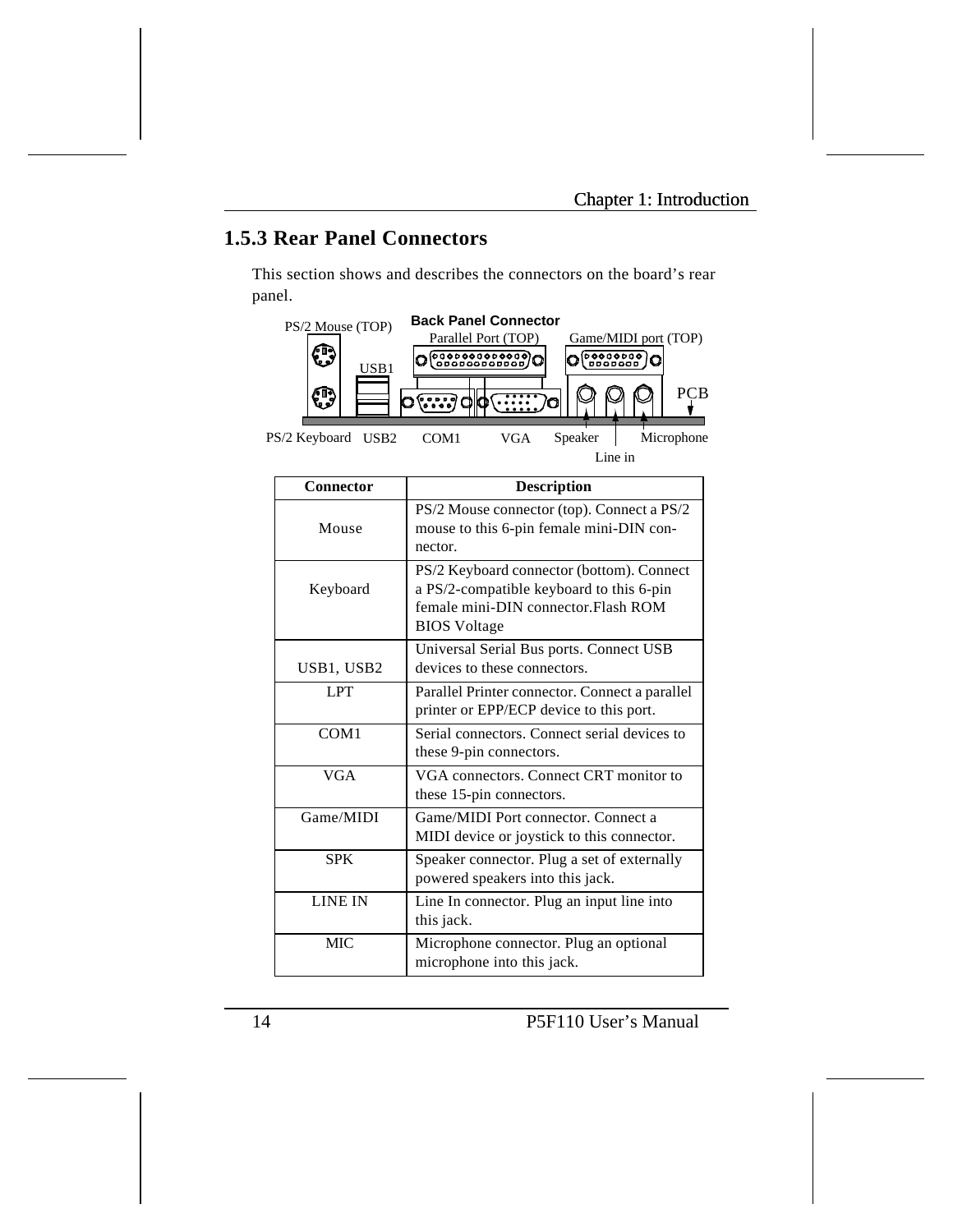## 1.5.3 Rear Panel Connectors

This section shows and describes the connectors on the board's rear panel.

**Back Panel Connector**

PS/2 Mouse (TOP) | Parallel Port (TOP) | Game/MIDI port (TOP) | USB1 | PCB | PS/2 Keyboard | USB2 | COM1 | VGA | Speaker | Line in | Microphone

| Connector | Description |
|---|---|
| Mouse | PS/2 Mouse connector (top). Connect a PS/2 mouse to this 6-pin female mini-DIN connector. |
| Keyboard | PS/2 Keyboard connector (bottom). Connect a PS/2-compatible keyboard to this 6-pin female mini-DIN connector.Flash ROM BIOS Voltage |
| USB1, USB2 | Universal Serial Bus ports. Connect USB devices to these connectors. |
| LPT | Parallel Printer connector. Connect a parallel printer or EPP/ECP device to this port. |
| COM1 | Serial connectors. Connect serial devices to these 9-pin connectors. |
| VGA | VGA connectors. Connect CRT monitor to these 15-pin connectors. |
| Game/MIDI | Game/MIDI Port connector. Connect a MIDI device or joystick to this connector. |
| SPK | Speaker connector. Plug a set of externally powered speakers into this jack. |
| LINE IN | Line In connector. Plug an input line into this jack. |
| MIC | Microphone connector. Plug an optional microphone into this jack. |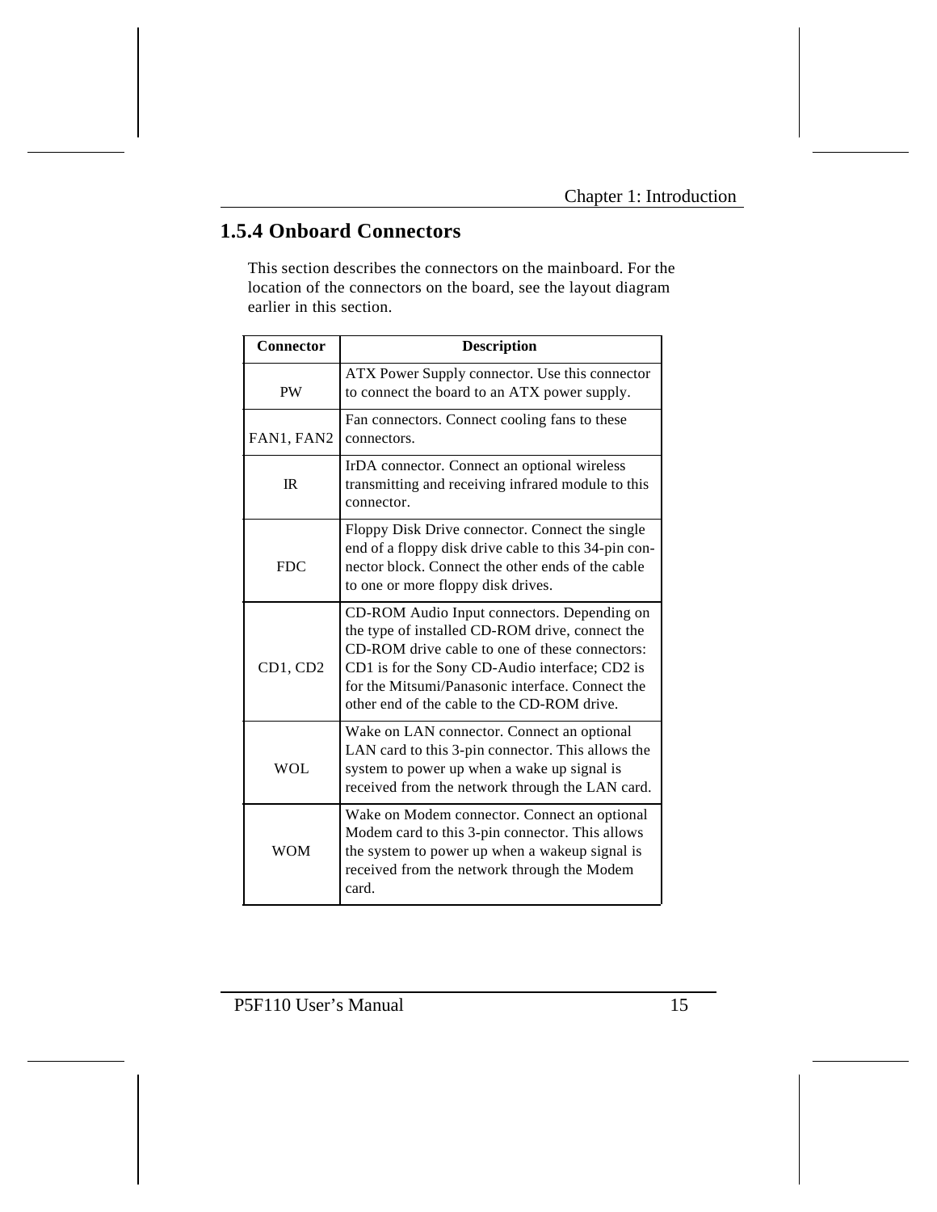## 1.5.4 Onboard Connectors

This section describes the connectors on the mainboard. For the location of the connectors on the board, see the layout diagram earlier in this section.

| Connector | Description |
|---|---|
| PW | ATX Power Supply connector. Use this connector to connect the board to an ATX power supply. |
| FAN1, FAN2 | Fan connectors. Connect cooling fans to these connectors. |
| IR | IrDA connector. Connect an optional wireless transmitting and receiving infrared module to this connector. |
| FDC | Floppy Disk Drive connector. Connect the single end of a floppy disk drive cable to this 34-pin connector block. Connect the other ends of the cable to one or more floppy disk drives. |
| CD1, CD2 | CD-ROM Audio Input connectors. Depending on the type of installed CD-ROM drive, connect the CD-ROM drive cable to one of these connectors: CD1 is for the Sony CD-Audio interface; CD2 is for the Mitsumi/Panasonic interface. Connect the other end of the cable to the CD-ROM drive. |
| WOL | Wake on LAN connector. Connect an optional LAN card to this 3-pin connector. This allows the system to power up when a wake up signal is received from the network through the LAN card. |
| WOM | Wake on Modem connector. Connect an optional Modem card to this 3-pin connector. This allows the system to power up when a wakeup signal is received from the network through the Modem card. |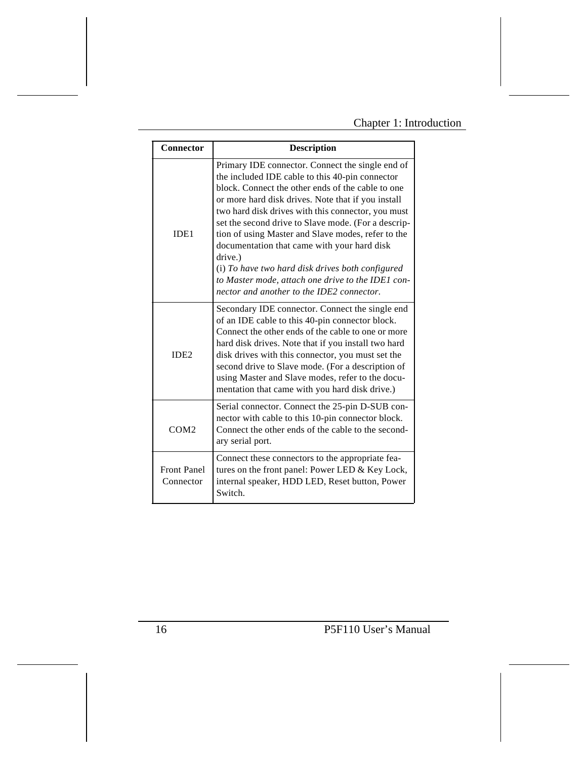| Connector | Description |
| --- | --- |
| IDE1 | Primary IDE connector. Connect the single end of the included IDE cable to this 40-pin connector block. Connect the other ends of the cable to one or more hard disk drives. Note that if you install two hard disk drives with this connector, you must set the second drive to Slave mode. (For a description of using Master and Slave modes, refer to the documentation that came with your hard disk drive.)<br>(i) *To have two hard disk drives both configured to Master mode, attach one drive to the IDE1 connector and another to the IDE2 connector.* |
| IDE2 | Secondary IDE connector. Connect the single end of an IDE cable to this 40-pin connector block. Connect the other ends of the cable to one or more hard disk drives. Note that if you install two hard disk drives with this connector, you must set the second drive to Slave mode. (For a description of using Master and Slave modes, refer to the documentation that came with you hard disk drive.) |
| COM2 | Serial connector. Connect the 25-pin D-SUB connector with cable to this 10-pin connector block. Connect the other ends of the cable to the secondary serial port. |
| Front Panel Connector | Connect these connectors to the appropriate features on the front panel: Power LED & Key Lock, internal speaker, HDD LED, Reset button, Power Switch. |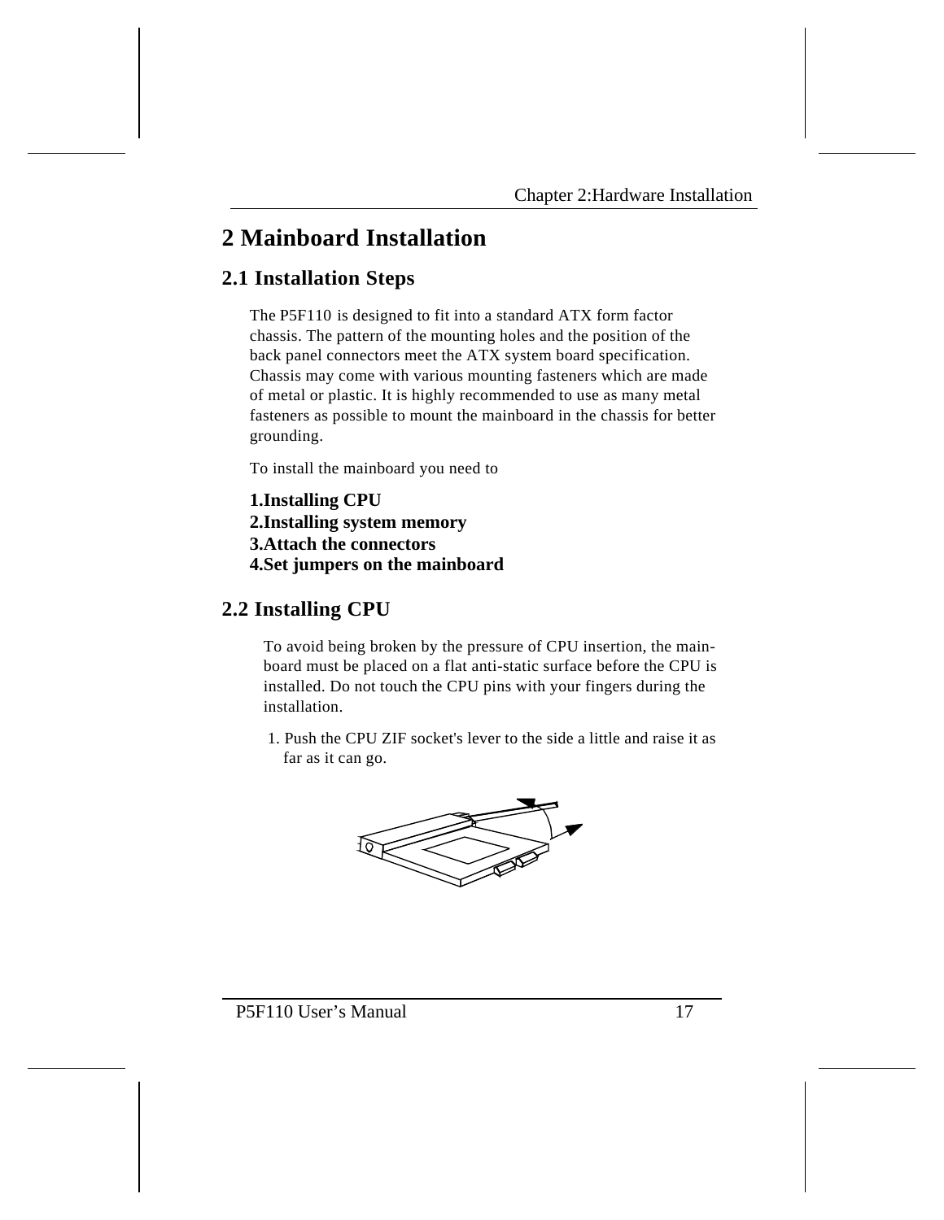# 2 Mainboard Installation

## 2.1 Installation Steps

The P5F110 is designed to fit into a standard ATX form factor chassis. The pattern of the mounting holes and the position of the back panel connectors meet the ATX system board specification. Chassis may come with various mounting fasteners which are made of metal or plastic. It is highly recommended to use as many metal fasteners as possible to mount the mainboard in the chassis for better grounding.

To install the mainboard you need to

**1.Installing CPU**
**2.Installing system memory**
**3.Attach the connectors**
**4.Set jumpers on the mainboard**

## 2.2 Installing CPU

To avoid being broken by the pressure of CPU insertion, the main-board must be placed on a flat anti-static surface before the CPU is installed. Do not touch the CPU pins with your fingers during the installation.

1. Push the CPU ZIF socket's lever to the side a little and raise it as far as it can go.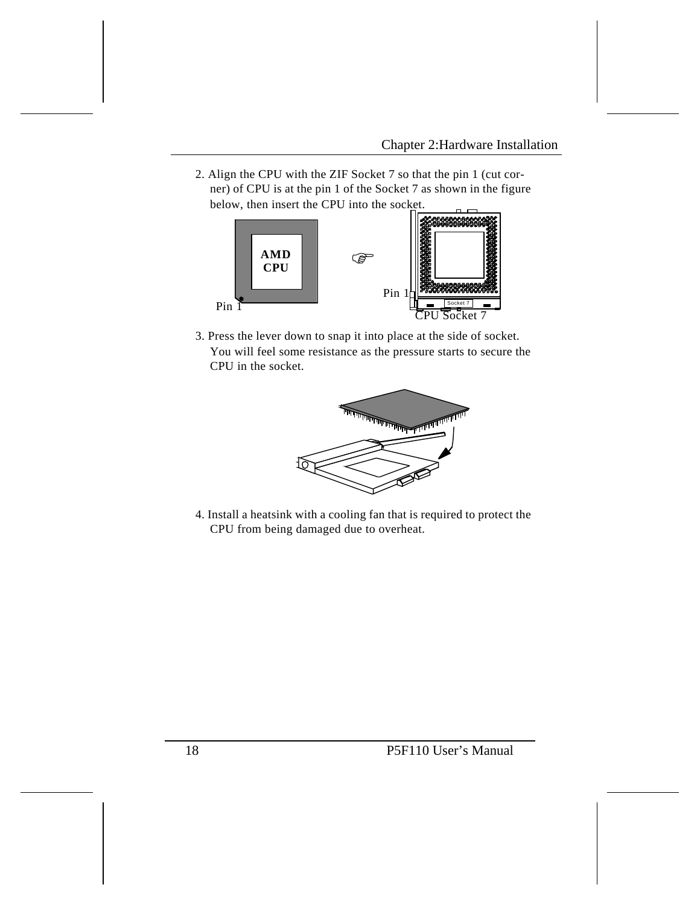2. Align the CPU with the ZIF Socket 7 so that the pin 1 (cut corner) of CPU is at the pin 1 of the Socket 7 as shown in the figure below, then insert the CPU into the socket.

AMD CPU

Pin 1

Pin 1

Socket 7

CPU Socket 7

3. Press the lever down to snap it into place at the side of socket. You will feel some resistance as the pressure starts to secure the CPU in the socket.

4. Install a heatsink with a cooling fan that is required to protect the CPU from being damaged due to overheat.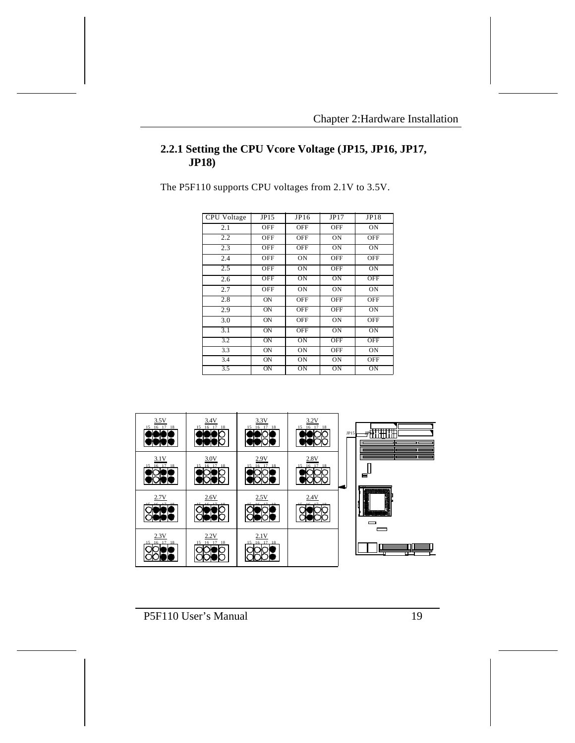## 2.2.1 Setting the CPU Vcore Voltage (JP15, JP16, JP17, JP18)

The P5F110 supports CPU voltages from 2.1V to 3.5V.

| CPU Voltage | JP15 | JP16 | JP17 | JP18 |
|---|---|---|---|---|
| 2.1 | OFF | OFF | OFF | ON |
| 2.2 | OFF | OFF | ON | OFF |
| 2.3 | OFF | OFF | ON | ON |
| 2.4 | OFF | ON | OFF | OFF |
| 2.5 | OFF | ON | OFF | ON |
| 2.6 | OFF | ON | ON | OFF |
| 2.7 | OFF | ON | ON | ON |
| 2.8 | ON | OFF | OFF | OFF |
| 2.9 | ON | OFF | OFF | ON |
| 3.0 | ON | OFF | ON | OFF |
| 3.1 | ON | OFF | ON | ON |
| 3.2 | ON | ON | OFF | OFF |
| 3.3 | ON | ON | OFF | ON |
| 3.4 | ON | ON | ON | OFF |
| 3.5 | ON | ON | ON | ON |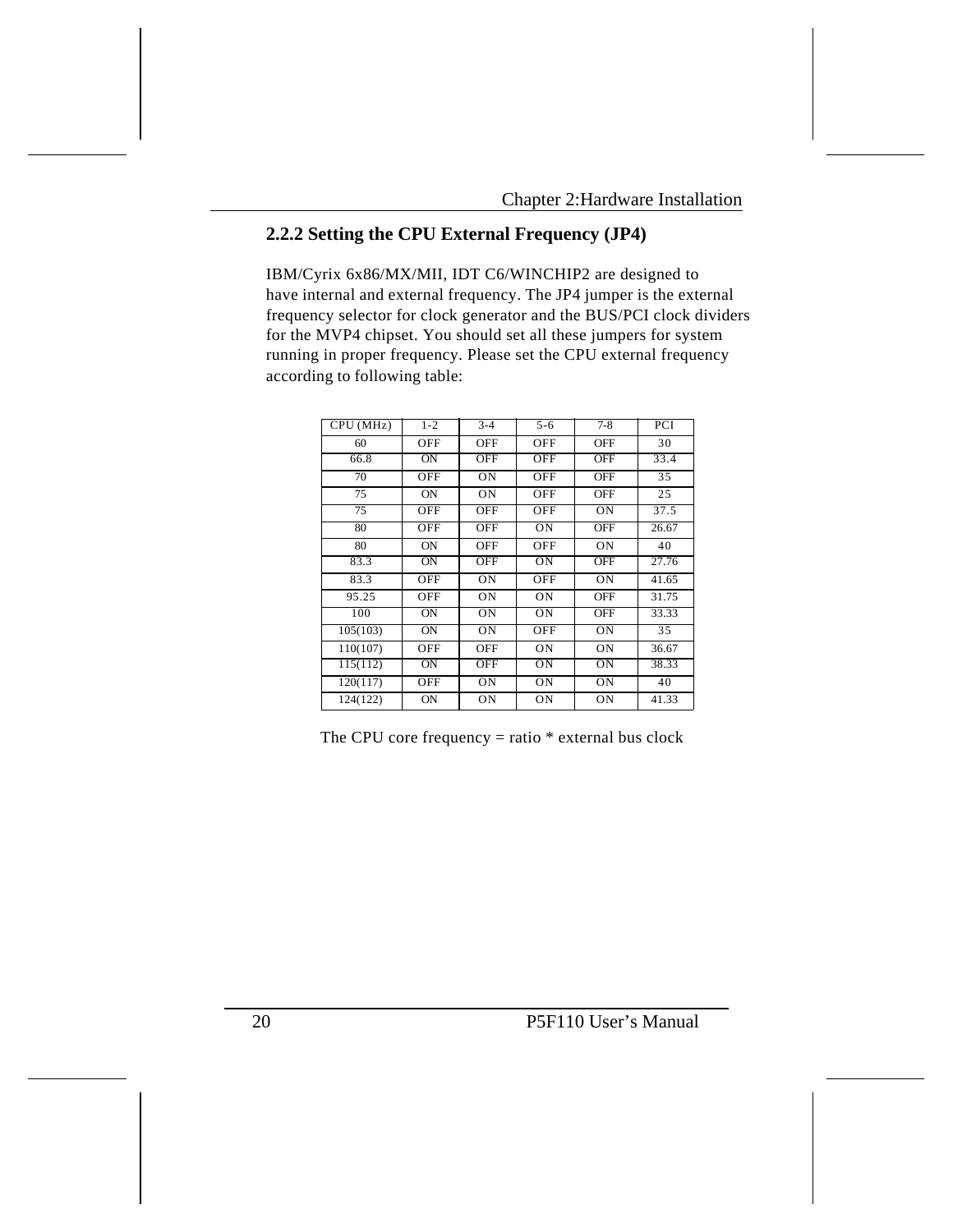## 2.2.2 Setting the CPU External Frequency (JP4)

IBM/Cyrix 6x86/MX/MII, IDT C6/WINCHIP2 are designed to have internal and external frequency. The JP4 jumper is the external frequency selector for clock generator and the BUS/PCI clock dividers for the MVP4 chipset. You should set all these jumpers for system running in proper frequency. Please set the CPU external frequency according to following table:

| CPU (MHz) | 1-2 | 3-4 | 5-6 | 7-8 | PCI |
|---|---|---|---|---|---|
| 60 | OFF | OFF | OFF | OFF | 30 |
| 66.8 | ON | OFF | OFF | OFF | 33.4 |
| 70 | OFF | ON | OFF | OFF | 35 |
| 75 | ON | ON | OFF | OFF | 25 |
| 75 | OFF | OFF | OFF | ON | 37.5 |
| 80 | OFF | OFF | ON | OFF | 26.67 |
| 80 | ON | OFF | OFF | ON | 40 |
| 83.3 | ON | OFF | ON | OFF | 27.76 |
| 83.3 | OFF | ON | OFF | ON | 41.65 |
| 95.25 | OFF | ON | ON | OFF | 31.75 |
| 100 | ON | ON | ON | OFF | 33.33 |
| 105(103) | ON | ON | OFF | ON | 35 |
| 110(107) | OFF | OFF | ON | ON | 36.67 |
| 115(112) | ON | OFF | ON | ON | 38.33 |
| 120(117) | OFF | ON | ON | ON | 40 |
| 124(122) | ON | ON | ON | ON | 41.33 |

The CPU core frequency = ratio * external bus clock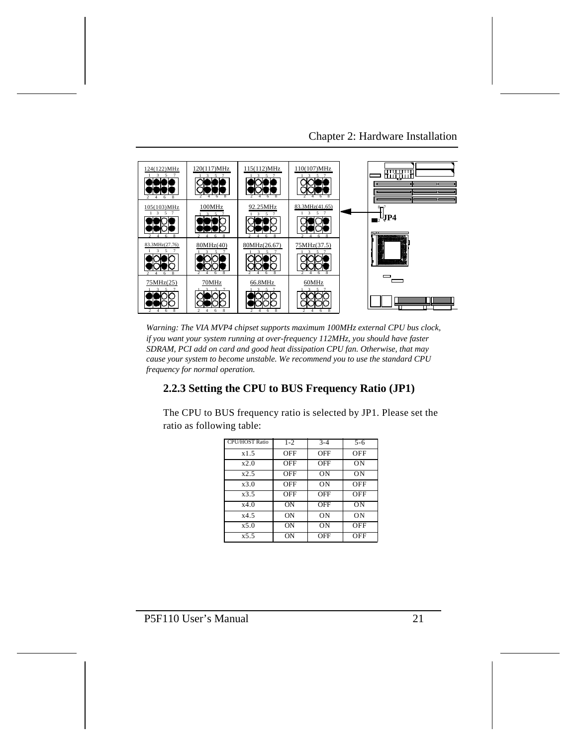| 124(122)MHz | 120(117)MHz | 115(112)MHz | 110(107)MHz |
|---|---|---|---|
| 105(103)MHz | 100MHz | 92.25MHz | 83.3MHz(41.65) |
| 83.3MHz(27.76) | 80MHz(40) | 80MHz(26.67) | 75MHz(37.5) |
| 75MHz(25) | 70MHz | 66.8MHz | 60MHz |

JP4

*Warning: The VIA MVP4 chipset supports maximum 100MHz external CPU bus clock, if you want your system running at over-frequency 112MHz, you should have faster SDRAM, PCI add on card and good heat dissipation CPU fan. Otherwise, that may cause your system to become unstable. We recommend you to use the standard CPU frequency for normal operation.*

### 2.2.3 Setting the CPU to BUS Frequency Ratio (JP1)

The CPU to BUS frequency ratio is selected by JP1. Please set the ratio as following table:

| CPU/HOST Ratio | 1-2 | 3-4 | 5-6 |
|---|---|---|---|
| x1.5 | OFF | OFF | OFF |
| x2.0 | OFF | OFF | ON |
| x2.5 | OFF | ON | ON |
| x3.0 | OFF | ON | OFF |
| x3.5 | OFF | OFF | OFF |
| x4.0 | ON | OFF | ON |
| x4.5 | ON | ON | ON |
| x5.0 | ON | ON | OFF |
| x5.5 | ON | OFF | OFF |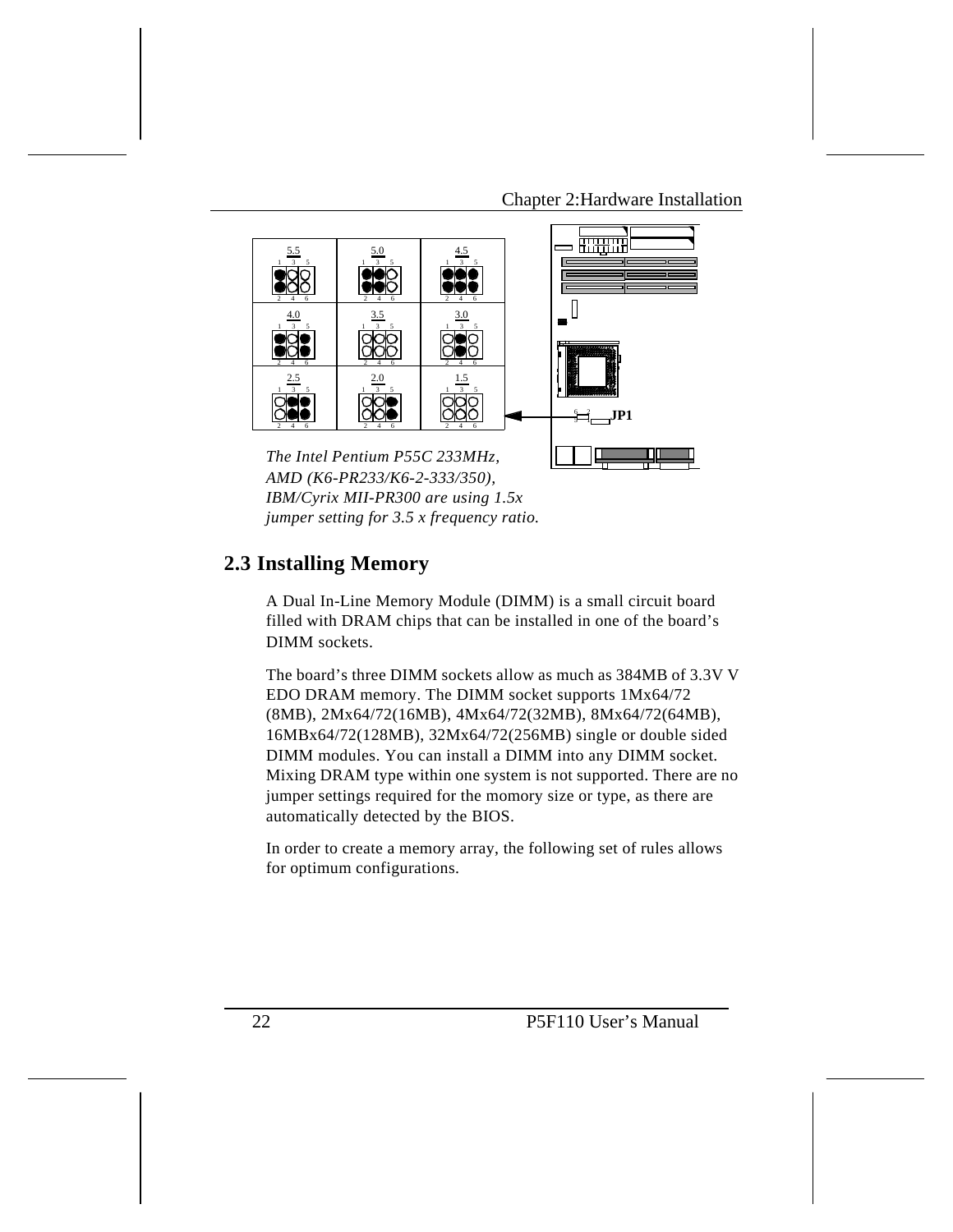The Intel Pentium P55C 233MHz, AMD (K6-PR233/K6-2-333/350), IBM/Cyrix MII-PR300 are using 1.5x jumper setting for 3.5 x frequency ratio.

## 2.3 Installing Memory

A Dual In-Line Memory Module (DIMM) is a small circuit board filled with DRAM chips that can be installed in one of the board's DIMM sockets.

The board's three DIMM sockets allow as much as 384MB of 3.3V V EDO DRAM memory. The DIMM socket supports 1Mx64/72 (8MB), 2Mx64/72(16MB), 4Mx64/72(32MB), 8Mx64/72(64MB), 16MBx64/72(128MB), 32Mx64/72(256MB) single or double sided DIMM modules. You can install a DIMM into any DIMM socket. Mixing DRAM type within one system is not supported. There are no jumper settings required for the momory size or type, as there are automatically detected by the BIOS.

In order to create a memory array, the following set of rules allows for optimum configurations.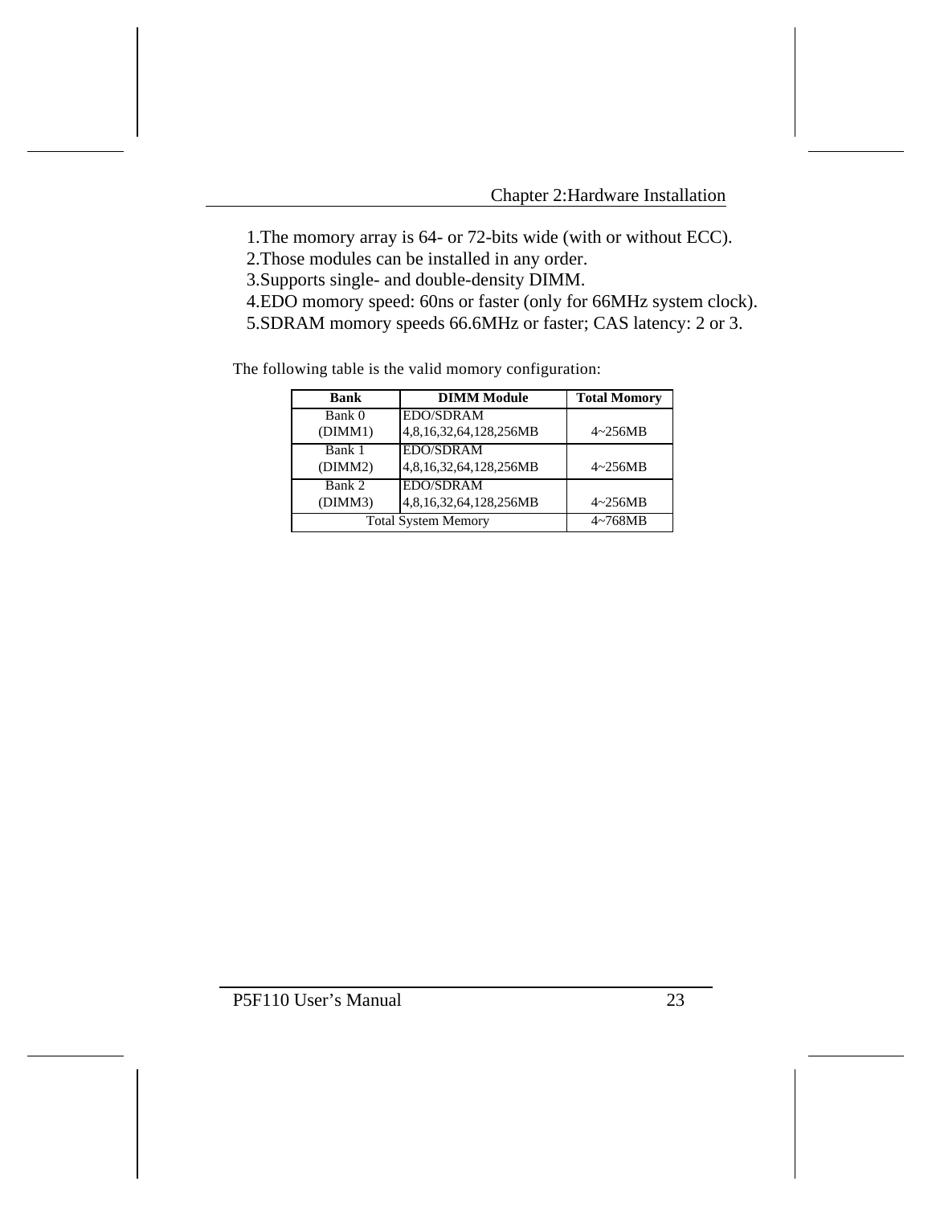1.The momory array is 64- or 72-bits wide (with or without ECC).
2.Those modules can be installed in any order.
3.Supports single- and double-density DIMM.
4.EDO momory speed: 60ns or faster (only for 66MHz system clock).
5.SDRAM momory speeds 66.6MHz or faster; CAS latency: 2 or 3.

The following table is the valid momory configuration:

| Bank | DIMM Module | Total Momory |
|---|---|---|
| Bank 0 (DIMM1) | EDO/SDRAM 4,8,16,32,64,128,256MB | 4~256MB |
| Bank 1 (DIMM2) | EDO/SDRAM 4,8,16,32,64,128,256MB | 4~256MB |
| Bank 2 (DIMM3) | EDO/SDRAM 4,8,16,32,64,128,256MB | 4~256MB |
| Total System Memory | | 4~768MB |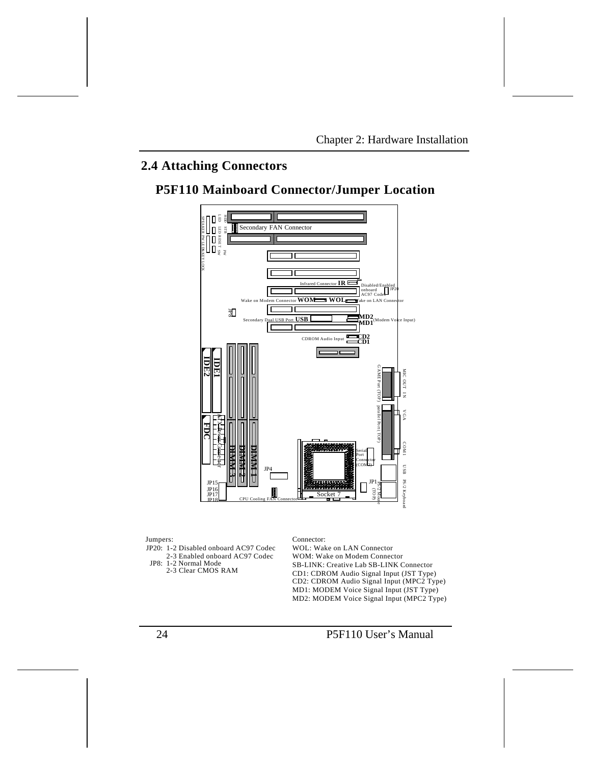## 2.4 Attaching Connectors

### P5F110 Mainboard Connector/Jumper Location

Jumpers:

JP20: 1-2 Disabled onboard AC97 Codec
      2-3 Enabled onboard AC97 Codec
JP8: 1-2 Normal Mode
     2-3 Clear CMOS RAM

Connector:

WOL: Wake on LAN Connector
WOM: Wake on Modem Connector
SB-LINK: Creative Lab SB-LINK Connector
CD1: CDROM Audio Signal Input (JST Type)
CD2: CDROM Audio Signal Input (MPC2 Type)
MD1: MODEM Voice Signal Input (JST Type)
MD2: MODEM Voice Signal Input (MPC2 Type)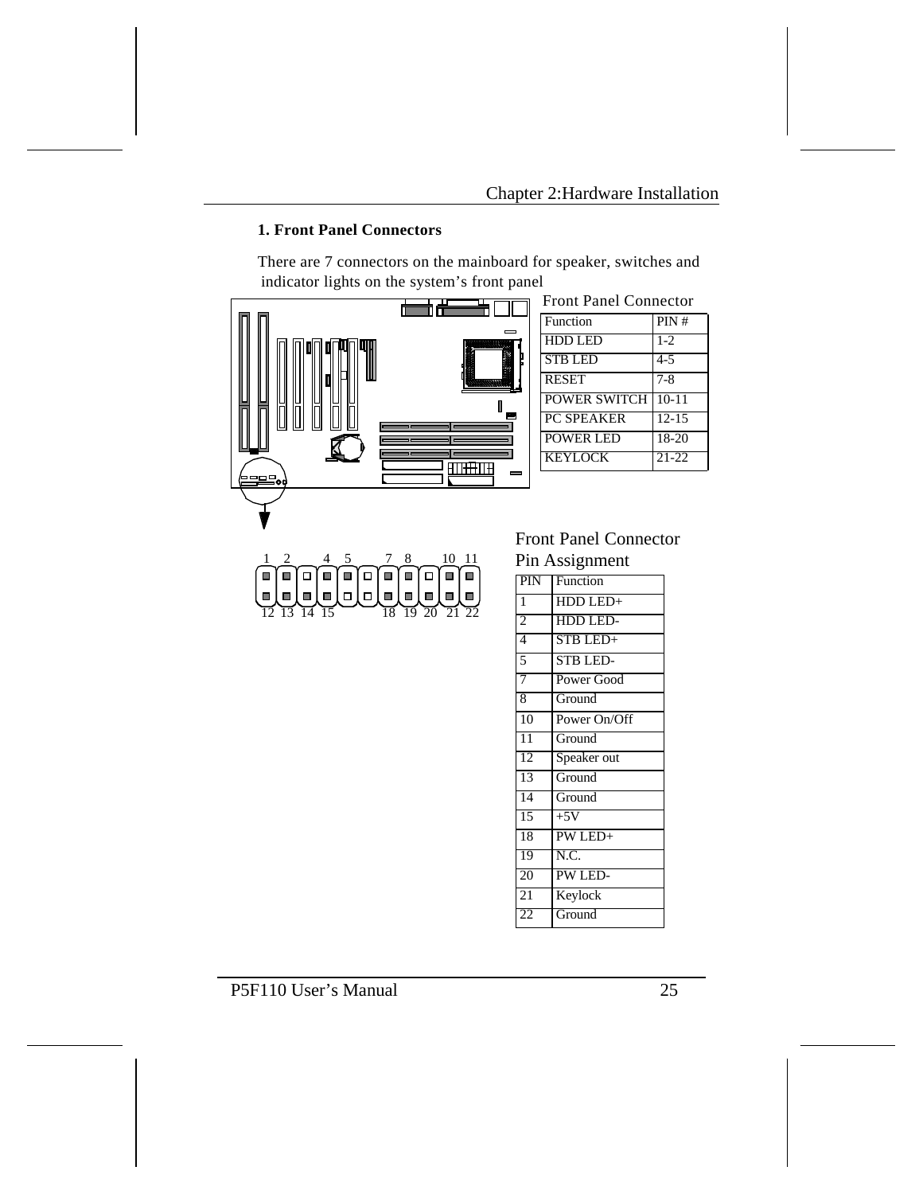### 1. Front Panel Connectors

There are 7 connectors on the mainboard for speaker, switches and indicator lights on the system's front panel

Front Panel Connector

| Function | PIN # |
|---|---|
| HDD LED | 1-2 |
| STB LED | 4-5 |
| RESET | 7-8 |
| POWER SWITCH | 10-11 |
| PC SPEAKER | 12-15 |
| POWER LED | 18-20 |
| KEYLOCK | 21-22 |

Front Panel Connector Pin Assignment

| PIN | Function |
|---|---|
| 1 | HDD LED+ |
| 2 | HDD LED- |
| 4 | STB LED+ |
| 5 | STB LED- |
| 7 | Power Good |
| 8 | Ground |
| 10 | Power On/Off |
| 11 | Ground |
| 12 | Speaker out |
| 13 | Ground |
| 14 | Ground |
| 15 | +5V |
| 18 | PW LED+ |
| 19 | N.C. |
| 20 | PW LED- |
| 21 | Keylock |
| 22 | Ground |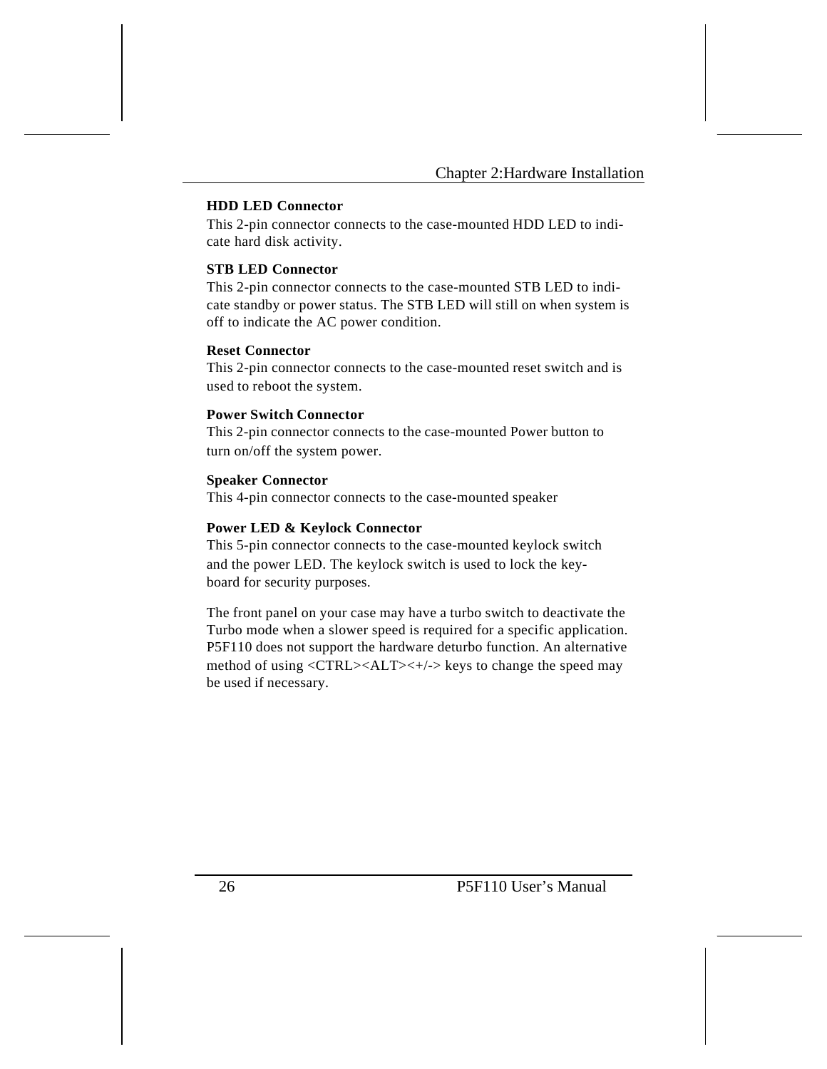**HDD LED Connector**

This 2-pin connector connects to the case-mounted HDD LED to indicate hard disk activity.

**STB LED Connector**

This 2-pin connector connects to the case-mounted STB LED to indicate standby or power status. The STB LED will still on when system is off to indicate the AC power condition.

**Reset Connector**

This 2-pin connector connects to the case-mounted reset switch and is used to reboot the system.

**Power Switch Connector**

This 2-pin connector connects to the case-mounted Power button to turn on/off the system power.

**Speaker Connector**

This 4-pin connector connects to the case-mounted speaker

**Power LED & Keylock Connector**

This 5-pin connector connects to the case-mounted keylock switch and the power LED. The keylock switch is used to lock the keyboard for security purposes.

The front panel on your case may have a turbo switch to deactivate the Turbo mode when a slower speed is required for a specific application. P5F110 does not support the hardware deturbo function. An alternative method of using <CTRL><ALT><+/-> keys to change the speed may be used if necessary.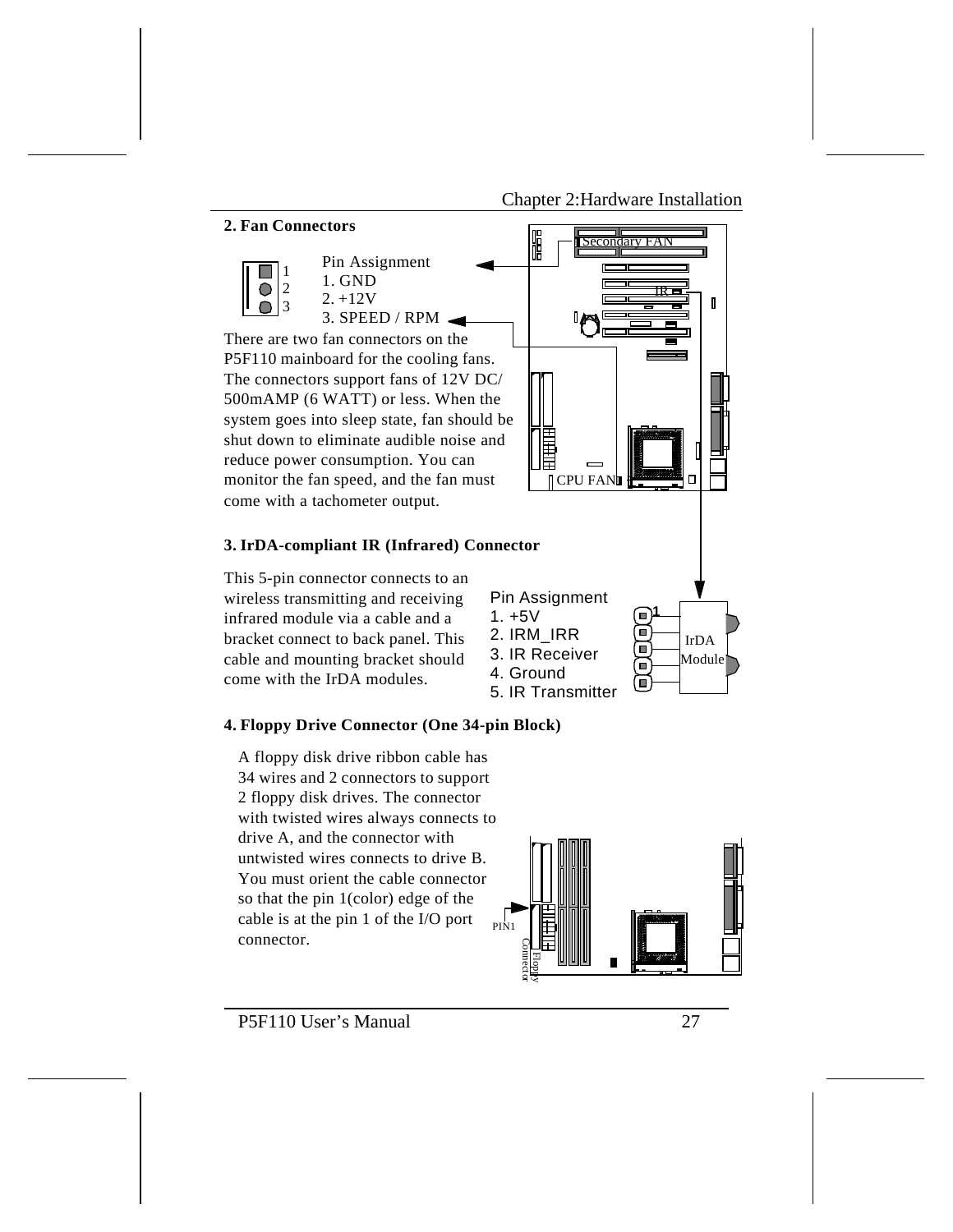## 2. Fan Connectors

Pin Assignment
1. GND
2. +12V
3. SPEED / RPM

There are two fan connectors on the P5F110 mainboard for the cooling fans. The connectors support fans of 12V DC/ 500mAMP (6 WATT) or less. When the system goes into sleep state, fan should be shut down to eliminate audible noise and reduce power consumption. You can monitor the fan speed, and the fan must come with a tachometer output.

Secondary FAN

CPU FAN

IR

## 3. IrDA-compliant IR (Infrared) Connector

This 5-pin connector connects to an wireless transmitting and receiving infrared module via a cable and a bracket connect to back panel. This cable and mounting bracket should come with the IrDA modules.

Pin Assignment
1. +5V
2. IRM_IRR
3. IR Receiver
4. Ground
5. IR Transmitter

IrDA Module

## 4. Floppy Drive Connector (One 34-pin Block)

A floppy disk drive ribbon cable has 34 wires and 2 connectors to support 2 floppy disk drives. The connector with twisted wires always connects to drive A, and the connector with untwisted wires connects to drive B. You must orient the cable connector so that the pin 1(color) edge of the cable is at the pin 1 of the I/O port connector.

PIN1

Floppy Connector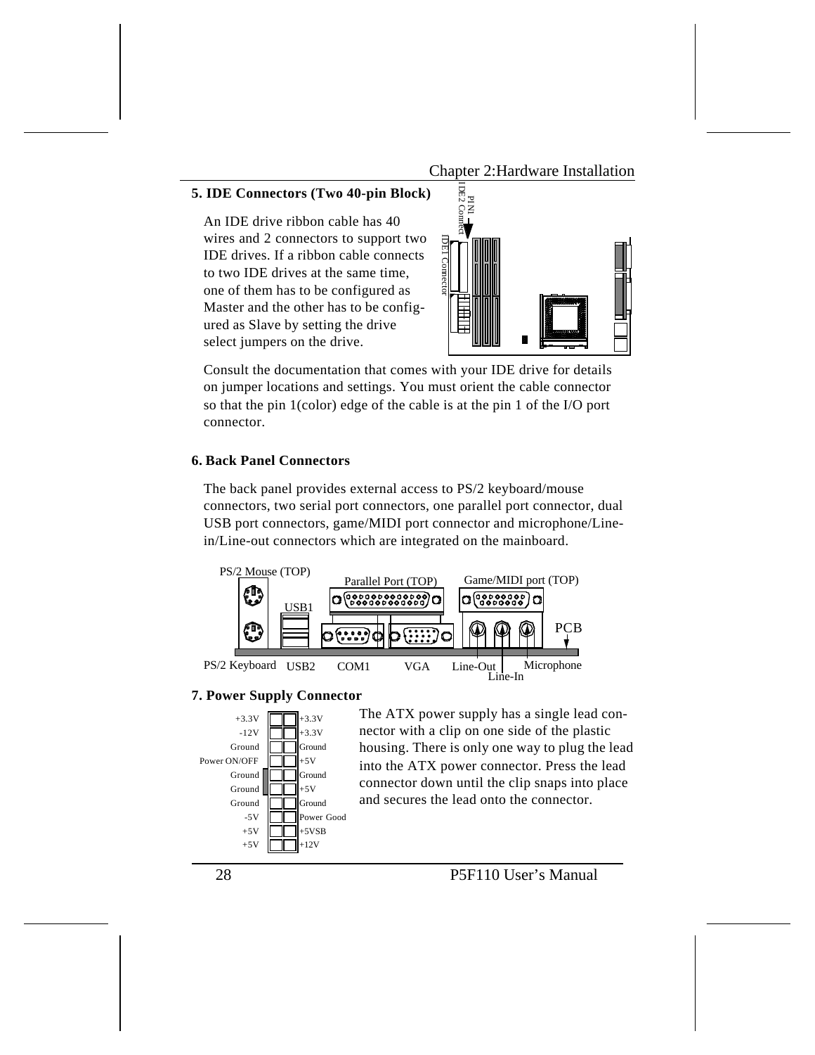### 5. IDE Connectors (Two 40-pin Block)

An IDE drive ribbon cable has 40 wires and 2 connectors to support two IDE drives. If a ribbon cable connects to two IDE drives at the same time, one of them has to be configured as Master and the other has to be configured as Slave by setting the drive select jumpers on the drive.

Consult the documentation that comes with your IDE drive for details on jumper locations and settings. You must orient the cable connector so that the pin 1(color) edge of the cable is at the pin 1 of the I/O port connector.

### 6. Back Panel Connectors

The back panel provides external access to PS/2 keyboard/mouse connectors, two serial port connectors, one parallel port connector, dual USB port connectors, game/MIDI port connector and microphone/Line-in/Line-out connectors which are integrated on the mainboard.

### 7. Power Supply Connector

| | | |
|---|---|---|
| +3.3V | | +3.3V |
| -12V | | +3.3V |
| Ground | | Ground |
| Power ON/OFF | | +5V |
| Ground | | Ground |
| Ground | | +5V |
| Ground | | Ground |
| -5V | | Power Good |
| +5V | | +5VSB |
| +5V | | +12V |

The ATX power supply has a single lead connector with a clip on one side of the plastic housing. There is only one way to plug the lead into the ATX power connector. Press the lead connector down until the clip snaps into place and secures the lead onto the connector.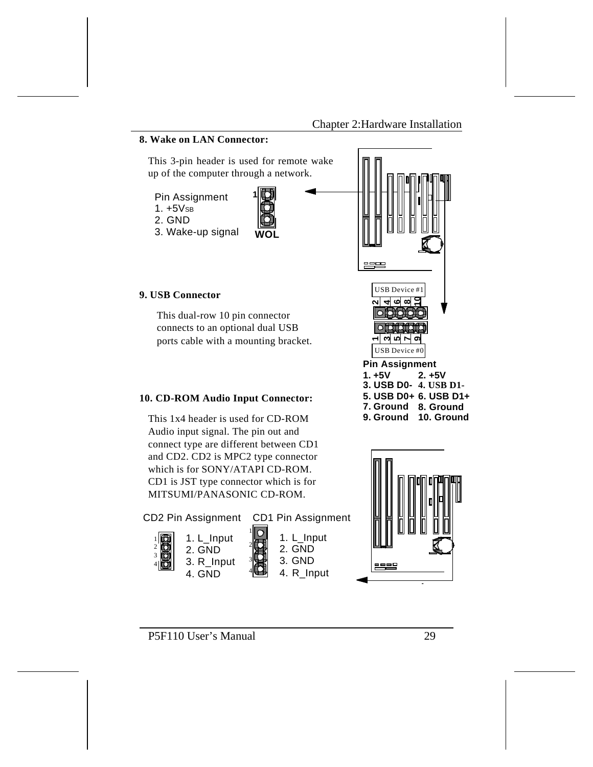## 8. Wake on LAN Connector:

This 3-pin header is used for remote wake up of the computer through a network.

Pin Assignment
1. +5VSB
2. GND
3. Wake-up signal

WOL

## 9. USB Connector

This dual-row 10 pin connector connects to an optional dual USB ports cable with a mounting bracket.

USB Device #1

USB Device #0

**Pin Assignment**

| | |
|---|---|
| 1. +5V | 2. +5V |
| 3. USB D0- | 4. USB D1- |
| 5. USB D0+ | 6. USB D1+ |
| 7. Ground | 8. Ground |
| 9. Ground | 10. Ground |

## 10. CD-ROM Audio Input Connector:

This 1x4 header is used for CD-ROM Audio input signal. The pin out and connect type are different between CD1 and CD2. CD2 is MPC2 type connector which is for SONY/ATAPI CD-ROM. CD1 is JST type connector which is for MITSUMI/PANASONIC CD-ROM.

| CD2 Pin Assignment | CD1 Pin Assignment |
|---|---|
| 1. L_Input | 1. L_Input |
| 2. GND | 2. GND |
| 3. R_Input | 3. GND |
| 4. GND | 4. R_Input |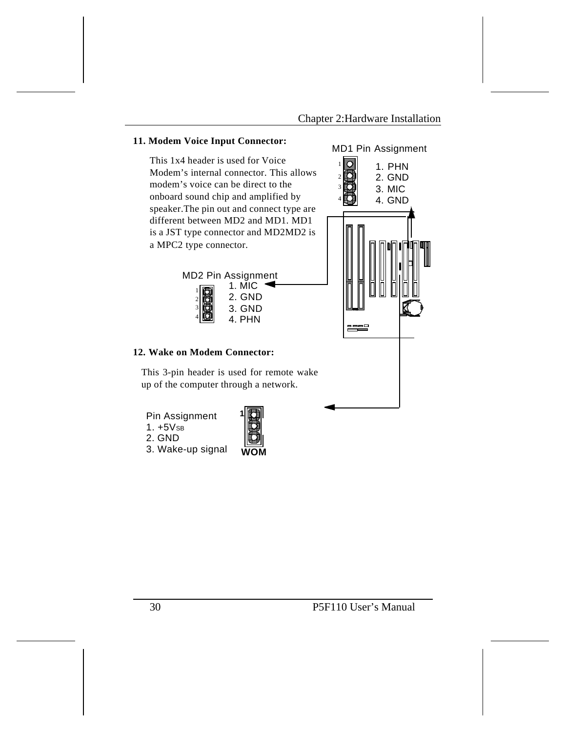## 11. Modem Voice Input Connector:

This 1x4 header is used for Voice Modem's internal connector. This allows modem's voice can be direct to the onboard sound chip and amplified by speaker.The pin out and connect type are different between MD2 and MD1. MD1 is a JST type connector and MD2MD2 is a MPC2 type connector.

MD1 Pin Assignment

1. PHN
2. GND
3. MIC
4. GND

MD2 Pin Assignment

1. MIC
2. GND
3. GND
4. PHN

## 12. Wake on Modem Connector:

This 3-pin header is used for remote wake up of the computer through a network.

Pin Assignment

1. $+5V_{SB}$
2. GND
3. Wake-up signal

WOM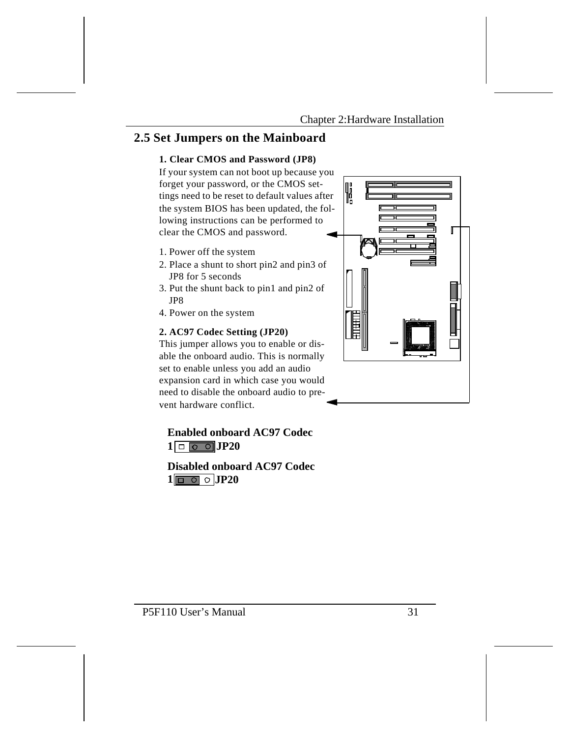## 2.5 Set Jumpers on the Mainboard

**1. Clear CMOS and Password (JP8)**

If your system can not boot up because you forget your password, or the CMOS settings need to be reset to default values after the system BIOS has been updated, the following instructions can be performed to clear the CMOS and password.

1. Power off the system
2. Place a shunt to short pin2 and pin3 of JP8 for 5 seconds
3. Put the shunt back to pin1 and pin2 of JP8
4. Power on the system

**2. AC97 Codec Setting (JP20)**

This jumper allows you to enable or disable the onboard audio. This is normally set to enable unless you add an audio expansion card in which case you would need to disable the onboard audio to prevent hardware conflict.

**Enabled onboard AC97 Codec**

**1 JP20**

**Disabled onboard AC97 Codec**

**1 JP20**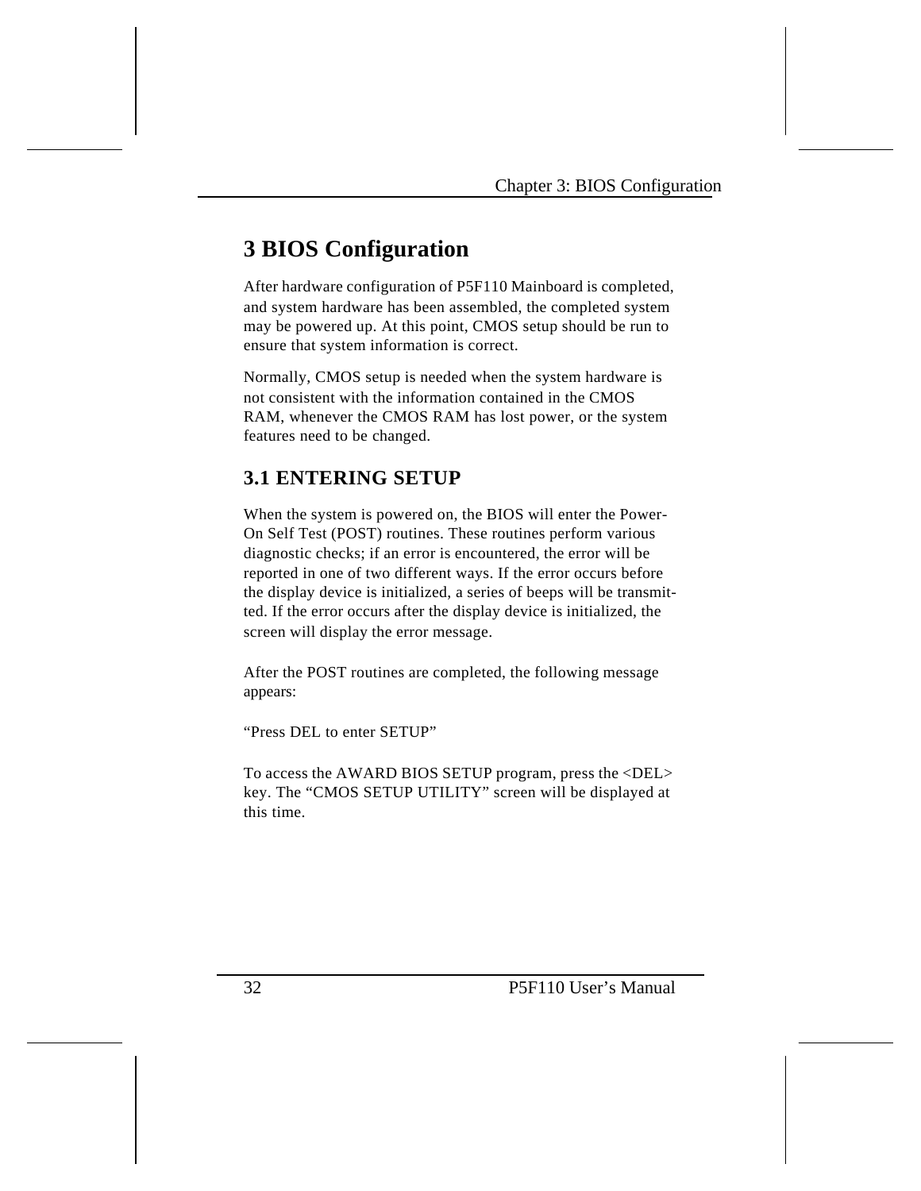# 3 BIOS Configuration

After hardware configuration of P5F110 Mainboard is completed, and system hardware has been assembled, the completed system may be powered up. At this point, CMOS setup should be run to ensure that system information is correct.

Normally, CMOS setup is needed when the system hardware is not consistent with the information contained in the CMOS RAM, whenever the CMOS RAM has lost power, or the system features need to be changed.

## 3.1 ENTERING SETUP

When the system is powered on, the BIOS will enter the Power-On Self Test (POST) routines. These routines perform various diagnostic checks; if an error is encountered, the error will be reported in one of two different ways. If the error occurs before the display device is initialized, a series of beeps will be transmitted. If the error occurs after the display device is initialized, the screen will display the error message.

After the POST routines are completed, the following message appears:

“Press DEL to enter SETUP”

To access the AWARD BIOS SETUP program, press the <DEL> key. The “CMOS SETUP UTILITY” screen will be displayed at this time.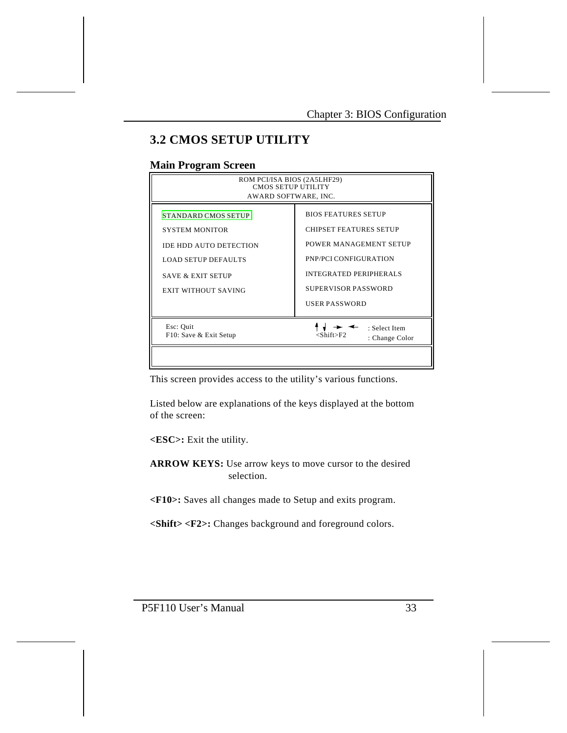## 3.2 CMOS SETUP UTILITY

### Main Program Screen

```
                    ROM PCI/ISA BIOS (2A5LHF29)
                        CMOS SETUP UTILITY
                       AWARD SOFTWARE, INC.

 STANDARD CMOS SETUP               BIOS FEATURES SETUP
 SYSTEM MONITOR                    CHIPSET FEATURES SETUP
 IDE HDD AUTO DETECTION            POWER MANAGEMENT SETUP
 LOAD SETUP DEFAULTS               PNP/PCI CONFIGURATION
 SAVE & EXIT SETUP                 INTEGRATED PERIPHERALS
 EXIT WITHOUT SAVING               SUPERVISOR PASSWORD
                                   USER PASSWORD

 Esc: Quit                         ↑ ↓ → ←     : Select Item
 F10: Save & Exit Setup            <Shift>F2   : Change Color
```

This screen provides access to the utility's various functions.

Listed below are explanations of the keys displayed at the bottom of the screen:

**<ESC>:** Exit the utility.

**ARROW KEYS:** Use arrow keys to move cursor to the desired selection.

**<F10>:** Saves all changes made to Setup and exits program.

**<Shift> <F2>:** Changes background and foreground colors.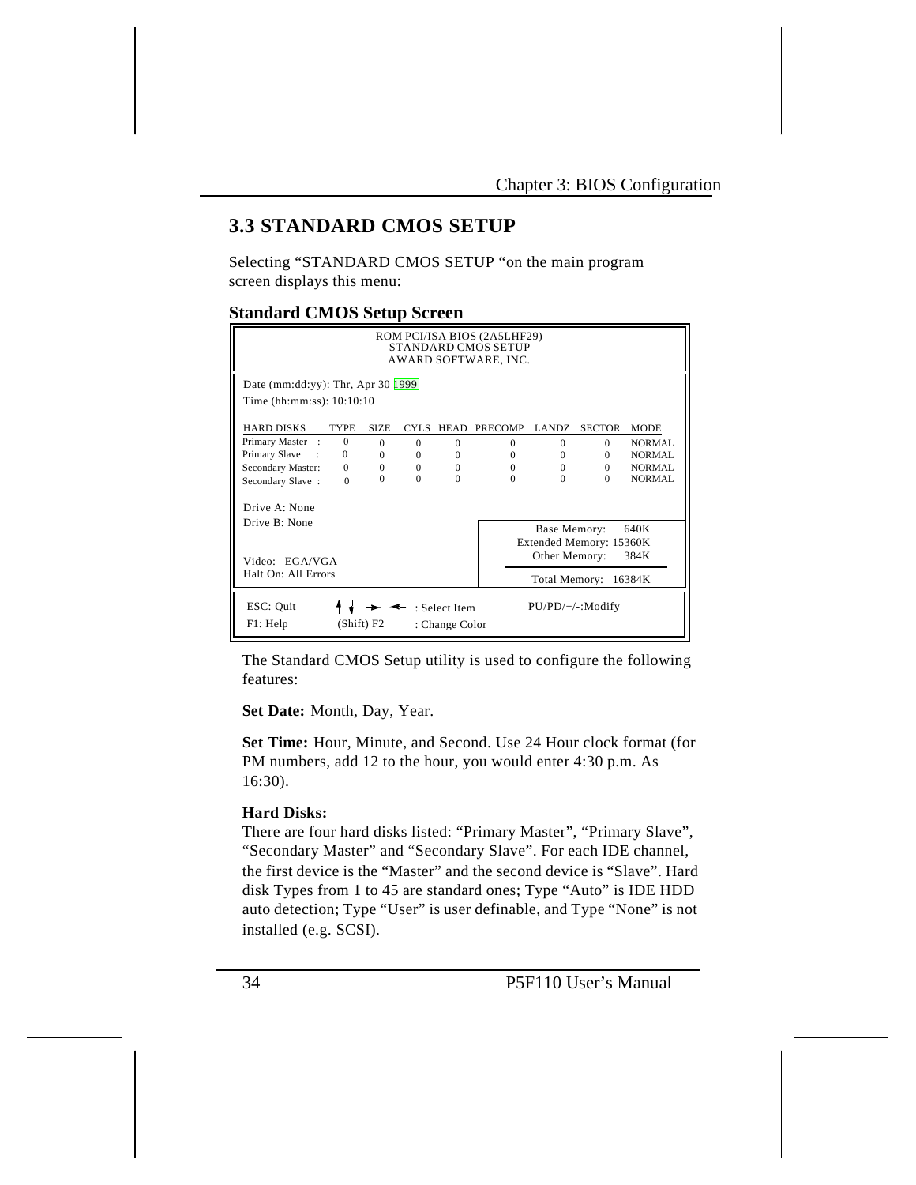## 3.3 STANDARD CMOS SETUP

Selecting "STANDARD CMOS SETUP "on the main program screen displays this menu:

### Standard CMOS Setup Screen

```
                    ROM PCI/ISA BIOS (2A5LHF29)
                       STANDARD CMOS SETUP
                       AWARD SOFTWARE, INC.

Date (mm:dd:yy): Thr, Apr 30 1999
Time (hh:mm:ss): 10:10:10

HARD DISKS         TYPE  SIZE  CYLS  HEAD  PRECOMP  LANDZ  SECTOR  MODE
Primary Master   :   0     0     0     0      0       0      0     NORMAL
Primary Slave    :   0     0     0     0      0       0      0     NORMAL
Secondary Master:    0     0     0     0      0       0      0     NORMAL
Secondary Slave  :   0     0     0     0      0       0      0     NORMAL

Drive A: None
Drive B: None                                  Base Memory:     640K
                                           Extended Memory: 15360K
Video:  EGA/VGA                               Other Memory:     384K
Halt On: All Errors
                                              Total Memory:  16384K

ESC: Quit     ↑ ↓ → ←  : Select Item        PU/PD/+/-:Modify
F1: Help      (Shift) F2 : Change Color
```

The Standard CMOS Setup utility is used to configure the following features:

**Set Date:** Month, Day, Year.

**Set Time:** Hour, Minute, and Second. Use 24 Hour clock format (for PM numbers, add 12 to the hour, you would enter 4:30 p.m. As 16:30).

**Hard Disks:**
There are four hard disks listed: "Primary Master", "Primary Slave", "Secondary Master" and "Secondary Slave". For each IDE channel, the first device is the "Master" and the second device is "Slave". Hard disk Types from 1 to 45 are standard ones; Type "Auto" is IDE HDD auto detection; Type "User" is user definable, and Type "None" is not installed (e.g. SCSI).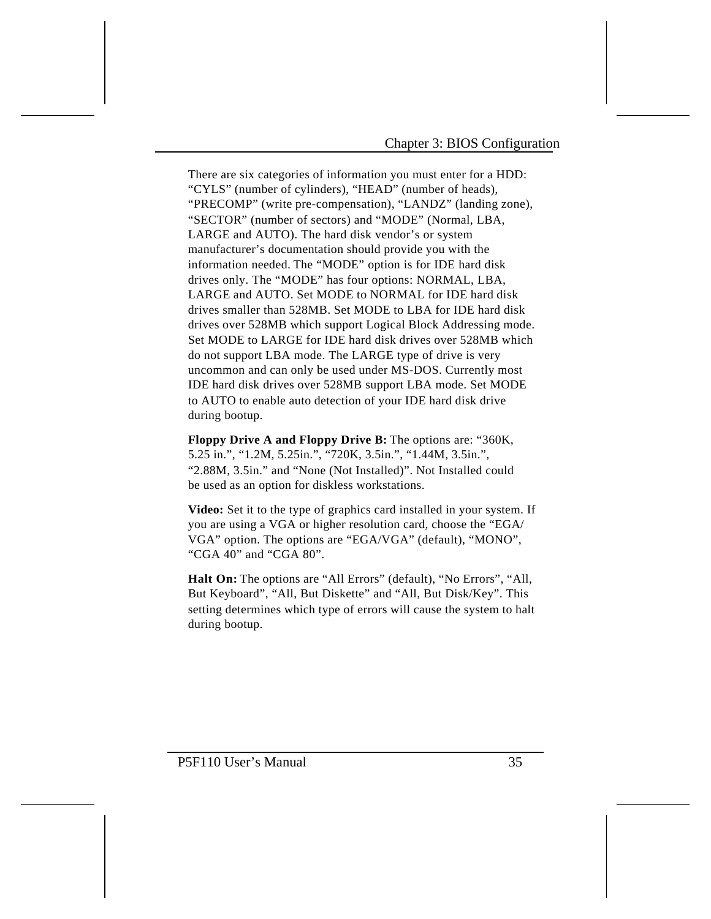There are six categories of information you must enter for a HDD: "CYLS" (number of cylinders), "HEAD" (number of heads), "PRECOMP" (write pre-compensation), "LANDZ" (landing zone), "SECTOR" (number of sectors) and "MODE" (Normal, LBA, LARGE and AUTO). The hard disk vendor's or system manufacturer's documentation should provide you with the information needed. The "MODE" option is for IDE hard disk drives only. The "MODE" has four options: NORMAL, LBA, LARGE and AUTO. Set MODE to NORMAL for IDE hard disk drives smaller than 528MB. Set MODE to LBA for IDE hard disk drives over 528MB which support Logical Block Addressing mode. Set MODE to LARGE for IDE hard disk drives over 528MB which do not support LBA mode. The LARGE type of drive is very uncommon and can only be used under MS-DOS. Currently most IDE hard disk drives over 528MB support LBA mode. Set MODE to AUTO to enable auto detection of your IDE hard disk drive during bootup.

**Floppy Drive A and Floppy Drive B:** The options are: "360K, 5.25 in.", "1.2M, 5.25in.", "720K, 3.5in.", "1.44M, 3.5in.", "2.88M, 3.5in." and "None (Not Installed)". Not Installed could be used as an option for diskless workstations.

**Video:** Set it to the type of graphics card installed in your system. If you are using a VGA or higher resolution card, choose the "EGA/VGA" option. The options are "EGA/VGA" (default), "MONO", "CGA 40" and "CGA 80".

**Halt On:** The options are "All Errors" (default), "No Errors", "All, But Keyboard", "All, But Diskette" and "All, But Disk/Key". This setting determines which type of errors will cause the system to halt during bootup.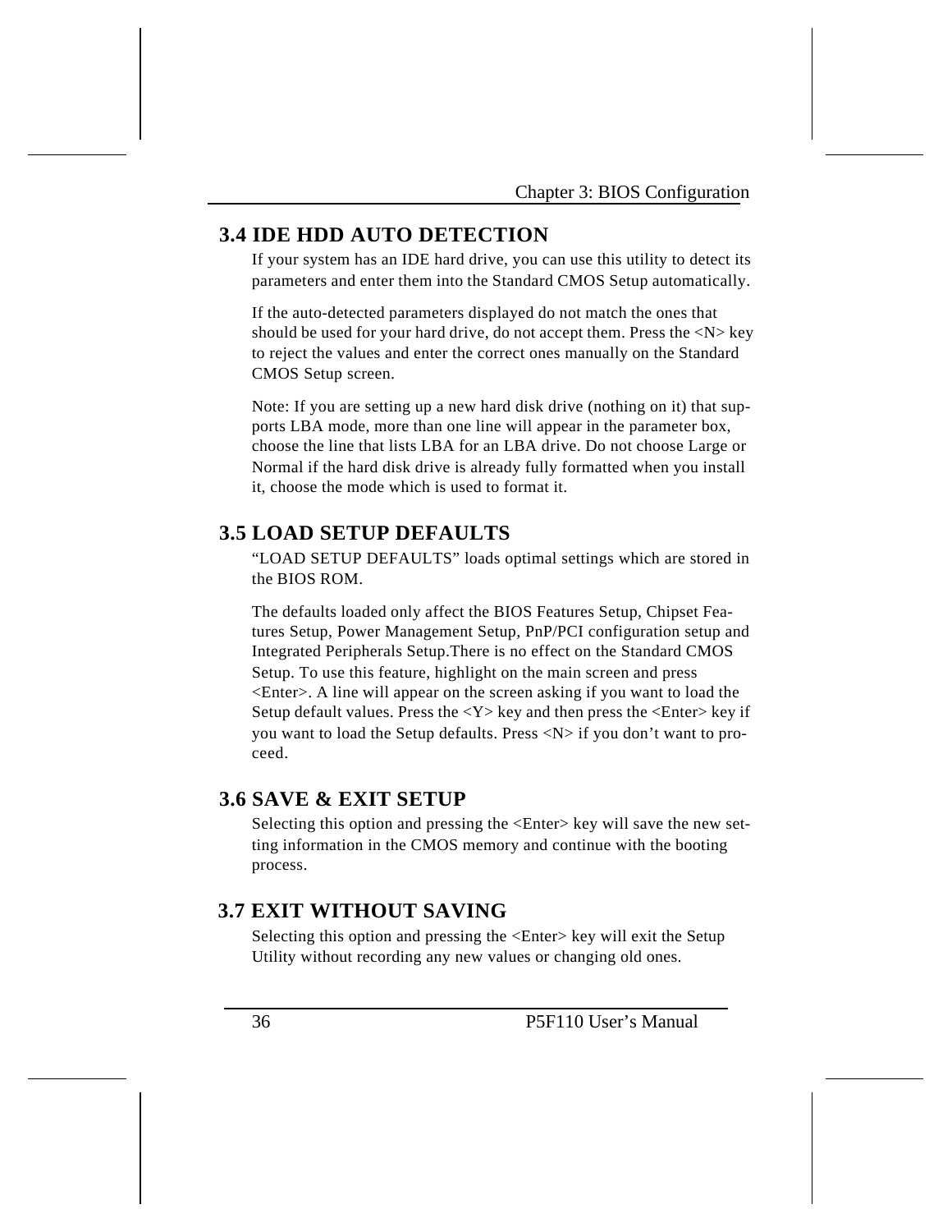## 3.4 IDE HDD AUTO DETECTION

If your system has an IDE hard drive, you can use this utility to detect its parameters and enter them into the Standard CMOS Setup automatically.

If the auto-detected parameters displayed do not match the ones that should be used for your hard drive, do not accept them. Press the <N> key to reject the values and enter the correct ones manually on the Standard CMOS Setup screen.

Note: If you are setting up a new hard disk drive (nothing on it) that supports LBA mode, more than one line will appear in the parameter box, choose the line that lists LBA for an LBA drive. Do not choose Large or Normal if the hard disk drive is already fully formatted when you install it, choose the mode which is used to format it.

## 3.5 LOAD SETUP DEFAULTS

"LOAD SETUP DEFAULTS" loads optimal settings which are stored in the BIOS ROM.

The defaults loaded only affect the BIOS Features Setup, Chipset Features Setup, Power Management Setup, PnP/PCI configuration setup and Integrated Peripherals Setup.There is no effect on the Standard CMOS Setup. To use this feature, highlight on the main screen and press <Enter>. A line will appear on the screen asking if you want to load the Setup default values. Press the <Y> key and then press the <Enter> key if you want to load the Setup defaults. Press <N> if you don't want to proceed.

## 3.6 SAVE & EXIT SETUP

Selecting this option and pressing the <Enter> key will save the new setting information in the CMOS memory and continue with the booting process.

## 3.7 EXIT WITHOUT SAVING

Selecting this option and pressing the <Enter> key will exit the Setup Utility without recording any new values or changing old ones.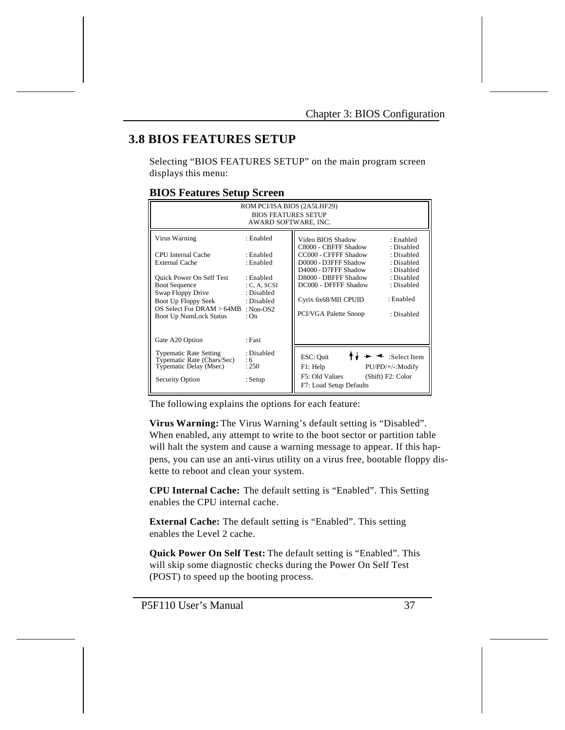## 3.8 BIOS FEATURES SETUP

Selecting "BIOS FEATURES SETUP" on the main program screen displays this menu:

**BIOS Features Setup Screen**

```
                         ROM PCI/ISA BIOS (2A5LHF29)
                            BIOS FEATURES SETUP
                           AWARD SOFTWARE, INC.

Virus Warning              : Enabled      Video BIOS Shadow        : Enabled
                                          C8000 - CBFFF Shadow     : Disabled
CPU Internal Cache         : Enabled      CC000 - CFFFF Shadow     : Disabled
External Cache             : Enabled      D0000 - D3FFF Shadow     : Disabled
                                          D4000 - D7FFF Shadow     : Disabled
Quick Power On Self Test   : Enabled      D8000 - DBFFF Shadow     : Disabled
Boot Sequence              : C, A, SCSI   DC000 - DFFFF Shadow     : Disabled
Swap Floppy Drive          : Disabled
Boot Up Floppy Seek        : Disabled     Cyrix 6x68/MII CPUID     : Enabled
OS Select For DRAM > 64MB  : Non-OS2
Boot Up NumLock Status     : On           PCI/VGA Palette Snoop    : Disabled

Gate A20 Option            : Fast

Typematic Rate Setting     : Disabled     ESC: Quit       ↑↓ → ← :Select Item
Typematic Rate (Chars/Sec) : 6            F1: Help        PU/PD/+/-:Modify
Typematic Delay (Msec)     : 250          F5: Old Values  (Shift) F2: Color
                                          F7: Load Setup Defaults
Security Option            : Setup
```

The following explains the options for each feature:

**Virus Warning:** The Virus Warning's default setting is "Disabled". When enabled, any attempt to write to the boot sector or partition table will halt the system and cause a warning message to appear. If this happens, you can use an anti-virus utility on a virus free, bootable floppy diskette to reboot and clean your system.

**CPU Internal Cache:** The default setting is "Enabled". This Setting enables the CPU internal cache.

**External Cache:** The default setting is "Enabled". This setting enables the Level 2 cache.

**Quick Power On Self Test:** The default setting is "Enabled". This will skip some diagnostic checks during the Power On Self Test (POST) to speed up the booting process.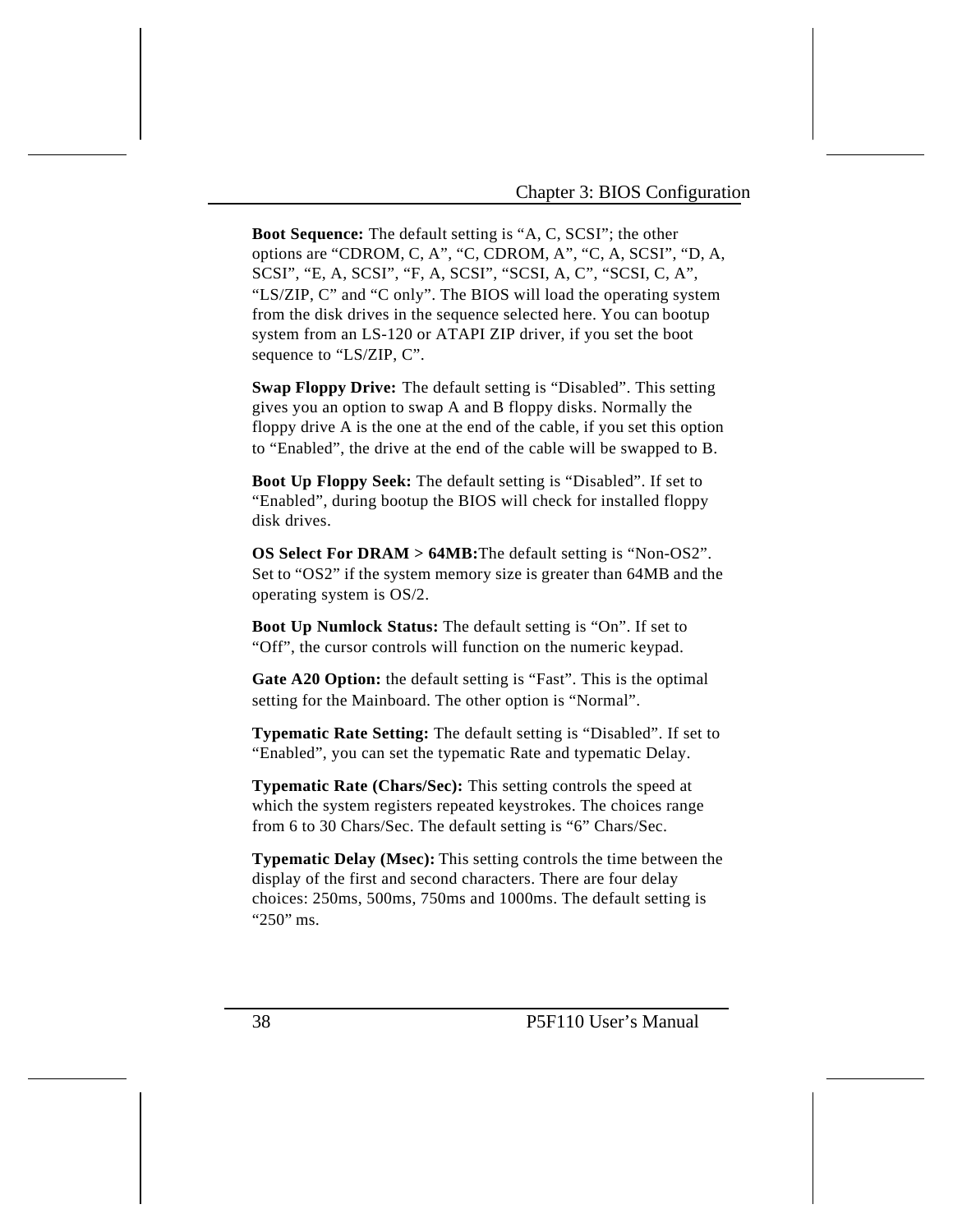**Boot Sequence:** The default setting is “A, C, SCSI”; the other options are “CDROM, C, A”, “C, CDROM, A”, “C, A, SCSI”, “D, A, SCSI”, “E, A, SCSI”, “F, A, SCSI”, “SCSI, A, C”, “SCSI, C, A”, “LS/ZIP, C” and “C only”. The BIOS will load the operating system from the disk drives in the sequence selected here. You can bootup system from an LS-120 or ATAPI ZIP driver, if you set the boot sequence to “LS/ZIP, C”.

**Swap Floppy Drive:** The default setting is “Disabled”. This setting gives you an option to swap A and B floppy disks. Normally the floppy drive A is the one at the end of the cable, if you set this option to “Enabled”, the drive at the end of the cable will be swapped to B.

**Boot Up Floppy Seek:** The default setting is “Disabled”. If set to “Enabled”, during bootup the BIOS will check for installed floppy disk drives.

**OS Select For DRAM > 64MB:**The default setting is “Non-OS2”. Set to “OS2” if the system memory size is greater than 64MB and the operating system is OS/2.

**Boot Up Numlock Status:** The default setting is “On”. If set to “Off”, the cursor controls will function on the numeric keypad.

**Gate A20 Option:** the default setting is “Fast”. This is the optimal setting for the Mainboard. The other option is “Normal”.

**Typematic Rate Setting:** The default setting is “Disabled”. If set to “Enabled”, you can set the typematic Rate and typematic Delay.

**Typematic Rate (Chars/Sec):** This setting controls the speed at which the system registers repeated keystrokes. The choices range from 6 to 30 Chars/Sec. The default setting is “6” Chars/Sec.

**Typematic Delay (Msec):** This setting controls the time between the display of the first and second characters. There are four delay choices: 250ms, 500ms, 750ms and 1000ms. The default setting is “250” ms.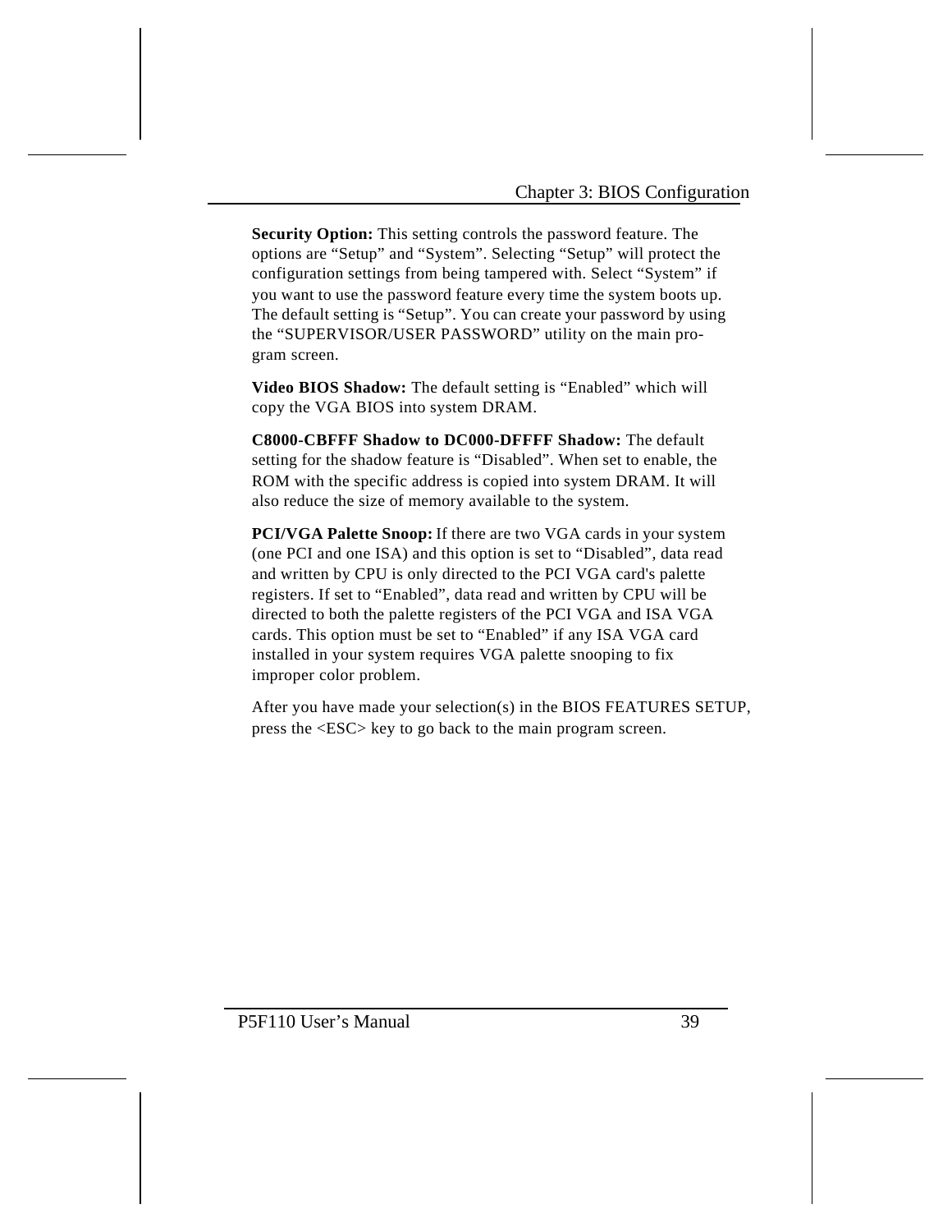**Security Option:** This setting controls the password feature. The options are “Setup” and “System”. Selecting “Setup” will protect the configuration settings from being tampered with. Select “System” if you want to use the password feature every time the system boots up. The default setting is “Setup”. You can create your password by using the “SUPERVISOR/USER PASSWORD” utility on the main program screen.

**Video BIOS Shadow:** The default setting is “Enabled” which will copy the VGA BIOS into system DRAM.

**C8000-CBFFF Shadow to DC000-DFFFF Shadow:** The default setting for the shadow feature is “Disabled”. When set to enable, the ROM with the specific address is copied into system DRAM. It will also reduce the size of memory available to the system.

**PCI/VGA Palette Snoop:** If there are two VGA cards in your system (one PCI and one ISA) and this option is set to “Disabled”, data read and written by CPU is only directed to the PCI VGA card's palette registers. If set to “Enabled”, data read and written by CPU will be directed to both the palette registers of the PCI VGA and ISA VGA cards. This option must be set to “Enabled” if any ISA VGA card installed in your system requires VGA palette snooping to fix improper color problem.

After you have made your selection(s) in the BIOS FEATURES SETUP, press the <ESC> key to go back to the main program screen.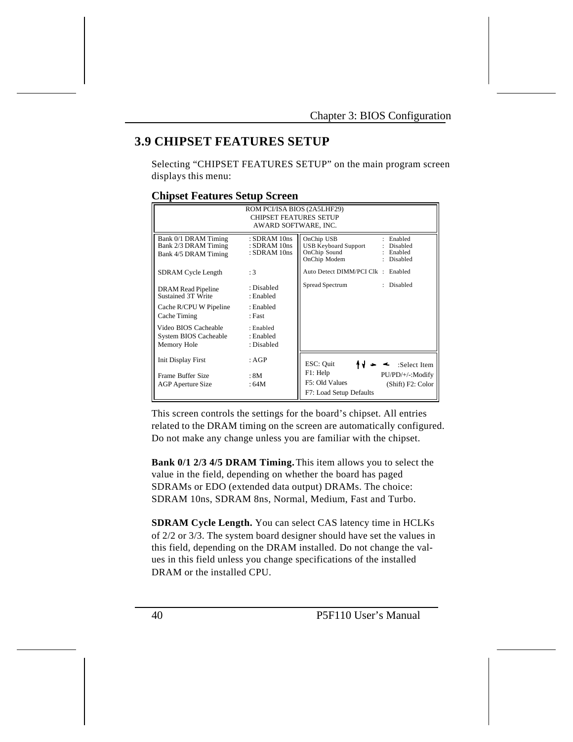## 3.9 CHIPSET FEATURES SETUP

Selecting "CHIPSET FEATURES SETUP" on the main program screen displays this menu:

### Chipset Features Setup Screen

```
ROM PCI/ISA BIOS (2A5LHF29)
CHIPSET FEATURES SETUP
AWARD SOFTWARE, INC.

Bank 0/1 DRAM Timing      : SDRAM 10ns    OnChip USB                   : Enabled
Bank 2/3 DRAM Timing      : SDRAM 10ns    USB Keyboard Support         : Disabled
Bank 4/5 DRAM Timing      : SDRAM 10ns    OnChip Sound                 : Enabled
                                          OnChip Modem                 : Disabled
SDRAM Cycle Length        : 3
                                          Auto Detect DIMM/PCI Clk     : Enabled
DRAM Read Pipeline        : Disabled
Sustained 3T Write        : Enabled       Spread Spectrum              : Disabled

Cache R/CPU W Pipeline    : Enabled
Cache Timing              : Fast

Video BIOS Cacheable      : Enabled
System BIOS Cacheable     : Enabled
Memory Hole               : Disabled

Init Display First        : AGP           ESC: Quit          ↑↓→← :Select Item
                                          F1: Help           PU/PD/+/-:Modify
Frame Buffer Size         : 8M            F5: Old Values     (Shift) F2: Color
AGP Aperture Size         : 64M           F7: Load Setup Defaults
```

This screen controls the settings for the board's chipset. All entries related to the DRAM timing on the screen are automatically configured. Do not make any change unless you are familiar with the chipset.

**Bank 0/1 2/3 4/5 DRAM Timing.** This item allows you to select the value in the field, depending on whether the board has paged SDRAMs or EDO (extended data output) DRAMs. The choice: SDRAM 10ns, SDRAM 8ns, Normal, Medium, Fast and Turbo.

**SDRAM Cycle Length.** You can select CAS latency time in HCLKs of 2/2 or 3/3. The system board designer should have set the values in this field, depending on the DRAM installed. Do not change the values in this field unless you change specifications of the installed DRAM or the installed CPU.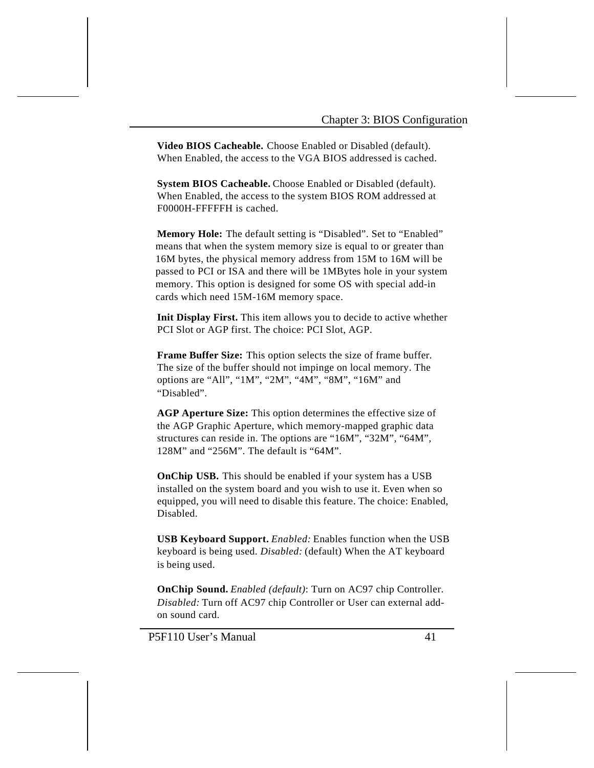**Video BIOS Cacheable.** Choose Enabled or Disabled (default). When Enabled, the access to the VGA BIOS addressed is cached.

**System BIOS Cacheable.** Choose Enabled or Disabled (default). When Enabled, the access to the system BIOS ROM addressed at F0000H-FFFFFH is cached.

**Memory Hole:** The default setting is “Disabled”. Set to “Enabled” means that when the system memory size is equal to or greater than 16M bytes, the physical memory address from 15M to 16M will be passed to PCI or ISA and there will be 1MBytes hole in your system memory. This option is designed for some OS with special add-in cards which need 15M-16M memory space.

**Init Display First.** This item allows you to decide to active whether PCI Slot or AGP first. The choice: PCI Slot, AGP.

**Frame Buffer Size:** This option selects the size of frame buffer. The size of the buffer should not impinge on local memory. The options are “All”, “1M”, “2M”, “4M”, “8M”, “16M” and “Disabled”.

**AGP Aperture Size:** This option determines the effective size of the AGP Graphic Aperture, which memory-mapped graphic data structures can reside in. The options are “16M”, “32M”, “64M”, 128M” and “256M”. The default is “64M”.

**OnChip USB.** This should be enabled if your system has a USB installed on the system board and you wish to use it. Even when so equipped, you will need to disable this feature. The choice: Enabled, Disabled.

**USB Keyboard Support.** *Enabled:* Enables function when the USB keyboard is being used. *Disabled:* (default) When the AT keyboard is being used.

**OnChip Sound.** *Enabled (default)*: Turn on AC97 chip Controller. *Disabled:* Turn off AC97 chip Controller or User can external add-on sound card.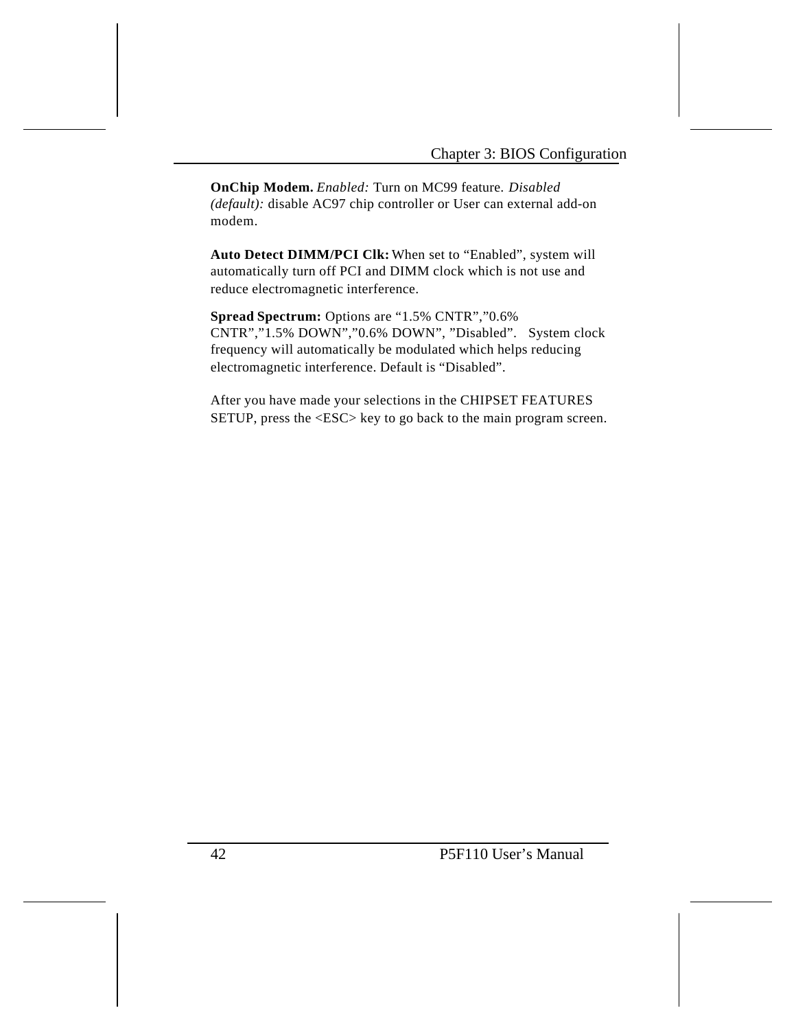**OnChip Modem.** *Enabled:* Turn on MC99 feature. *Disabled (default):* disable AC97 chip controller or User can external add-on modem.

**Auto Detect DIMM/PCI Clk:** When set to "Enabled", system will automatically turn off PCI and DIMM clock which is not use and reduce electromagnetic interference.

**Spread Spectrum:** Options are "1.5% CNTR","0.6% CNTR","1.5% DOWN","0.6% DOWN", "Disabled". System clock frequency will automatically be modulated which helps reducing electromagnetic interference. Default is "Disabled".

After you have made your selections in the CHIPSET FEATURES SETUP, press the <ESC> key to go back to the main program screen.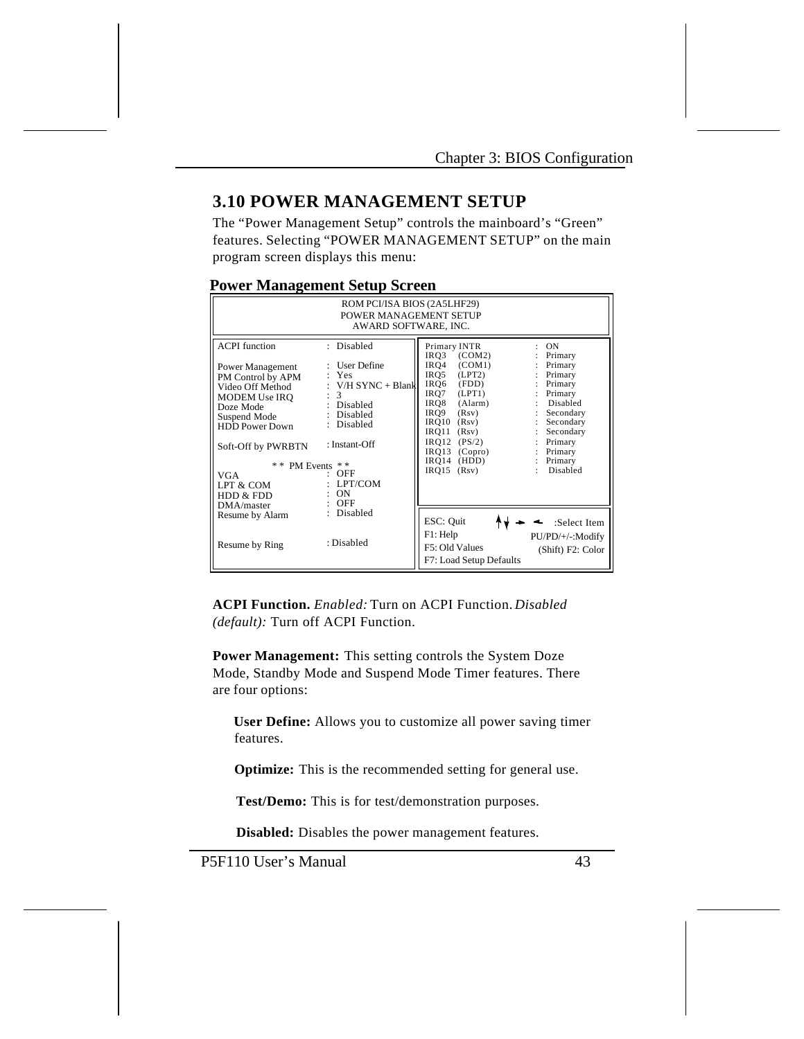## 3.10 POWER MANAGEMENT SETUP

The “Power Management Setup” controls the mainboard’s “Green” features. Selecting “POWER MANAGEMENT SETUP” on the main program screen displays this menu:

**Power Management Setup Screen**

```
                         ROM PCI/ISA BIOS (2A5LHF29)
                           POWER MANAGEMENT SETUP
                            AWARD SOFTWARE, INC.

ACPI function          : Disabled          Primary INTR       : ON
                                           IRQ3   (COM2)      : Primary
Power Management       : User Define       IRQ4   (COM1)      : Primary
PM Control by APM      : Yes               IRQ5   (LPT2)      : Primary
Video Off Method       : V/H SYNC + Blank  IRQ6   (FDD)       : Primary
MODEM Use IRQ          : 3                 IRQ7   (LPT1)      : Primary
Doze Mode              : Disabled          IRQ8   (Alarm)     : Disabled
Suspend Mode           : Disabled          IRQ9   (Rsv)       : Secondary
HDD Power Down         : Disabled          IRQ10  (Rsv)       : Secondary
                                           IRQ11  (Rsv)       : Secondary
Soft-Off by PWRBTN     : Instant-Off       IRQ12  (PS/2)      : Primary
                                           IRQ13  (Copro)     : Primary
         * *  PM Events  * *               IRQ14  (HDD)       : Primary
VGA                    : OFF               IRQ15  (Rsv)       : Disabled
LPT & COM              : LPT/COM
HDD & FDD              : ON
DMA/master             : OFF
Resume by Alarm        : Disabled          ESC: Quit       ↑↓→← :Select Item
                                           F1: Help        PU/PD/+/-:Modify
Resume by Ring         : Disabled          F5: Old Values  (Shift) F2: Color
                                           F7: Load Setup Defaults
```

**ACPI Function.** *Enabled:* Turn on ACPI Function. *Disabled (default):* Turn off ACPI Function.

**Power Management:** This setting controls the System Doze Mode, Standby Mode and Suspend Mode Timer features. There are four options:

**User Define:** Allows you to customize all power saving timer features.

**Optimize:** This is the recommended setting for general use.

**Test/Demo:** This is for test/demonstration purposes.

**Disabled:** Disables the power management features.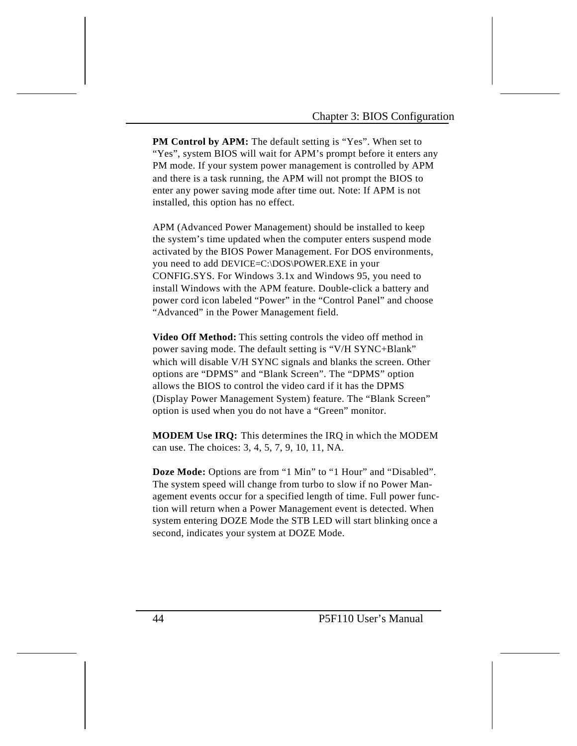**PM Control by APM:** The default setting is "Yes". When set to "Yes", system BIOS will wait for APM's prompt before it enters any PM mode. If your system power management is controlled by APM and there is a task running, the APM will not prompt the BIOS to enter any power saving mode after time out. Note: If APM is not installed, this option has no effect.

APM (Advanced Power Management) should be installed to keep the system's time updated when the computer enters suspend mode activated by the BIOS Power Management. For DOS environments, you need to add DEVICE=C:\DOS\POWER.EXE in your CONFIG.SYS. For Windows 3.1x and Windows 95, you need to install Windows with the APM feature. Double-click a battery and power cord icon labeled "Power" in the "Control Panel" and choose "Advanced" in the Power Management field.

**Video Off Method:** This setting controls the video off method in power saving mode. The default setting is "V/H SYNC+Blank" which will disable V/H SYNC signals and blanks the screen. Other options are "DPMS" and "Blank Screen". The "DPMS" option allows the BIOS to control the video card if it has the DPMS (Display Power Management System) feature. The "Blank Screen" option is used when you do not have a "Green" monitor.

**MODEM Use IRQ:** This determines the IRQ in which the MODEM can use. The choices: 3, 4, 5, 7, 9, 10, 11, NA.

**Doze Mode:** Options are from "1 Min" to "1 Hour" and "Disabled". The system speed will change from turbo to slow if no Power Management events occur for a specified length of time. Full power function will return when a Power Management event is detected. When system entering DOZE Mode the STB LED will start blinking once a second, indicates your system at DOZE Mode.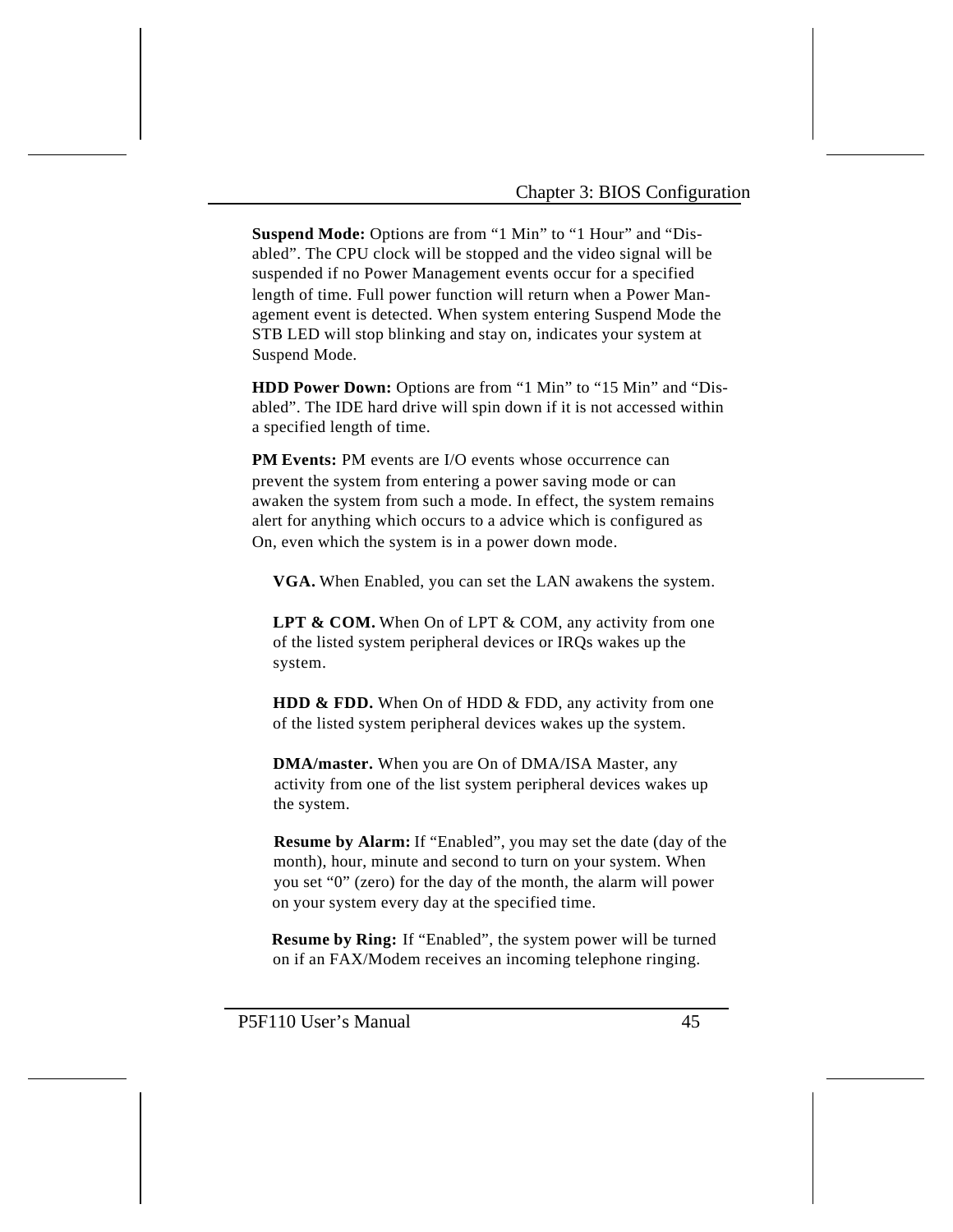**Suspend Mode:** Options are from "1 Min" to "1 Hour" and "Disabled". The CPU clock will be stopped and the video signal will be suspended if no Power Management events occur for a specified length of time. Full power function will return when a Power Management event is detected. When system entering Suspend Mode the STB LED will stop blinking and stay on, indicates your system at Suspend Mode.

**HDD Power Down:** Options are from "1 Min" to "15 Min" and "Disabled". The IDE hard drive will spin down if it is not accessed within a specified length of time.

**PM Events:** PM events are I/O events whose occurrence can prevent the system from entering a power saving mode or can awaken the system from such a mode. In effect, the system remains alert for anything which occurs to a advice which is configured as On, even which the system is in a power down mode.

**VGA.** When Enabled, you can set the LAN awakens the system.

**LPT & COM.** When On of LPT & COM, any activity from one of the listed system peripheral devices or IRQs wakes up the system.

**HDD & FDD.** When On of HDD & FDD, any activity from one of the listed system peripheral devices wakes up the system.

**DMA/master.** When you are On of DMA/ISA Master, any activity from one of the list system peripheral devices wakes up the system.

**Resume by Alarm:** If "Enabled", you may set the date (day of the month), hour, minute and second to turn on your system. When you set "0" (zero) for the day of the month, the alarm will power on your system every day at the specified time.

**Resume by Ring:** If "Enabled", the system power will be turned on if an FAX/Modem receives an incoming telephone ringing.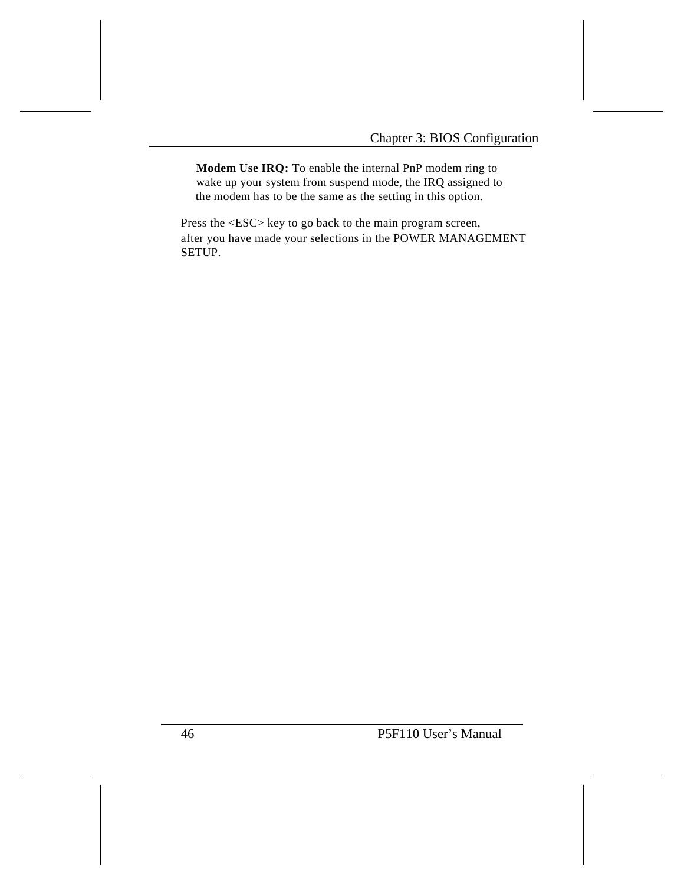**Modem Use IRQ:** To enable the internal PnP modem ring to wake up your system from suspend mode, the IRQ assigned to the modem has to be the same as the setting in this option.

Press the <ESC> key to go back to the main program screen, after you have made your selections in the POWER MANAGEMENT SETUP.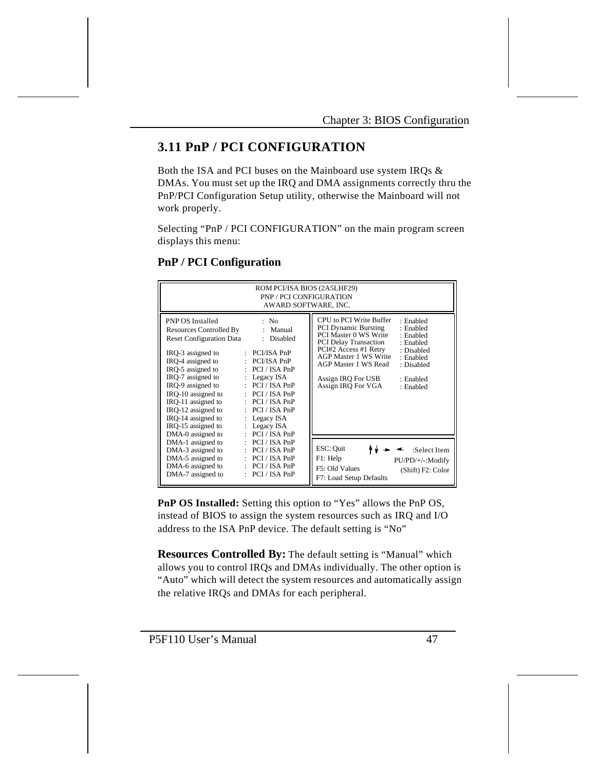## 3.11 PnP / PCI CONFIGURATION

Both the ISA and PCI buses on the Mainboard use system IRQs & DMAs. You must set up the IRQ and DMA assignments correctly thru the PnP/PCI Configuration Setup utility, otherwise the Mainboard will not work properly.

Selecting "PnP / PCI CONFIGURATION" on the main program screen displays this menu:

### PnP / PCI Configuration

```
ROM PCI/ISA BIOS (2A5LHF29)
PNP / PCI CONFIGURATION
AWARD SOFTWARE, INC.

PNP OS Installed          : No              CPU to PCI Write Buffer  : Enabled
Resources Controlled By   : Manual          PCI Dynamic Bursting     : Enabled
Reset Configuration Data  : Disabled        PCI Master 0 WS Write    : Enabled
                                            PCI Delay Transaction    : Enabled
IRQ-3 assigned to   : PCI/ISA PnP           PCI#2 Access #1 Retry    : Disabled
IRQ-4 assigned to   : PCI/ISA PnP           AGP Master 1 WS Write    : Enabled
IRQ-5 assigned to   : PCI / ISA PnP         AGP Master 1 WS Read     : Disabled
IRQ-7 assigned to   : Legacy ISA
IRQ-9 assigned to   : PCI / ISA PnP         Assign IRQ For USB       : Enabled
IRQ-10 assigned to  : PCI / ISA PnP         Assign IRQ For VGA       : Enabled
IRQ-11 assigned to  : PCI / ISA PnP
IRQ-12 assigned to  : PCI / ISA PnP
IRQ-14 assigned to  : Legacy ISA
IRQ-15 assigned to  : Legacy ISA
DMA-0 assigned to   : PCI / ISA PnP
DMA-1 assigned to   : PCI / ISA PnP         ESC: Quit      ↑↓→←   :Select Item
DMA-3 assigned to   : PCI / ISA PnP         F1: Help              PU/PD/+/-:Modify
DMA-5 assigned to   : PCI / ISA PnP         F5: Old Values        (Shift) F2: Color
DMA-6 assigned to   : PCI / ISA PnP         F7: Load Setup Defaults
DMA-7 assigned to   : PCI / ISA PnP
```

**PnP OS Installed:** Setting this option to "Yes" allows the PnP OS, instead of BIOS to assign the system resources such as IRQ and I/O address to the ISA PnP device. The default setting is "No"

**Resources Controlled By:** The default setting is "Manual" which allows you to control IRQs and DMAs individually. The other option is "Auto" which will detect the system resources and automatically assign the relative IRQs and DMAs for each peripheral.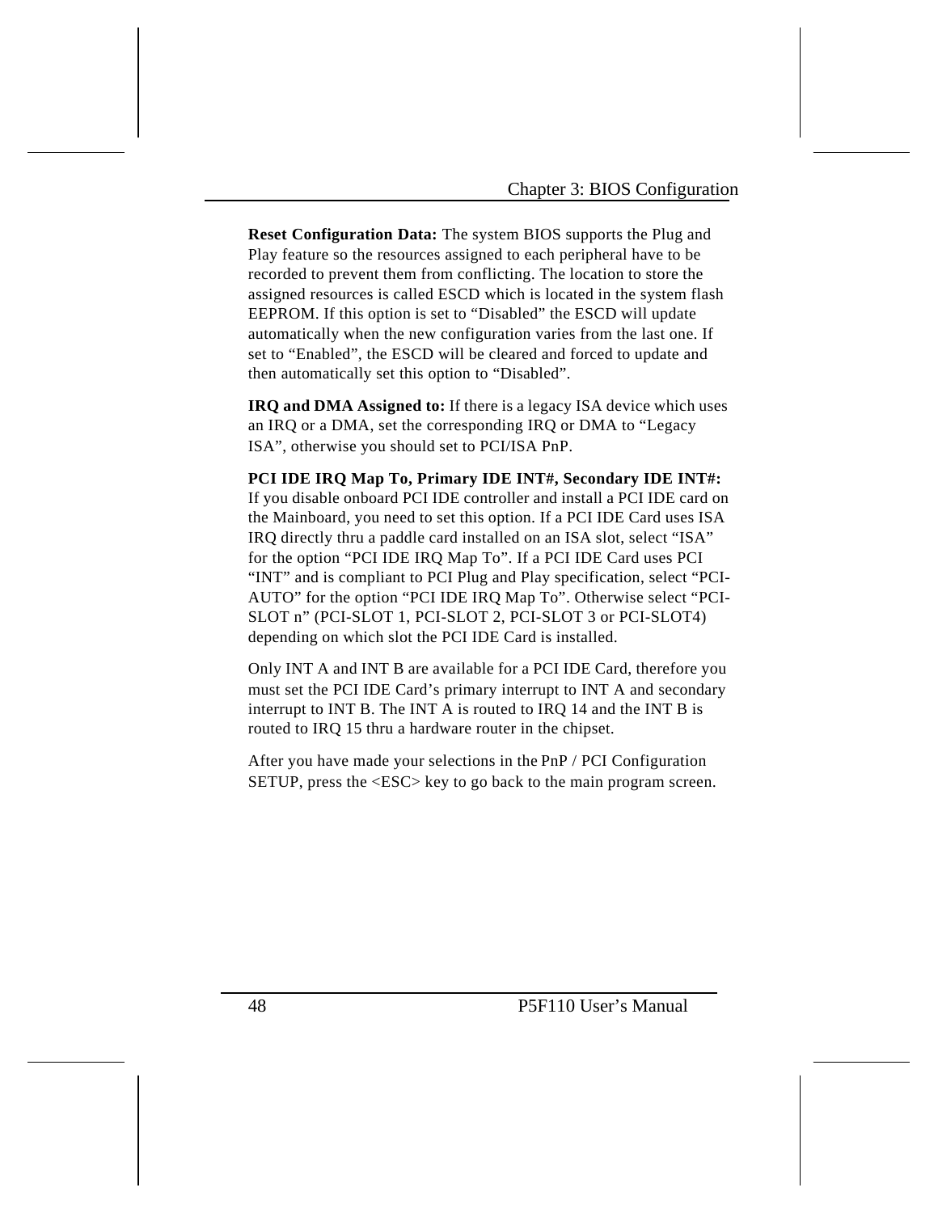**Reset Configuration Data:** The system BIOS supports the Plug and Play feature so the resources assigned to each peripheral have to be recorded to prevent them from conflicting. The location to store the assigned resources is called ESCD which is located in the system flash EEPROM. If this option is set to "Disabled" the ESCD will update automatically when the new configuration varies from the last one. If set to "Enabled", the ESCD will be cleared and forced to update and then automatically set this option to "Disabled".

**IRQ and DMA Assigned to:** If there is a legacy ISA device which uses an IRQ or a DMA, set the corresponding IRQ or DMA to "Legacy ISA", otherwise you should set to PCI/ISA PnP.

**PCI IDE IRQ Map To, Primary IDE INT#, Secondary IDE INT#:** If you disable onboard PCI IDE controller and install a PCI IDE card on the Mainboard, you need to set this option. If a PCI IDE Card uses ISA IRQ directly thru a paddle card installed on an ISA slot, select "ISA" for the option "PCI IDE IRQ Map To". If a PCI IDE Card uses PCI "INT" and is compliant to PCI Plug and Play specification, select "PCI-AUTO" for the option "PCI IDE IRQ Map To". Otherwise select "PCI-SLOT n" (PCI-SLOT 1, PCI-SLOT 2, PCI-SLOT 3 or PCI-SLOT4) depending on which slot the PCI IDE Card is installed.

Only INT A and INT B are available for a PCI IDE Card, therefore you must set the PCI IDE Card's primary interrupt to INT A and secondary interrupt to INT B. The INT A is routed to IRQ 14 and the INT B is routed to IRQ 15 thru a hardware router in the chipset.

After you have made your selections in the PnP / PCI Configuration SETUP, press the <ESC> key to go back to the main program screen.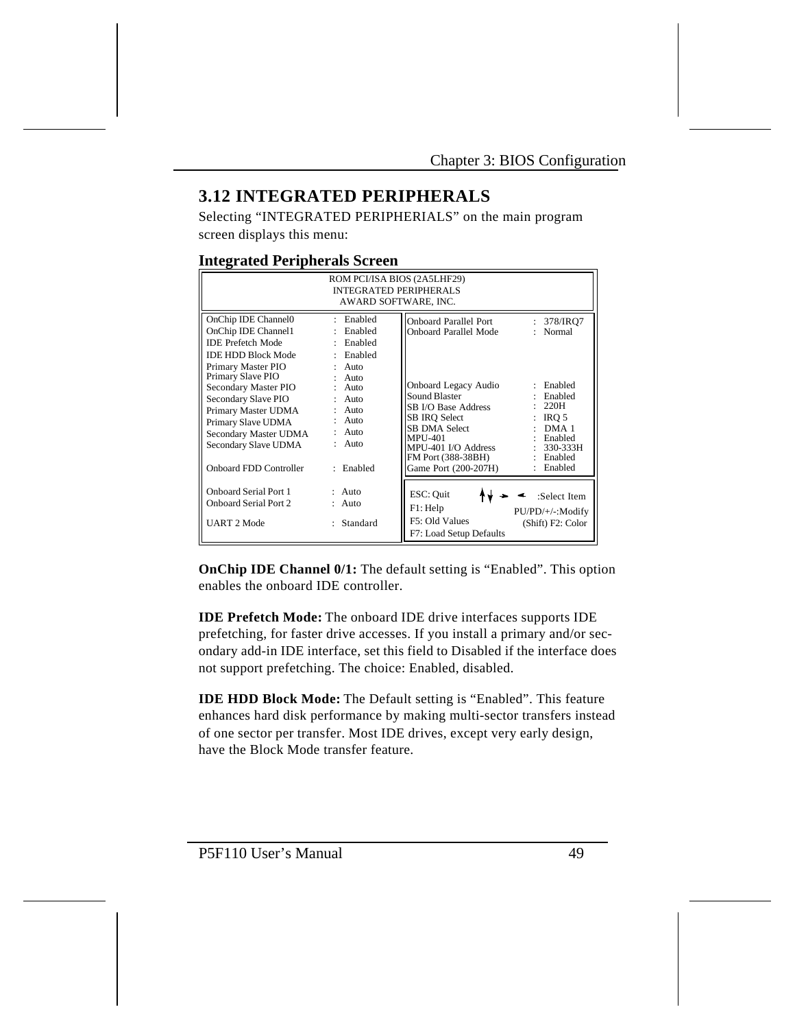## 3.12 INTEGRATED PERIPHERALS

Selecting "INTEGRATED PERIPHERIALS" on the main program screen displays this menu:

### Integrated Peripherals Screen

```
                        ROM PCI/ISA BIOS (2A5LHF29)
                         INTEGRATED PERIPHERALS
                          AWARD SOFTWARE, INC.

OnChip IDE Channel0     : Enabled     Onboard Parallel Port   : 378/IRQ7
OnChip IDE Channel1     : Enabled     Onboard Parallel Mode   : Normal
IDE Prefetch Mode       : Enabled
IDE HDD Block Mode      : Enabled
Primary Master PIO      : Auto
Primary Slave PIO       : Auto
Secondary Master PIO    : Auto        Onboard Legacy Audio    : Enabled
Secondary Slave PIO     : Auto        Sound Blaster           : Enabled
Primary Master UDMA     : Auto        SB I/O Base Address     : 220H
Primary Slave UDMA      : Auto        SB IRQ Select           : IRQ 5
Secondary Master UDMA   : Auto        SB DMA Select           : DMA 1
Secondary Slave UDMA    : Auto        MPU-401                 : Enabled
                                      MPU-401 I/O Address     : 330-333H
                                      FM Port (388-38BH)      : Enabled
Onboard FDD Controller  : Enabled     Game Port (200-207H)    : Enabled

Onboard Serial Port 1   : Auto        ESC: Quit       ↑↓→←   :Select Item
Onboard Serial Port 2   : Auto        F1: Help        PU/PD/+/-:Modify
                                      F5: Old Values  (Shift) F2: Color
UART 2 Mode             : Standard    F7: Load Setup Defaults
```

**OnChip IDE Channel 0/1:** The default setting is "Enabled". This option enables the onboard IDE controller.

**IDE Prefetch Mode:** The onboard IDE drive interfaces supports IDE prefetching, for faster drive accesses. If you install a primary and/or secondary add-in IDE interface, set this field to Disabled if the interface does not support prefetching. The choice: Enabled, disabled.

**IDE HDD Block Mode:** The Default setting is "Enabled". This feature enhances hard disk performance by making multi-sector transfers instead of one sector per transfer. Most IDE drives, except very early design, have the Block Mode transfer feature.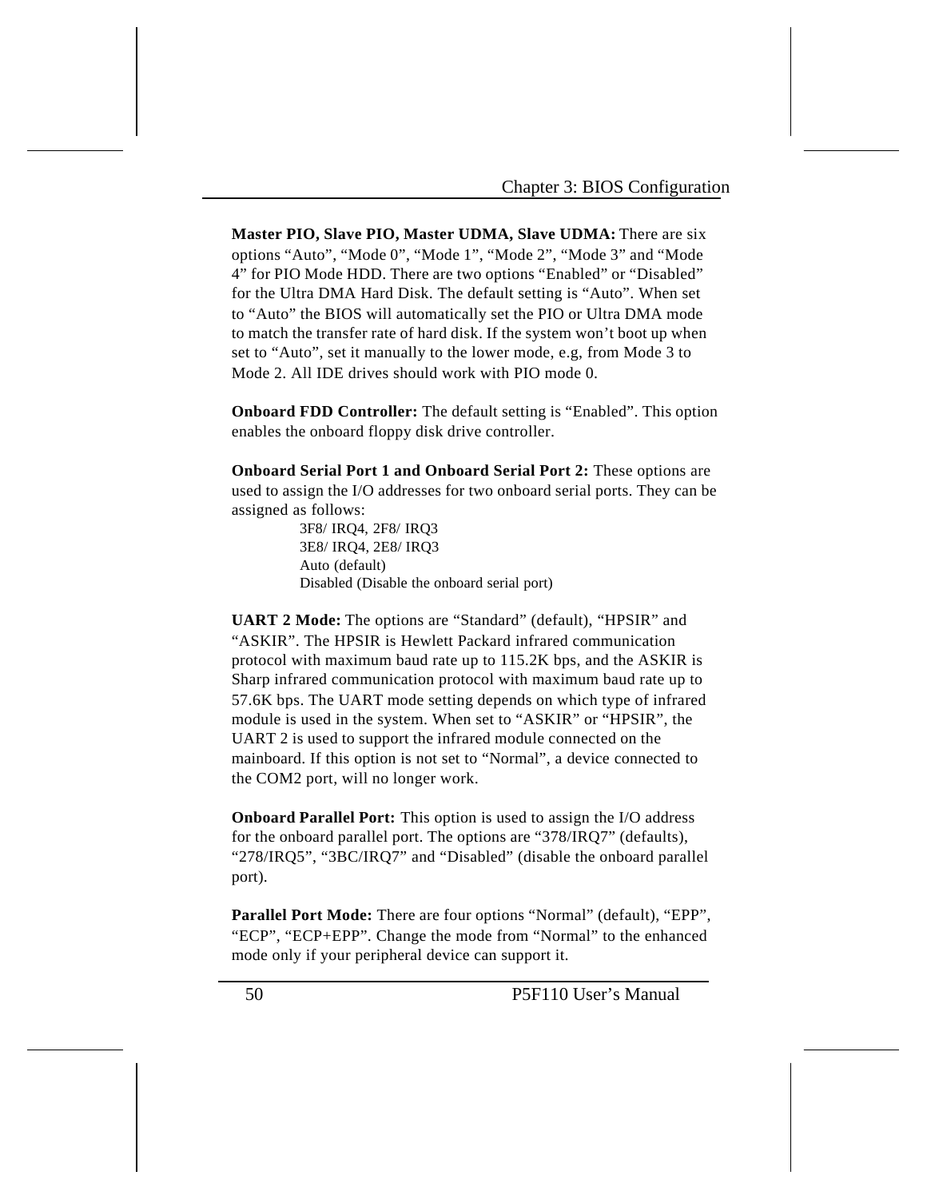**Master PIO, Slave PIO, Master UDMA, Slave UDMA:** There are six options “Auto”, “Mode 0”, “Mode 1”, “Mode 2”, “Mode 3” and “Mode 4” for PIO Mode HDD. There are two options “Enabled” or “Disabled” for the Ultra DMA Hard Disk. The default setting is “Auto”. When set to “Auto” the BIOS will automatically set the PIO or Ultra DMA mode to match the transfer rate of hard disk. If the system won’t boot up when set to “Auto”, set it manually to the lower mode, e.g, from Mode 3 to Mode 2. All IDE drives should work with PIO mode 0.

**Onboard FDD Controller:** The default setting is “Enabled”. This option enables the onboard floppy disk drive controller.

**Onboard Serial Port 1 and Onboard Serial Port 2:** These options are used to assign the I/O addresses for two onboard serial ports. They can be assigned as follows:

- 3F8/ IRQ4, 2F8/ IRQ3
- 3E8/ IRQ4, 2E8/ IRQ3
- Auto (default)
- Disabled (Disable the onboard serial port)

**UART 2 Mode:** The options are “Standard” (default), “HPSIR” and “ASKIR”. The HPSIR is Hewlett Packard infrared communication protocol with maximum baud rate up to 115.2K bps, and the ASKIR is Sharp infrared communication protocol with maximum baud rate up to 57.6K bps. The UART mode setting depends on which type of infrared module is used in the system. When set to “ASKIR” or “HPSIR”, the UART 2 is used to support the infrared module connected on the mainboard. If this option is not set to “Normal”, a device connected to the COM2 port, will no longer work.

**Onboard Parallel Port:** This option is used to assign the I/O address for the onboard parallel port. The options are “378/IRQ7” (defaults), “278/IRQ5”, “3BC/IRQ7” and “Disabled” (disable the onboard parallel port).

**Parallel Port Mode:** There are four options “Normal” (default), “EPP”, “ECP”, “ECP+EPP”. Change the mode from “Normal” to the enhanced mode only if your peripheral device can support it.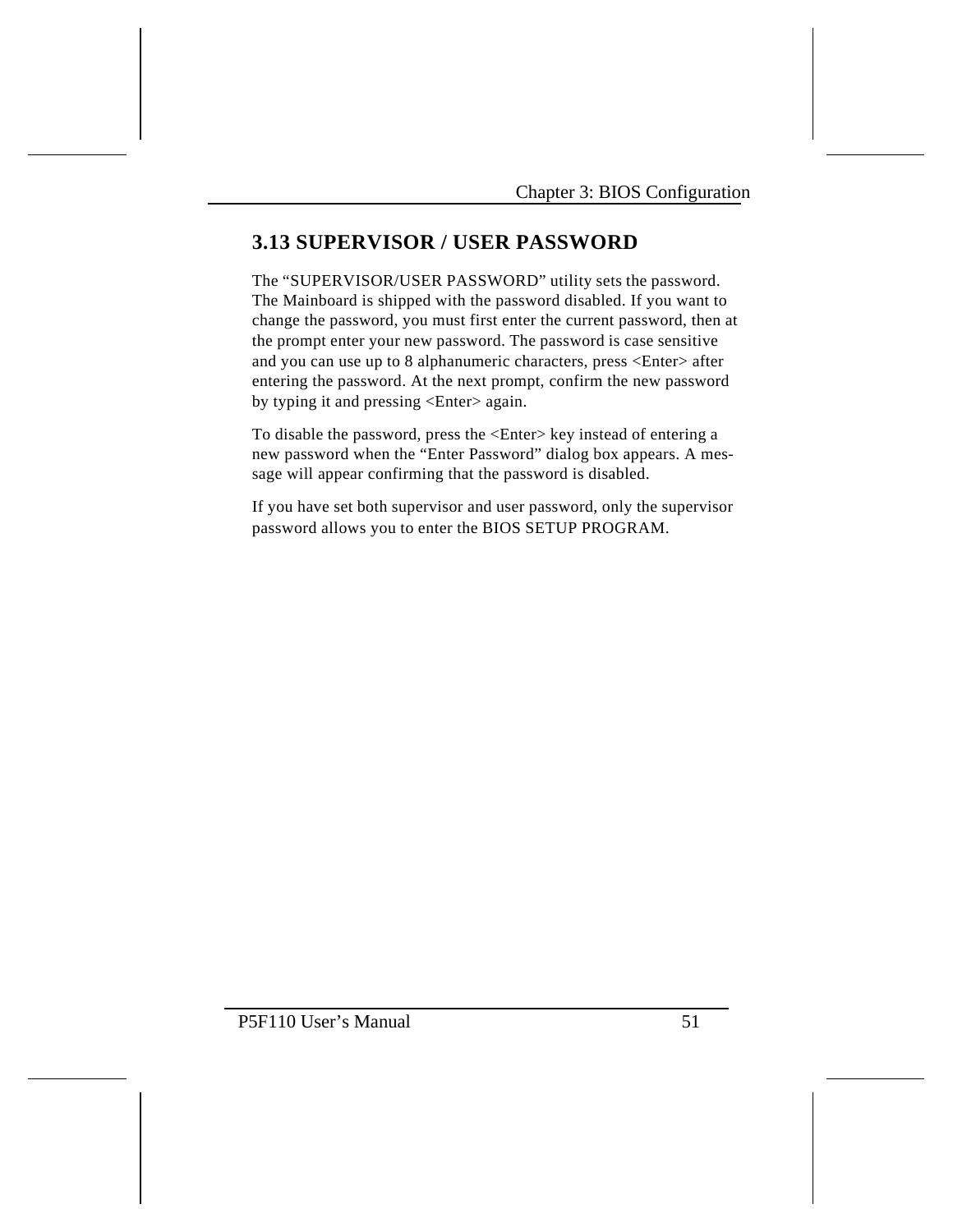## 3.13 SUPERVISOR / USER PASSWORD

The "SUPERVISOR/USER PASSWORD" utility sets the password. The Mainboard is shipped with the password disabled. If you want to change the password, you must first enter the current password, then at the prompt enter your new password. The password is case sensitive and you can use up to 8 alphanumeric characters, press <Enter> after entering the password. At the next prompt, confirm the new password by typing it and pressing <Enter> again.

To disable the password, press the <Enter> key instead of entering a new password when the "Enter Password" dialog box appears. A message will appear confirming that the password is disabled.

If you have set both supervisor and user password, only the supervisor password allows you to enter the BIOS SETUP PROGRAM.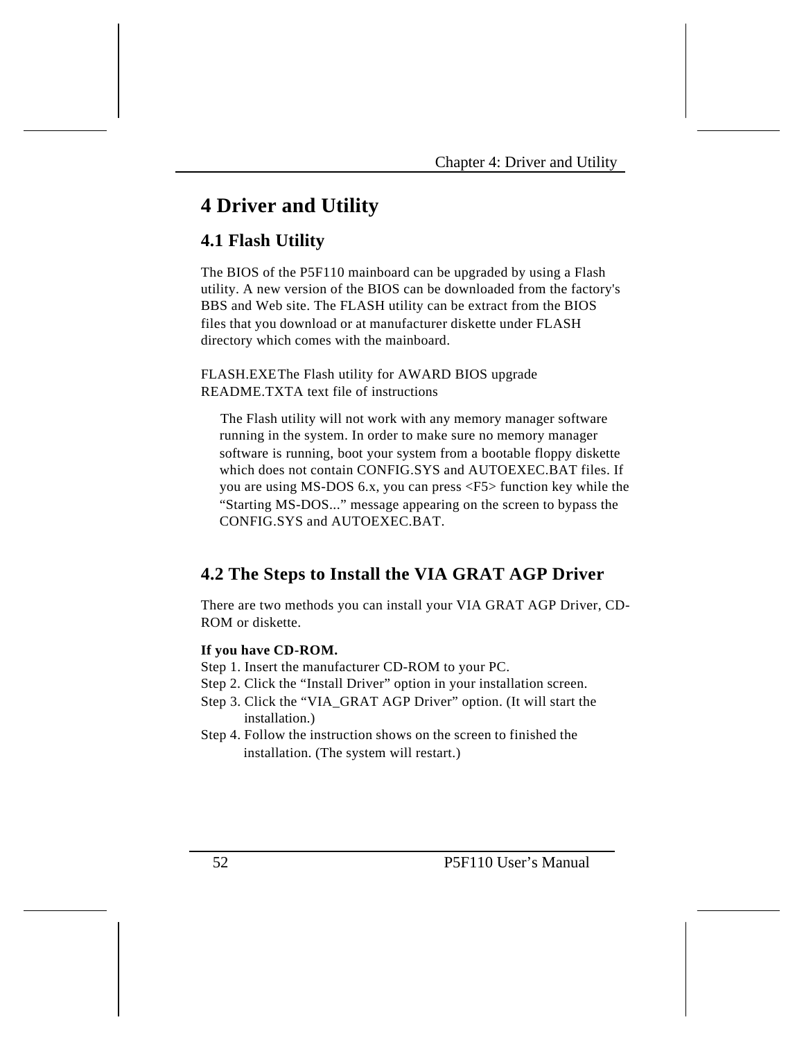# 4 Driver and Utility

## 4.1 Flash Utility

The BIOS of the P5F110 mainboard can be upgraded by using a Flash utility. A new version of the BIOS can be downloaded from the factory's BBS and Web site. The FLASH utility can be extract from the BIOS files that you download or at manufacturer diskette under FLASH directory which comes with the mainboard.

FLASH.EXEThe Flash utility for AWARD BIOS upgrade
README.TXTA text file of instructions

The Flash utility will not work with any memory manager software running in the system. In order to make sure no memory manager software is running, boot your system from a bootable floppy diskette which does not contain CONFIG.SYS and AUTOEXEC.BAT files. If you are using MS-DOS 6.x, you can press <F5> function key while the "Starting MS-DOS..." message appearing on the screen to bypass the CONFIG.SYS and AUTOEXEC.BAT.

## 4.2 The Steps to Install the VIA GRAT AGP Driver

There are two methods you can install your VIA GRAT AGP Driver, CD-ROM or diskette.

**If you have CD-ROM.**

Step 1. Insert the manufacturer CD-ROM to your PC.
Step 2. Click the "Install Driver" option in your installation screen.
Step 3. Click the "VIA_GRAT AGP Driver" option. (It will start the installation.)
Step 4. Follow the instruction shows on the screen to finished the installation. (The system will restart.)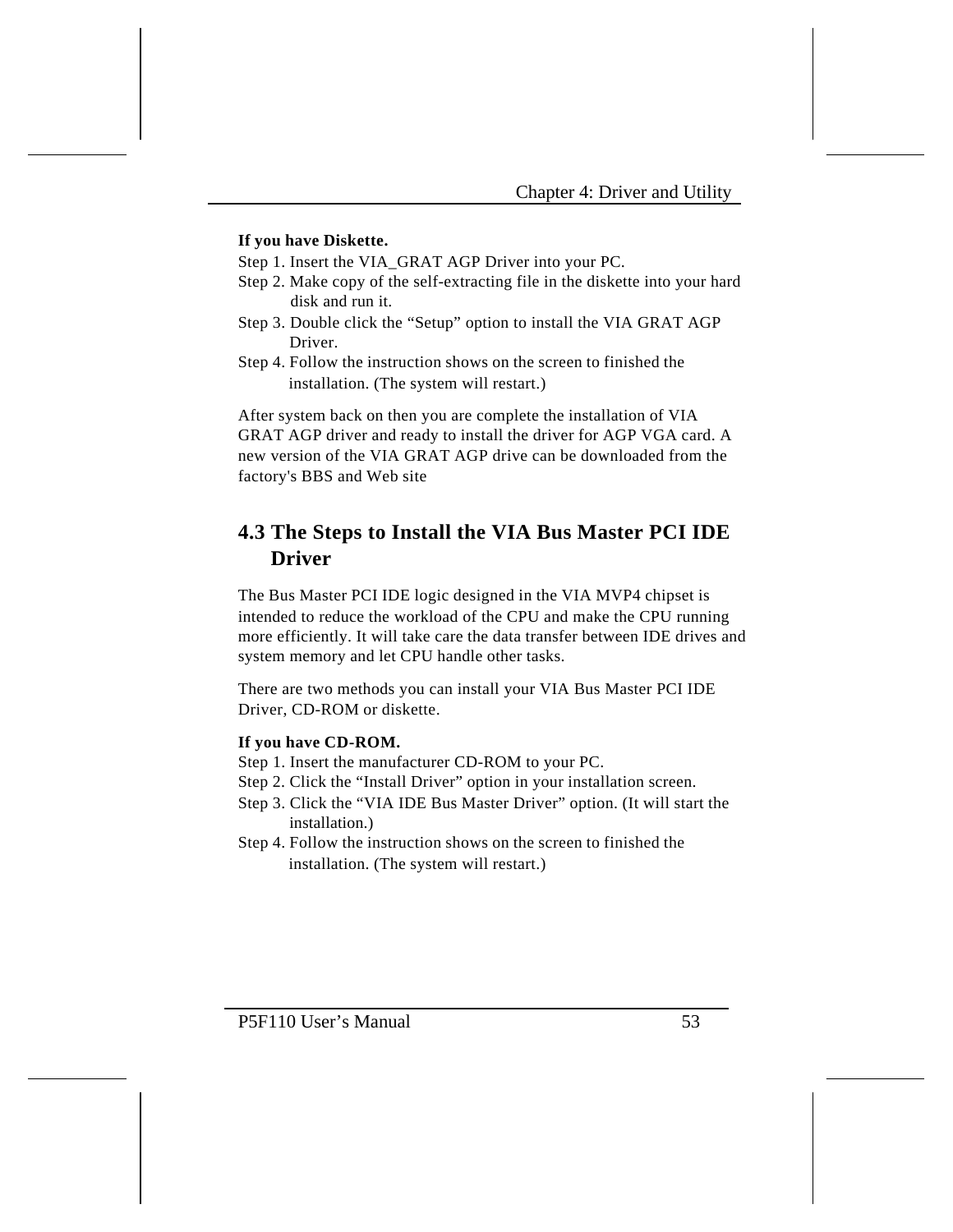**If you have Diskette.**

Step 1. Insert the VIA_GRAT AGP Driver into your PC.

Step 2. Make copy of the self-extracting file in the diskette into your hard disk and run it.

Step 3. Double click the "Setup" option to install the VIA GRAT AGP Driver.

Step 4. Follow the instruction shows on the screen to finished the installation. (The system will restart.)

After system back on then you are complete the installation of VIA GRAT AGP driver and ready to install the driver for AGP VGA card. A new version of the VIA GRAT AGP drive can be downloaded from the factory's BBS and Web site

## 4.3 The Steps to Install the VIA Bus Master PCI IDE Driver

The Bus Master PCI IDE logic designed in the VIA MVP4 chipset is intended to reduce the workload of the CPU and make the CPU running more efficiently. It will take care the data transfer between IDE drives and system memory and let CPU handle other tasks.

There are two methods you can install your VIA Bus Master PCI IDE Driver, CD-ROM or diskette.

**If you have CD-ROM.**

Step 1. Insert the manufacturer CD-ROM to your PC.

Step 2. Click the "Install Driver" option in your installation screen.

Step 3. Click the "VIA IDE Bus Master Driver" option. (It will start the installation.)

Step 4. Follow the instruction shows on the screen to finished the installation. (The system will restart.)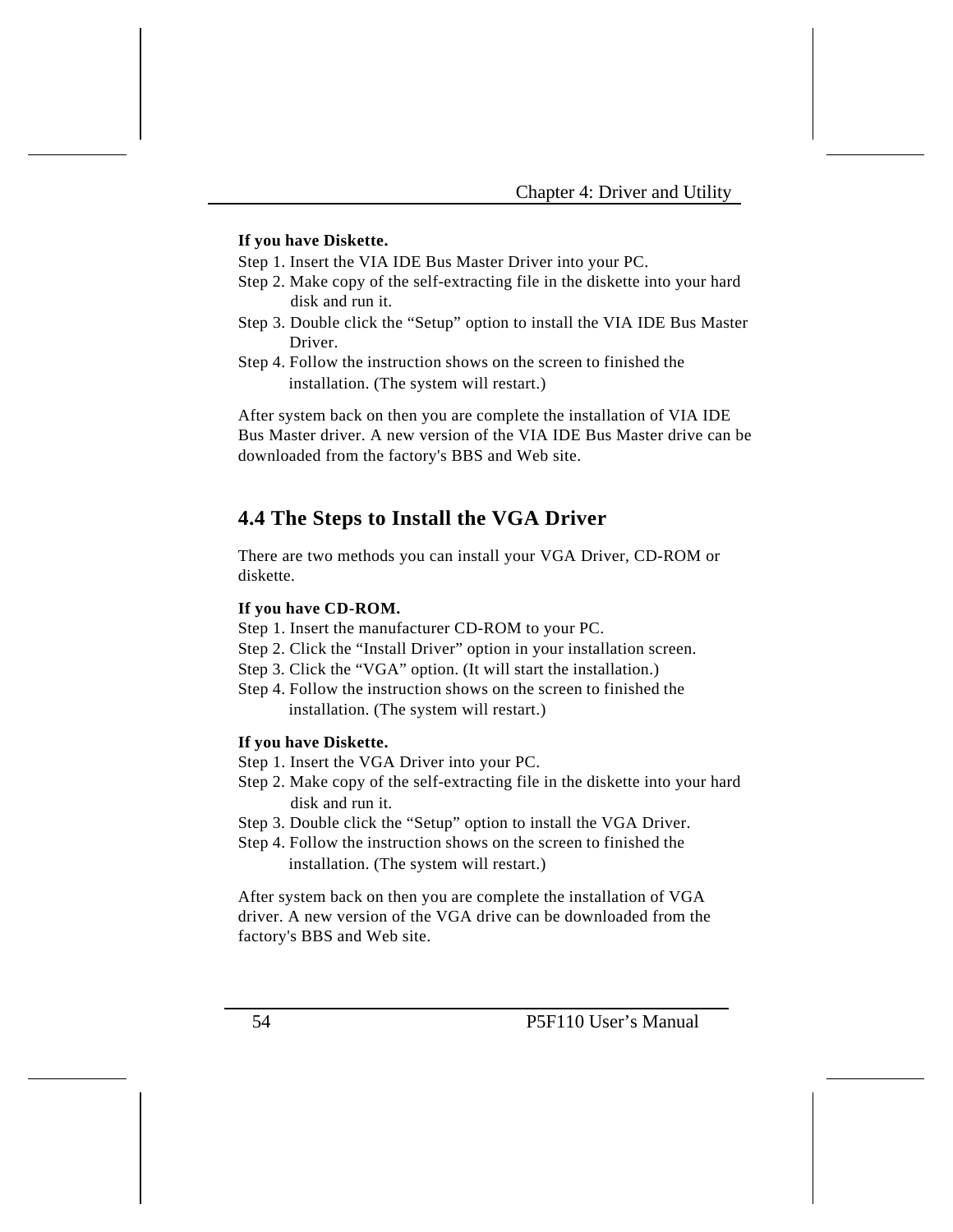**If you have Diskette.**

Step 1. Insert the VIA IDE Bus Master Driver into your PC.

Step 2. Make copy of the self-extracting file in the diskette into your hard disk and run it.

Step 3. Double click the "Setup" option to install the VIA IDE Bus Master Driver.

Step 4. Follow the instruction shows on the screen to finished the installation. (The system will restart.)

After system back on then you are complete the installation of VIA IDE Bus Master driver. A new version of the VIA IDE Bus Master drive can be downloaded from the factory's BBS and Web site.

## 4.4 The Steps to Install the VGA Driver

There are two methods you can install your VGA Driver, CD-ROM or diskette.

**If you have CD-ROM.**

Step 1. Insert the manufacturer CD-ROM to your PC.

Step 2. Click the "Install Driver" option in your installation screen.

Step 3. Click the "VGA" option. (It will start the installation.)

Step 4. Follow the instruction shows on the screen to finished the installation. (The system will restart.)

**If you have Diskette.**

Step 1. Insert the VGA Driver into your PC.

Step 2. Make copy of the self-extracting file in the diskette into your hard disk and run it.

Step 3. Double click the "Setup" option to install the VGA Driver.

Step 4. Follow the instruction shows on the screen to finished the installation. (The system will restart.)

After system back on then you are complete the installation of VGA driver. A new version of the VGA drive can be downloaded from the factory's BBS and Web site.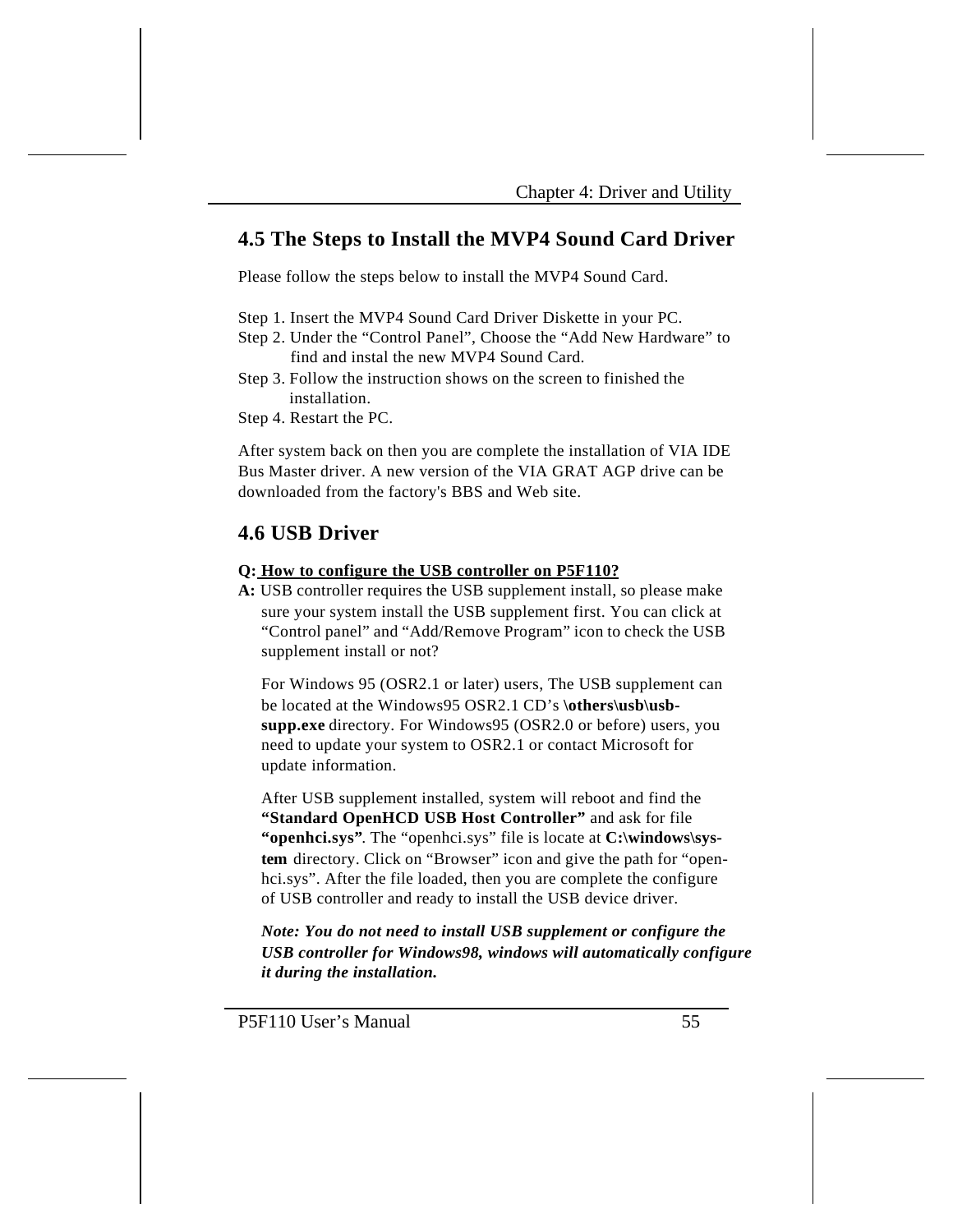## 4.5 The Steps to Install the MVP4 Sound Card Driver

Please follow the steps below to install the MVP4 Sound Card.

Step 1. Insert the MVP4 Sound Card Driver Diskette in your PC.
Step 2. Under the "Control Panel", Choose the "Add New Hardware" to find and instal the new MVP4 Sound Card.
Step 3. Follow the instruction shows on the screen to finished the installation.
Step 4. Restart the PC.

After system back on then you are complete the installation of VIA IDE Bus Master driver. A new version of the VIA GRAT AGP drive can be downloaded from the factory's BBS and Web site.

## 4.6 USB Driver

**Q:** **<u>How to configure the USB controller on P5F110?</u>**

**A:** USB controller requires the USB supplement install, so please make sure your system install the USB supplement first. You can click at "Control panel" and "Add/Remove Program" icon to check the USB supplement install or not?

For Windows 95 (OSR2.1 or later) users, The USB supplement can be located at the Windows95 OSR2.1 CD's **\others\usb\usb-supp.exe** directory. For Windows95 (OSR2.0 or before) users, you need to update your system to OSR2.1 or contact Microsoft for update information.

After USB supplement installed, system will reboot and find the **"Standard OpenHCD USB Host Controller"** and ask for file **"openhci.sys"**. The "openhci.sys" file is locate at **C:\windows\system** directory. Click on "Browser" icon and give the path for "openhci.sys". After the file loaded, then you are complete the configure of USB controller and ready to install the USB device driver.

***Note: You do not need to install USB supplement or configure the USB controller for Windows98, windows will automatically configure it during the installation.***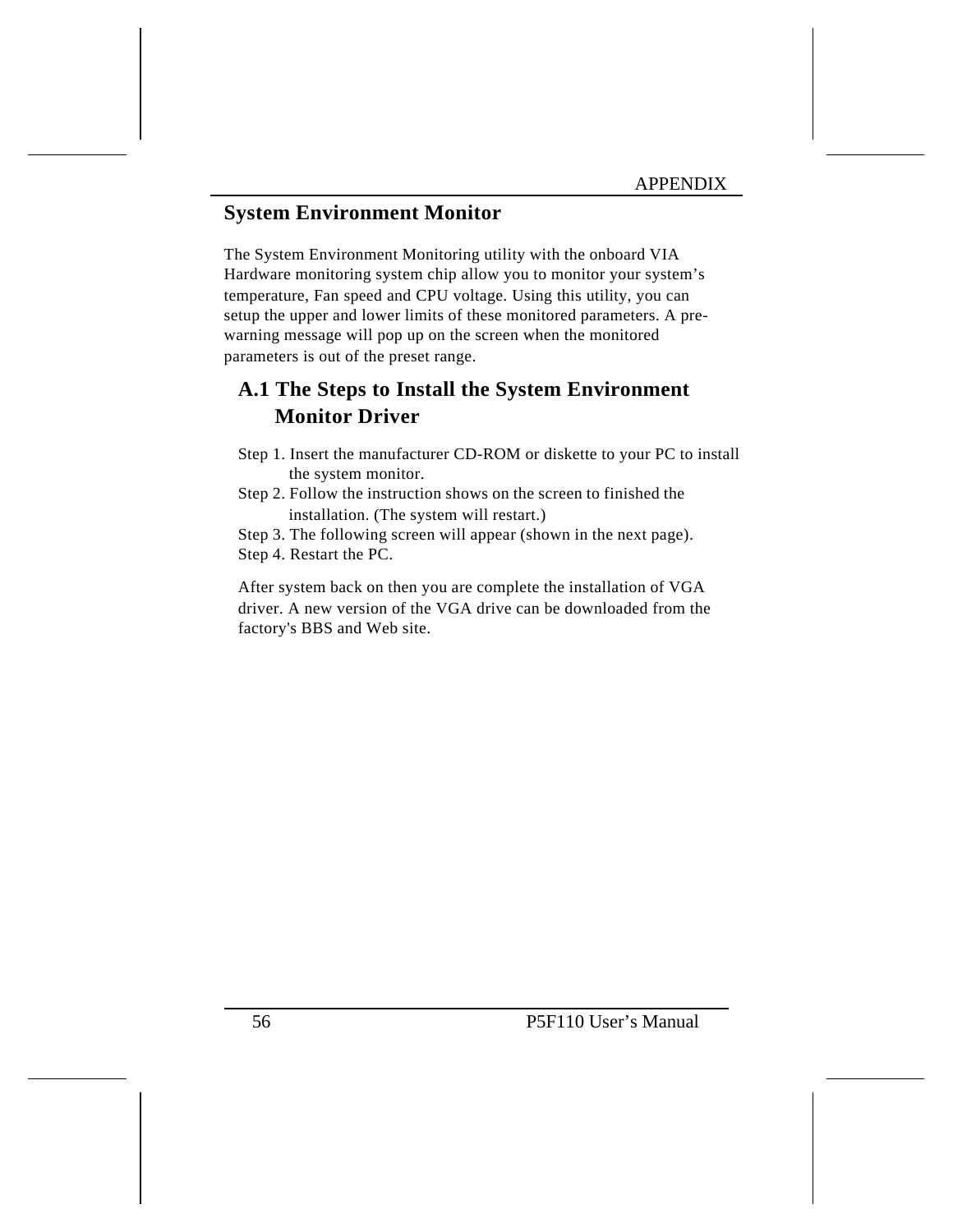## System Environment Monitor

The System Environment Monitoring utility with the onboard VIA Hardware monitoring system chip allow you to monitor your system's temperature, Fan speed and CPU voltage. Using this utility, you can setup the upper and lower limits of these monitored parameters. A pre-warning message will pop up on the screen when the monitored parameters is out of the preset range.

### A.1 The Steps to Install the System Environment Monitor Driver

Step 1. Insert the manufacturer CD-ROM or diskette to your PC to install the system monitor.
Step 2. Follow the instruction shows on the screen to finished the installation. (The system will restart.)
Step 3. The following screen will appear (shown in the next page).
Step 4. Restart the PC.

After system back on then you are complete the installation of VGA driver. A new version of the VGA drive can be downloaded from the factory's BBS and Web site.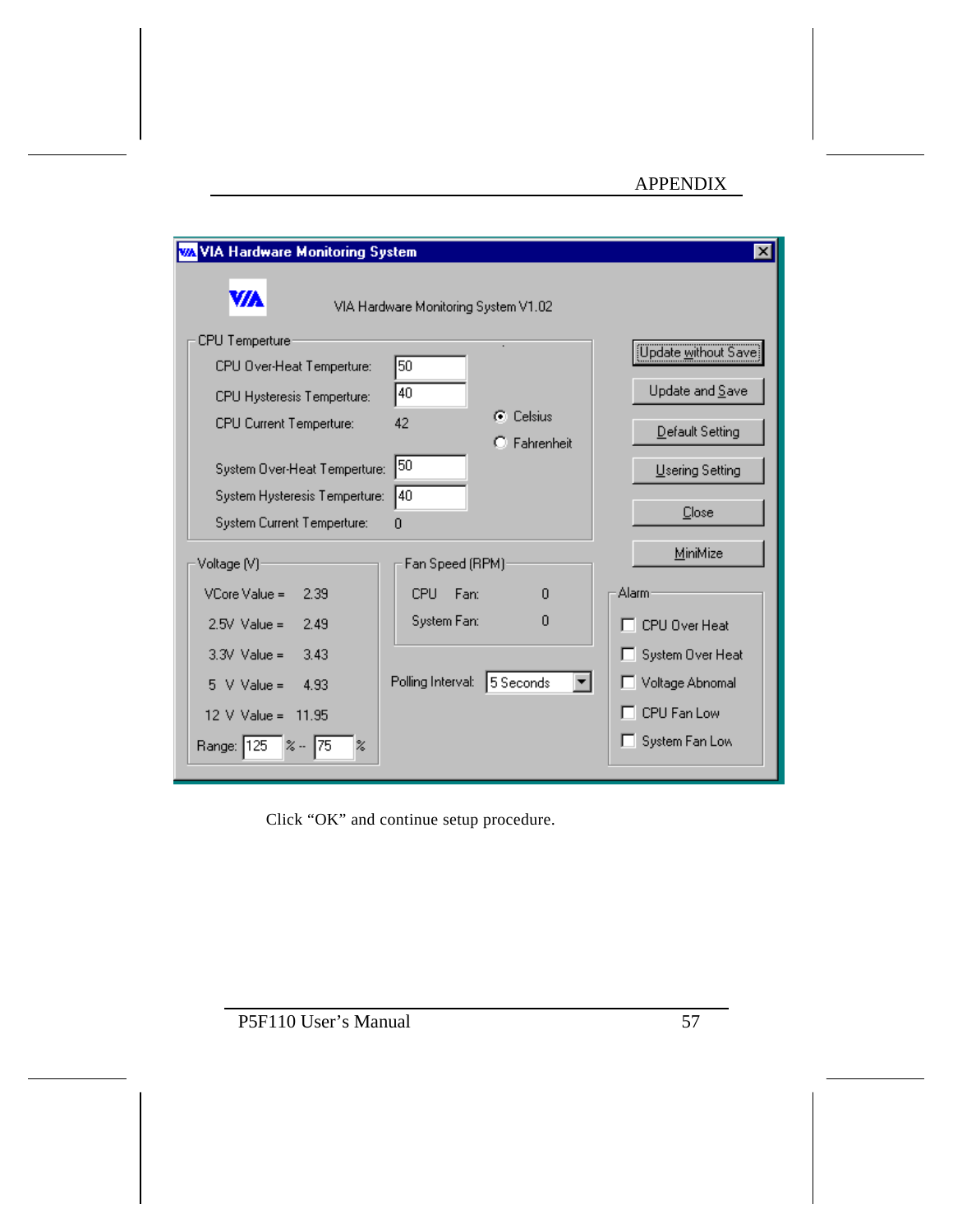VIA Hardware Monitoring System

VIA Hardware Monitoring System V1.02

CPU Temperture

CPU Over-Heat Temperture: 50

CPU Hysteresis Temperture: 40

CPU Current Temperture: 42

Celsius

Fahrenheit

System Over-Heat Temperture: 50

System Hysteresis Temperture: 40

System Current Temperture: 0

Update without Save

Update and Save

Default Setting

Usering Setting

Close

MiniMize

Voltage (V)

VCore Value = 2.39

2.5V Value = 2.49

3.3V Value = 3.43

5 V Value = 4.93

12 V Value = 11.95

Range: 125 % -- 75 %

Fan Speed (RPM)

CPU Fan: 0

System Fan: 0

Polling Interval: 5 Seconds

Alarm

CPU Over Heat

System Over Heat

Voltage Abnomal

CPU Fan Low

System Fan Low

Click “OK” and continue setup procedure.